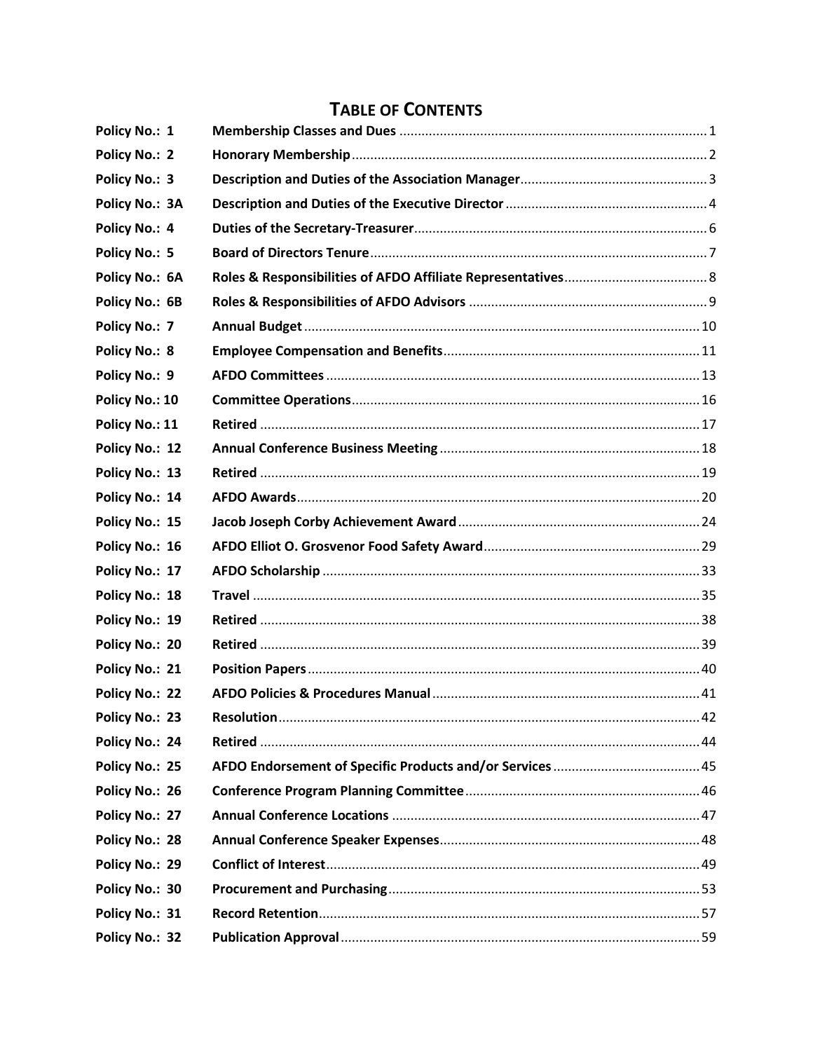# TABLE OF CONTENTS

| | | |
|---|---|---|
| **Policy No.: 1** | **Membership Classes and Dues** | 1 |
| **Policy No.: 2** | **Honorary Membership** | 2 |
| **Policy No.: 3** | **Description and Duties of the Association Manager** | 3 |
| **Policy No.: 3A** | **Description and Duties of the Executive Director** | 4 |
| **Policy No.: 4** | **Duties of the Secretary-Treasurer** | 6 |
| **Policy No.: 5** | **Board of Directors Tenure** | 7 |
| **Policy No.: 6A** | **Roles & Responsibilities of AFDO Affiliate Representatives** | 8 |
| **Policy No.: 6B** | **Roles & Responsibilities of AFDO Advisors** | 9 |
| **Policy No.: 7** | **Annual Budget** | 10 |
| **Policy No.: 8** | **Employee Compensation and Benefits** | 11 |
| **Policy No.: 9** | **AFDO Committees** | 13 |
| **Policy No.: 10** | **Committee Operations** | 16 |
| **Policy No.: 11** | **Retired** | 17 |
| **Policy No.: 12** | **Annual Conference Business Meeting** | 18 |
| **Policy No.: 13** | **Retired** | 19 |
| **Policy No.: 14** | **AFDO Awards** | 20 |
| **Policy No.: 15** | **Jacob Joseph Corby Achievement Award** | 24 |
| **Policy No.: 16** | **AFDO Elliot O. Grosvenor Food Safety Award** | 29 |
| **Policy No.: 17** | **AFDO Scholarship** | 33 |
| **Policy No.: 18** | **Travel** | 35 |
| **Policy No.: 19** | **Retired** | 38 |
| **Policy No.: 20** | **Retired** | 39 |
| **Policy No.: 21** | **Position Papers** | 40 |
| **Policy No.: 22** | **AFDO Policies & Procedures Manual** | 41 |
| **Policy No.: 23** | **Resolution** | 42 |
| **Policy No.: 24** | **Retired** | 44 |
| **Policy No.: 25** | **AFDO Endorsement of Specific Products and/or Services** | 45 |
| **Policy No.: 26** | **Conference Program Planning Committee** | 46 |
| **Policy No.: 27** | **Annual Conference Locations** | 47 |
| **Policy No.: 28** | **Annual Conference Speaker Expenses** | 48 |
| **Policy No.: 29** | **Conflict of Interest** | 49 |
| **Policy No.: 30** | **Procurement and Purchasing** | 53 |
| **Policy No.: 31** | **Record Retention** | 57 |
| **Policy No.: 32** | **Publication Approval** | 59 |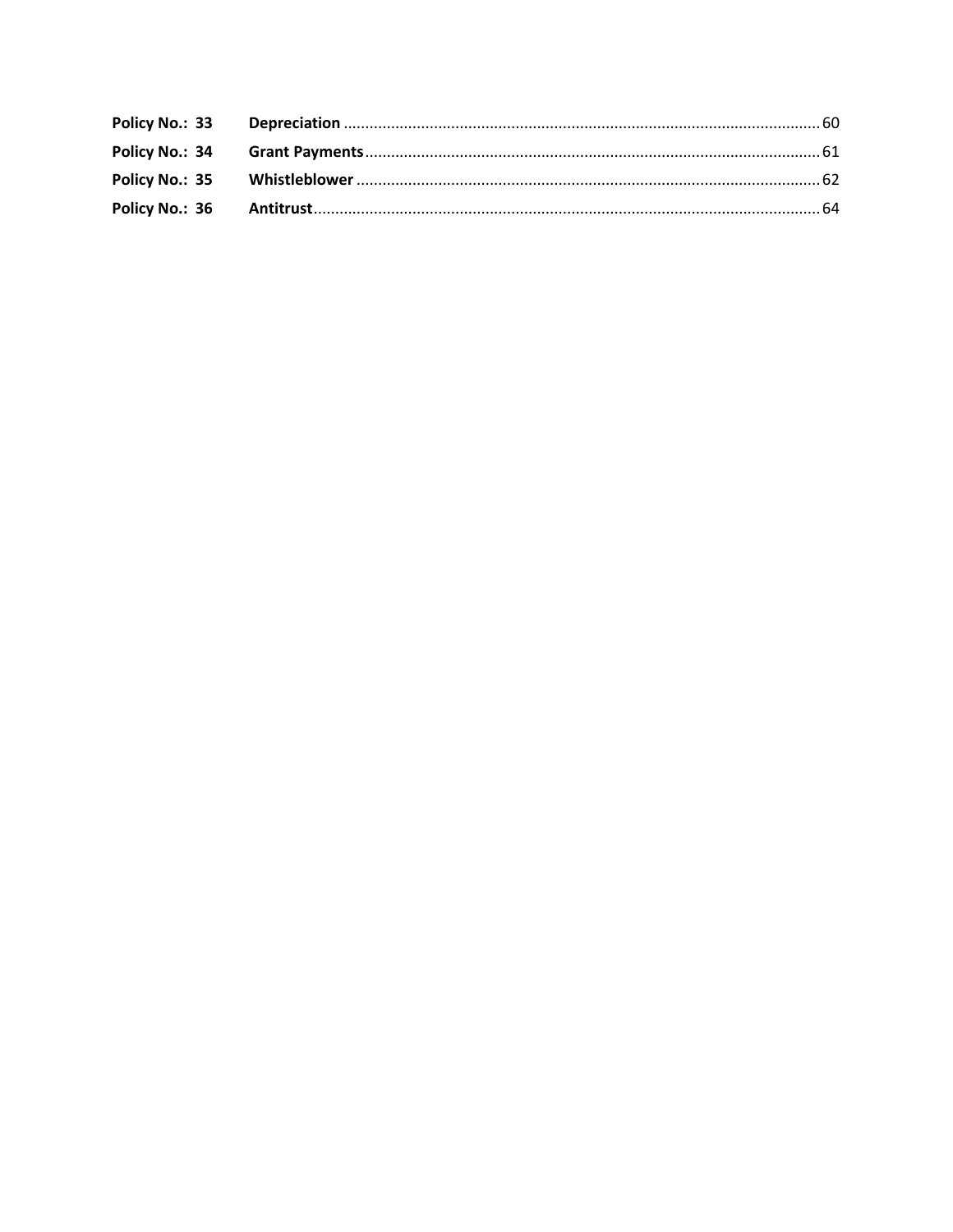| | | |
|---|---|---|
| **Policy No.: 33** | **Depreciation** | 60 |
| **Policy No.: 34** | **Grant Payments** | 61 |
| **Policy No.: 35** | **Whistleblower** | 62 |
| **Policy No.: 36** | **Antitrust** | 64 |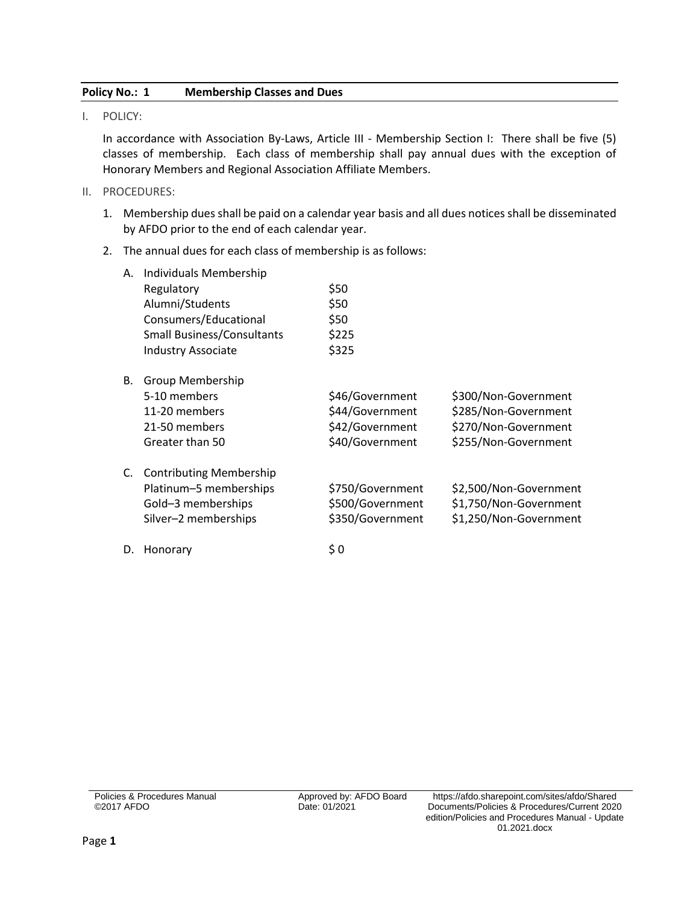**Policy No.: 1 Membership Classes and Dues**

I. POLICY:

In accordance with Association By-Laws, Article III - Membership Section I: There shall be five (5) classes of membership. Each class of membership shall pay annual dues with the exception of Honorary Members and Regional Association Affiliate Members.

II. PROCEDURES:

1. Membership dues shall be paid on a calendar year basis and all dues notices shall be disseminated by AFDO prior to the end of each calendar year.

2. The annual dues for each class of membership is as follows:

| | | |
|---|---|---|
| **A. Individuals Membership** | | |
| Regulatory | $50 | |
| Alumni/Students | $50 | |
| Consumers/Educational | $50 | |
| Small Business/Consultants | $225 | |
| Industry Associate | $325 | |
| **B. Group Membership** | | |
| 5-10 members | $46/Government | $300/Non-Government |
| 11-20 members | $44/Government | $285/Non-Government |
| 21-50 members | $42/Government | $270/Non-Government |
| Greater than 50 | $40/Government | $255/Non-Government |
| **C. Contributing Membership** | | |
| Platinum–5 memberships | $750/Government | $2,500/Non-Government |
| Gold–3 memberships | $500/Government | $1,750/Non-Government |
| Silver–2 memberships | $350/Government | $1,250/Non-Government |
| **D. Honorary** | $ 0 | |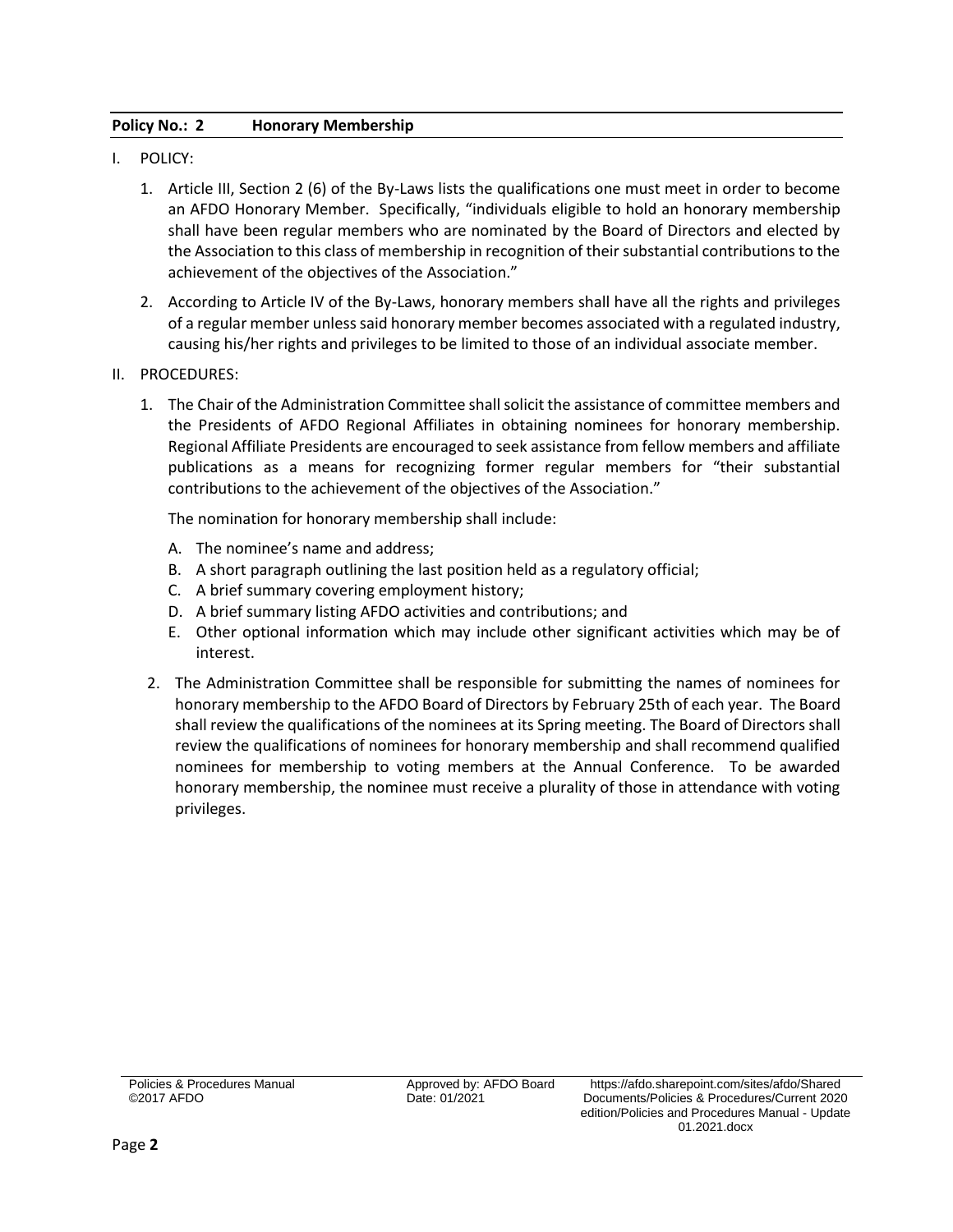**Policy No.: 2 Honorary Membership**

I. POLICY:

1. Article III, Section 2 (6) of the By-Laws lists the qualifications one must meet in order to become an AFDO Honorary Member. Specifically, "individuals eligible to hold an honorary membership shall have been regular members who are nominated by the Board of Directors and elected by the Association to this class of membership in recognition of their substantial contributions to the achievement of the objectives of the Association."

2. According to Article IV of the By-Laws, honorary members shall have all the rights and privileges of a regular member unless said honorary member becomes associated with a regulated industry, causing his/her rights and privileges to be limited to those of an individual associate member.

II. PROCEDURES:

1. The Chair of the Administration Committee shall solicit the assistance of committee members and the Presidents of AFDO Regional Affiliates in obtaining nominees for honorary membership. Regional Affiliate Presidents are encouraged to seek assistance from fellow members and affiliate publications as a means for recognizing former regular members for "their substantial contributions to the achievement of the objectives of the Association."

   The nomination for honorary membership shall include:

   A. The nominee's name and address;
   B. A short paragraph outlining the last position held as a regulatory official;
   C. A brief summary covering employment history;
   D. A brief summary listing AFDO activities and contributions; and
   E. Other optional information which may include other significant activities which may be of interest.

2. The Administration Committee shall be responsible for submitting the names of nominees for honorary membership to the AFDO Board of Directors by February 25th of each year. The Board shall review the qualifications of the nominees at its Spring meeting. The Board of Directors shall review the qualifications of nominees for honorary membership and shall recommend qualified nominees for membership to voting members at the Annual Conference. To be awarded honorary membership, the nominee must receive a plurality of those in attendance with voting privileges.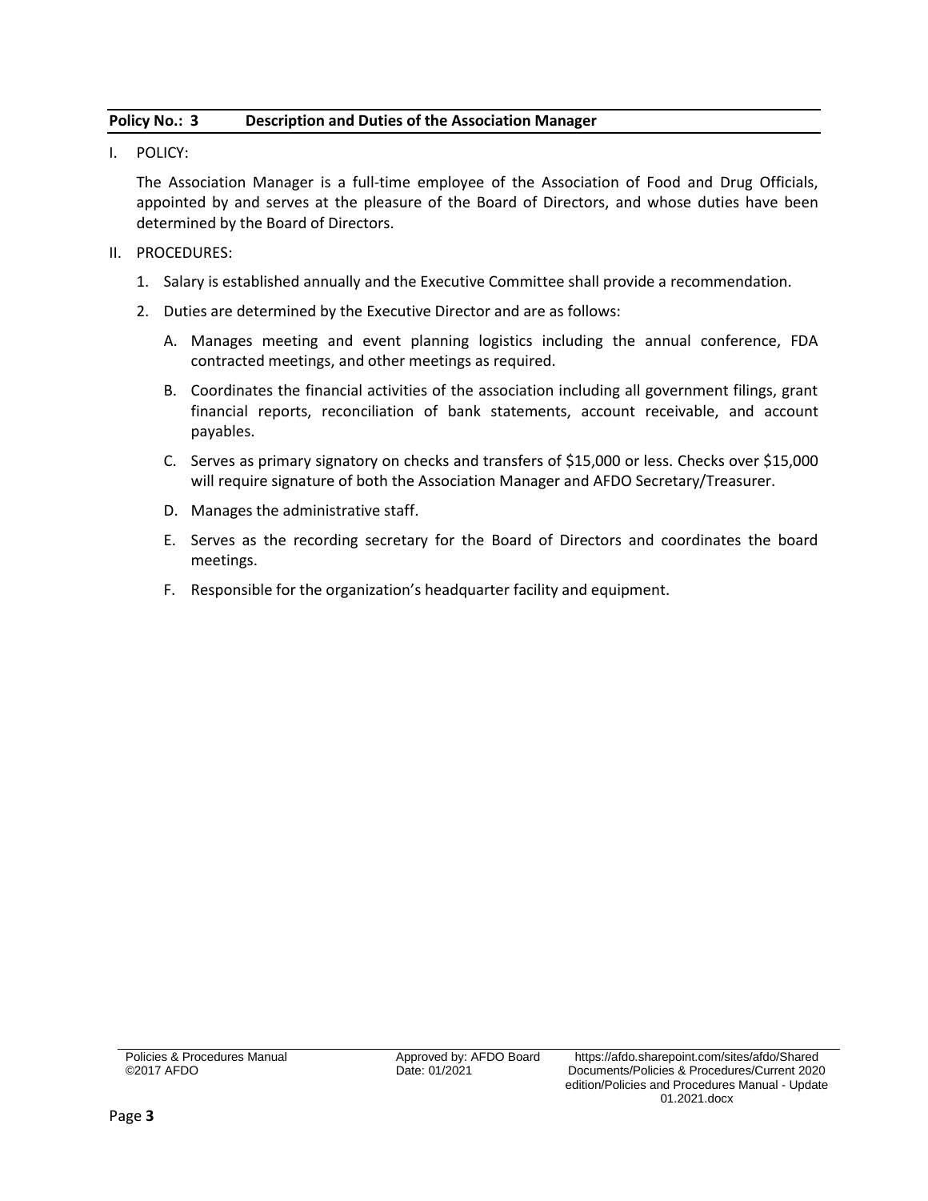## Policy No.: 3 Description and Duties of the Association Manager

I. POLICY:

The Association Manager is a full-time employee of the Association of Food and Drug Officials, appointed by and serves at the pleasure of the Board of Directors, and whose duties have been determined by the Board of Directors.

II. PROCEDURES:

1. Salary is established annually and the Executive Committee shall provide a recommendation.
2. Duties are determined by the Executive Director and are as follows:
   - A. Manages meeting and event planning logistics including the annual conference, FDA contracted meetings, and other meetings as required.
   - B. Coordinates the financial activities of the association including all government filings, grant financial reports, reconciliation of bank statements, account receivable, and account payables.
   - C. Serves as primary signatory on checks and transfers of $15,000 or less. Checks over $15,000 will require signature of both the Association Manager and AFDO Secretary/Treasurer.
   - D. Manages the administrative staff.
   - E. Serves as the recording secretary for the Board of Directors and coordinates the board meetings.
   - F. Responsible for the organization's headquarter facility and equipment.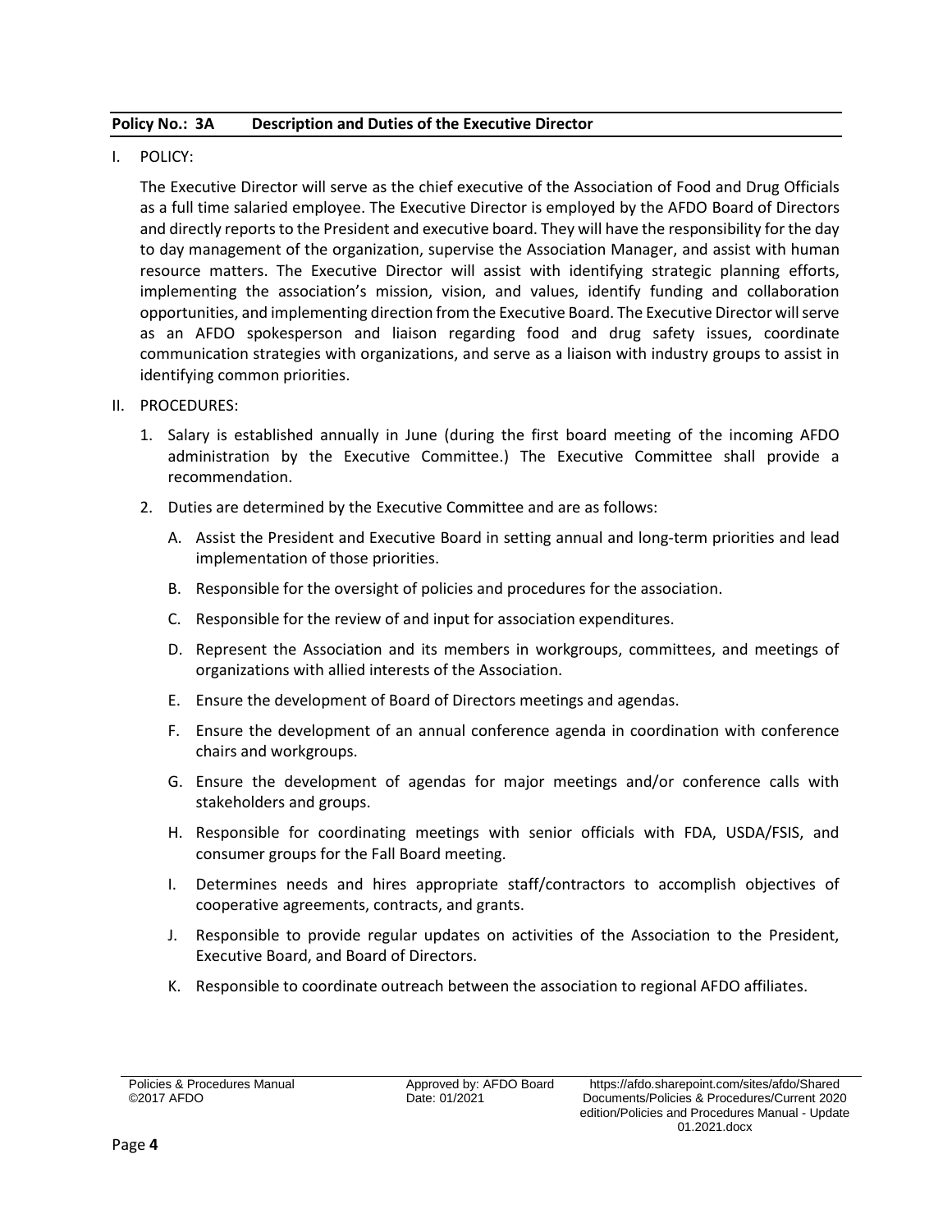**Policy No.: 3A Description and Duties of the Executive Director**

I. POLICY:

The Executive Director will serve as the chief executive of the Association of Food and Drug Officials as a full time salaried employee. The Executive Director is employed by the AFDO Board of Directors and directly reports to the President and executive board. They will have the responsibility for the day to day management of the organization, supervise the Association Manager, and assist with human resource matters. The Executive Director will assist with identifying strategic planning efforts, implementing the association's mission, vision, and values, identify funding and collaboration opportunities, and implementing direction from the Executive Board. The Executive Director will serve as an AFDO spokesperson and liaison regarding food and drug safety issues, coordinate communication strategies with organizations, and serve as a liaison with industry groups to assist in identifying common priorities.

II. PROCEDURES:

1. Salary is established annually in June (during the first board meeting of the incoming AFDO administration by the Executive Committee.) The Executive Committee shall provide a recommendation.
2. Duties are determined by the Executive Committee and are as follows:
   A. Assist the President and Executive Board in setting annual and long-term priorities and lead implementation of those priorities.
   B. Responsible for the oversight of policies and procedures for the association.
   C. Responsible for the review of and input for association expenditures.
   D. Represent the Association and its members in workgroups, committees, and meetings of organizations with allied interests of the Association.
   E. Ensure the development of Board of Directors meetings and agendas.
   F. Ensure the development of an annual conference agenda in coordination with conference chairs and workgroups.
   G. Ensure the development of agendas for major meetings and/or conference calls with stakeholders and groups.
   H. Responsible for coordinating meetings with senior officials with FDA, USDA/FSIS, and consumer groups for the Fall Board meeting.
   I. Determines needs and hires appropriate staff/contractors to accomplish objectives of cooperative agreements, contracts, and grants.
   J. Responsible to provide regular updates on activities of the Association to the President, Executive Board, and Board of Directors.
   K. Responsible to coordinate outreach between the association to regional AFDO affiliates.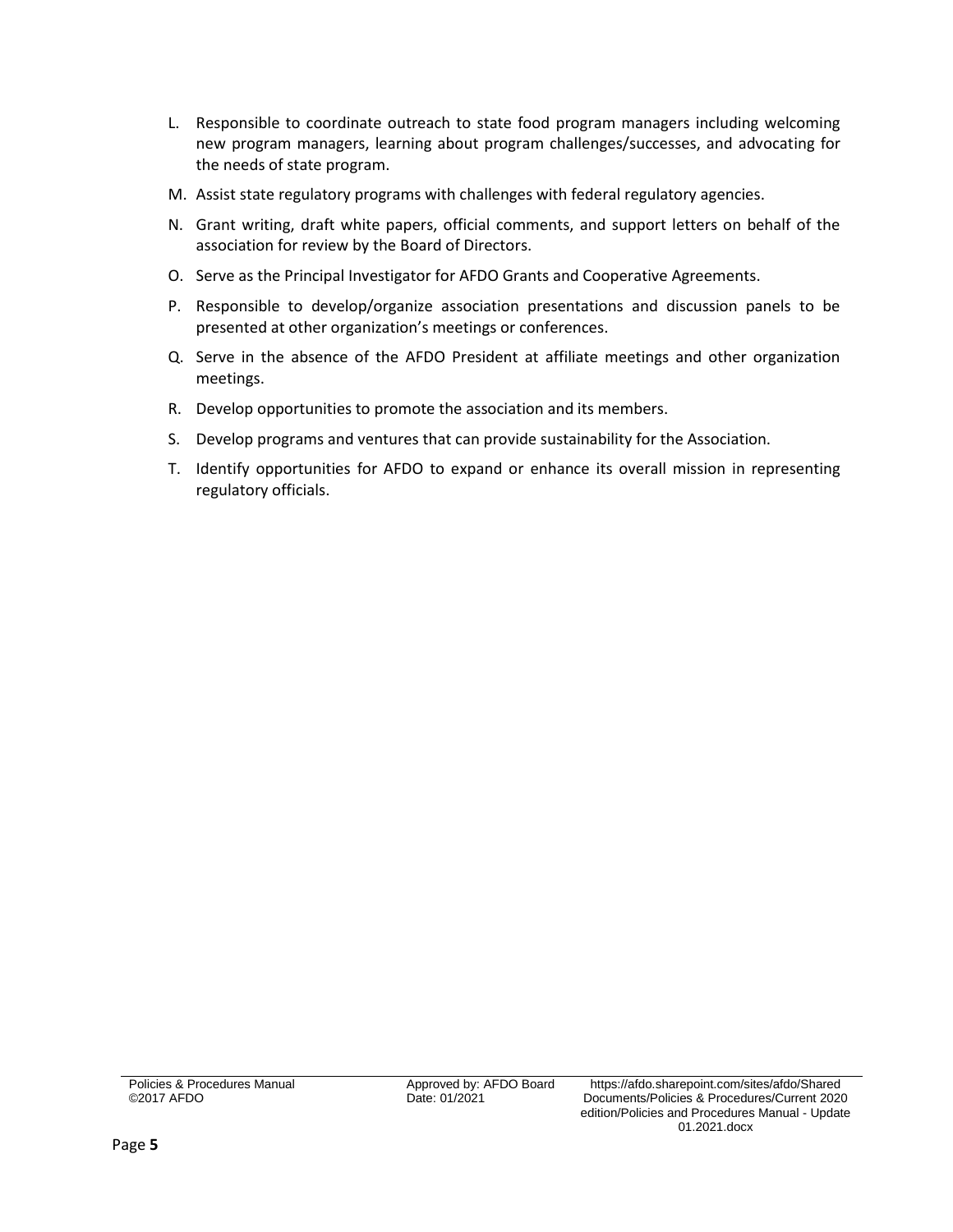L. Responsible to coordinate outreach to state food program managers including welcoming new program managers, learning about program challenges/successes, and advocating for the needs of state program.

M. Assist state regulatory programs with challenges with federal regulatory agencies.

N. Grant writing, draft white papers, official comments, and support letters on behalf of the association for review by the Board of Directors.

O. Serve as the Principal Investigator for AFDO Grants and Cooperative Agreements.

P. Responsible to develop/organize association presentations and discussion panels to be presented at other organization's meetings or conferences.

Q. Serve in the absence of the AFDO President at affiliate meetings and other organization meetings.

R. Develop opportunities to promote the association and its members.

S. Develop programs and ventures that can provide sustainability for the Association.

T. Identify opportunities for AFDO to expand or enhance its overall mission in representing regulatory officials.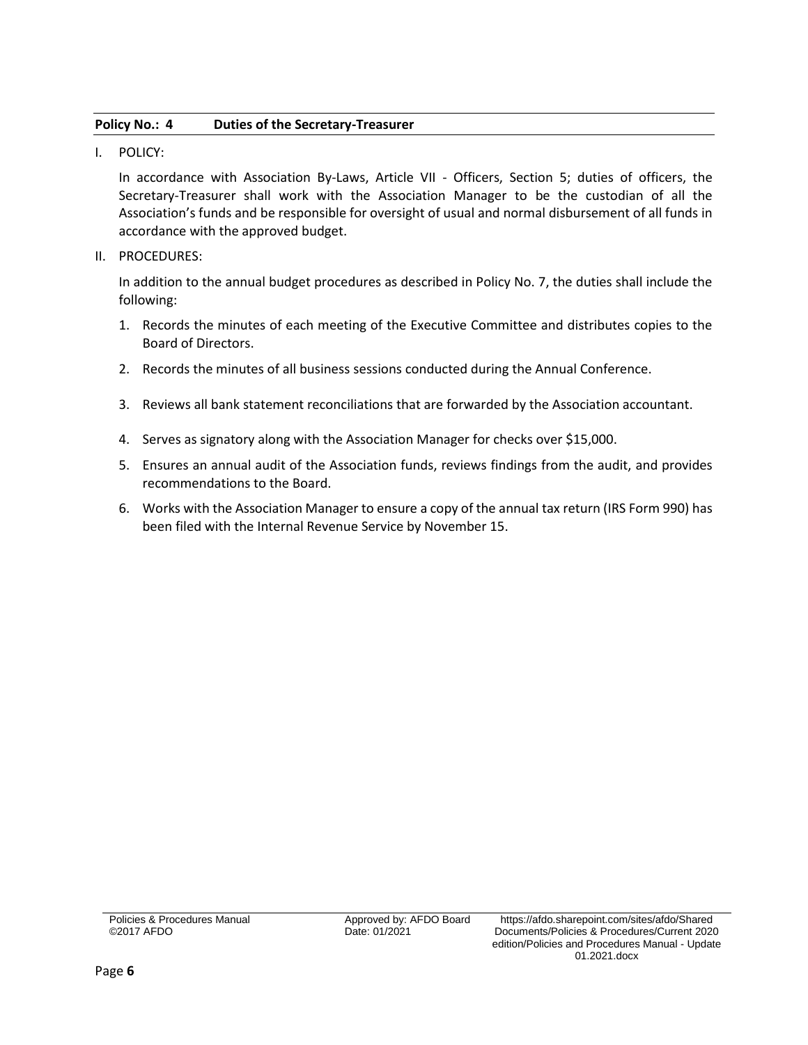**Policy No.: 4 Duties of the Secretary-Treasurer**

I. POLICY:

In accordance with Association By-Laws, Article VII - Officers, Section 5; duties of officers, the Secretary-Treasurer shall work with the Association Manager to be the custodian of all the Association's funds and be responsible for oversight of usual and normal disbursement of all funds in accordance with the approved budget.

II. PROCEDURES:

In addition to the annual budget procedures as described in Policy No. 7, the duties shall include the following:

1. Records the minutes of each meeting of the Executive Committee and distributes copies to the Board of Directors.
2. Records the minutes of all business sessions conducted during the Annual Conference.
3. Reviews all bank statement reconciliations that are forwarded by the Association accountant.
4. Serves as signatory along with the Association Manager for checks over $15,000.
5. Ensures an annual audit of the Association funds, reviews findings from the audit, and provides recommendations to the Board.
6. Works with the Association Manager to ensure a copy of the annual tax return (IRS Form 990) has been filed with the Internal Revenue Service by November 15.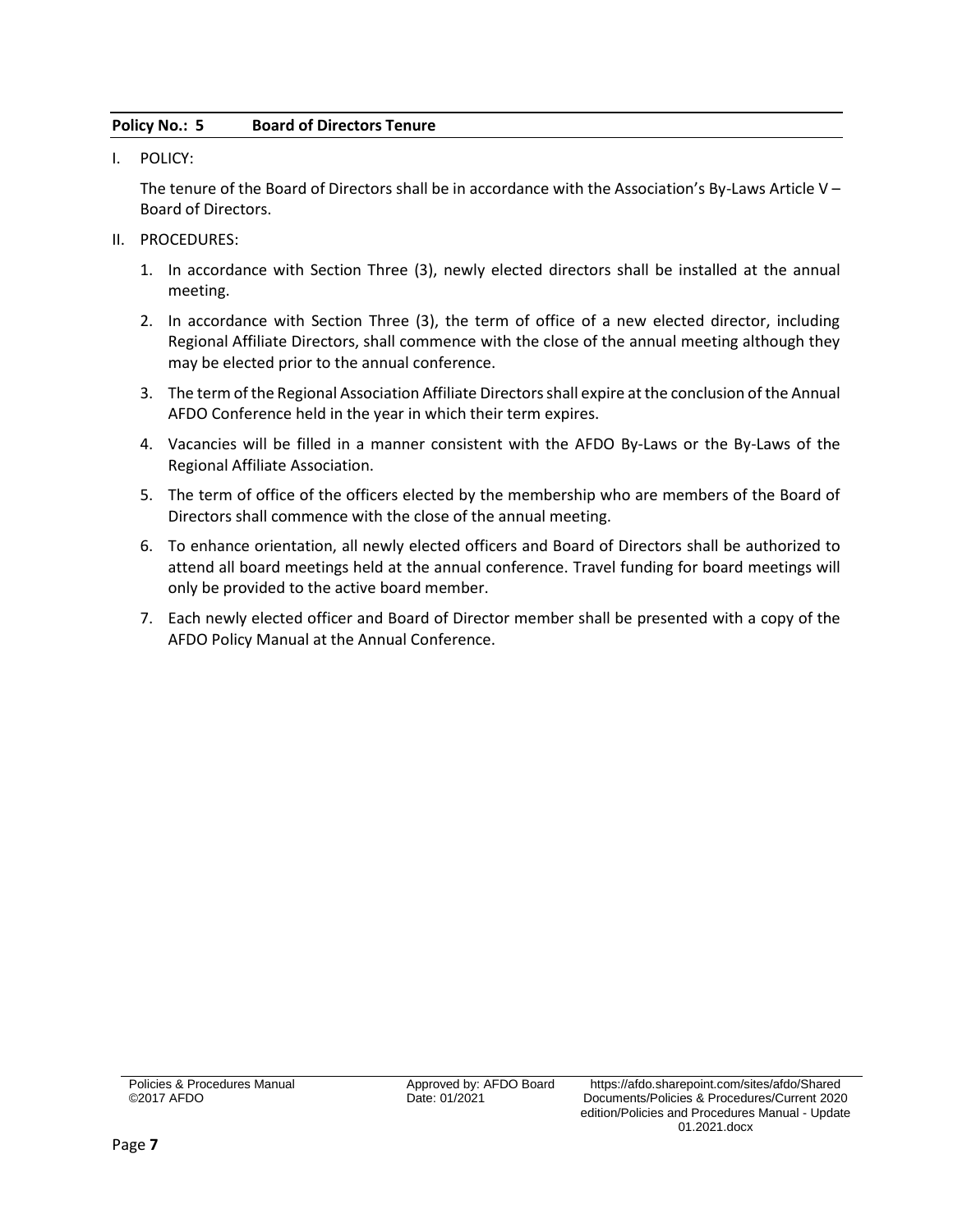**Policy No.: 5 Board of Directors Tenure**

I. POLICY:

The tenure of the Board of Directors shall be in accordance with the Association's By-Laws Article V – Board of Directors.

II. PROCEDURES:

1. In accordance with Section Three (3), newly elected directors shall be installed at the annual meeting.
2. In accordance with Section Three (3), the term of office of a new elected director, including Regional Affiliate Directors, shall commence with the close of the annual meeting although they may be elected prior to the annual conference.
3. The term of the Regional Association Affiliate Directors shall expire at the conclusion of the Annual AFDO Conference held in the year in which their term expires.
4. Vacancies will be filled in a manner consistent with the AFDO By-Laws or the By-Laws of the Regional Affiliate Association.
5. The term of office of the officers elected by the membership who are members of the Board of Directors shall commence with the close of the annual meeting.
6. To enhance orientation, all newly elected officers and Board of Directors shall be authorized to attend all board meetings held at the annual conference. Travel funding for board meetings will only be provided to the active board member.
7. Each newly elected officer and Board of Director member shall be presented with a copy of the AFDO Policy Manual at the Annual Conference.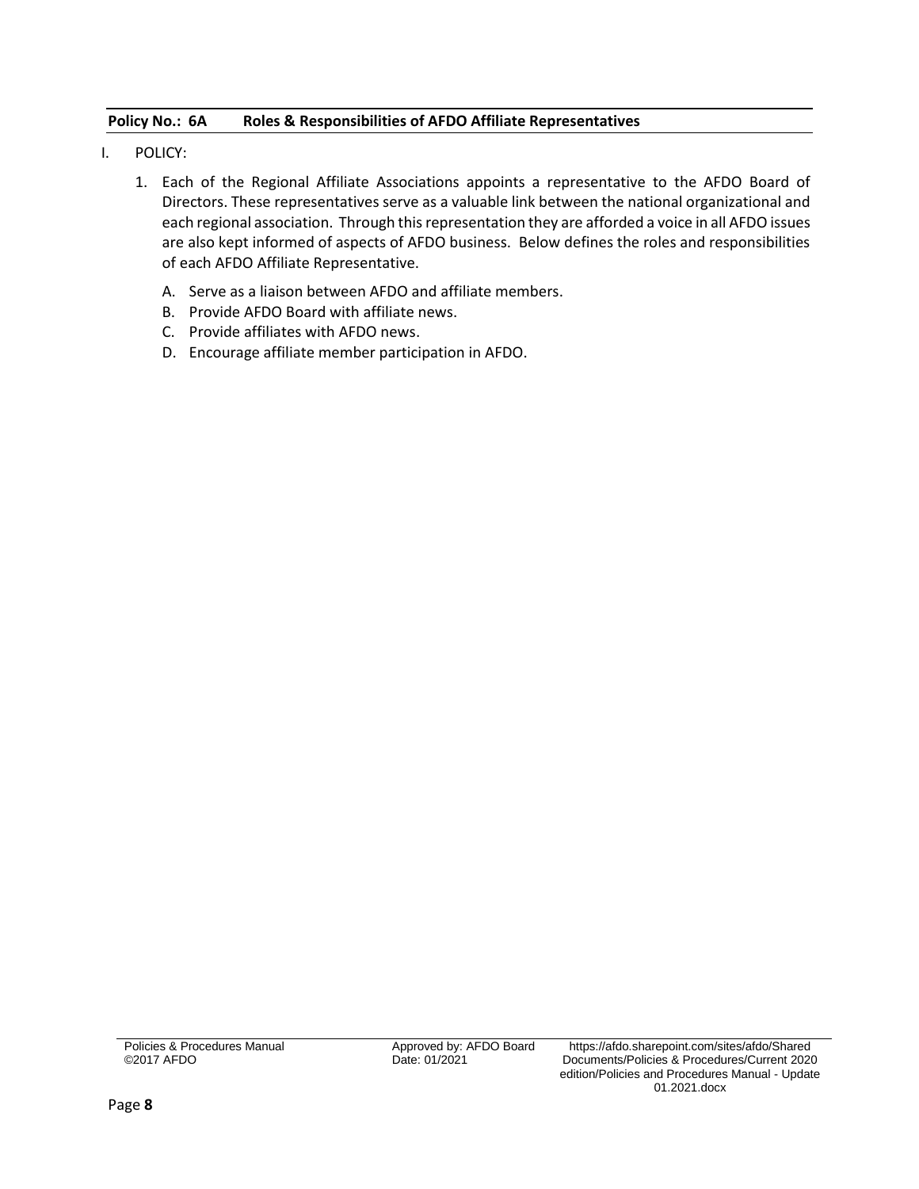**Policy No.: 6A Roles & Responsibilities of AFDO Affiliate Representatives**

I. POLICY:

1. Each of the Regional Affiliate Associations appoints a representative to the AFDO Board of Directors. These representatives serve as a valuable link between the national organizational and each regional association. Through this representation they are afforded a voice in all AFDO issues are also kept informed of aspects of AFDO business. Below defines the roles and responsibilities of each AFDO Affiliate Representative.

   A. Serve as a liaison between AFDO and affiliate members.
   B. Provide AFDO Board with affiliate news.
   C. Provide affiliates with AFDO news.
   D. Encourage affiliate member participation in AFDO.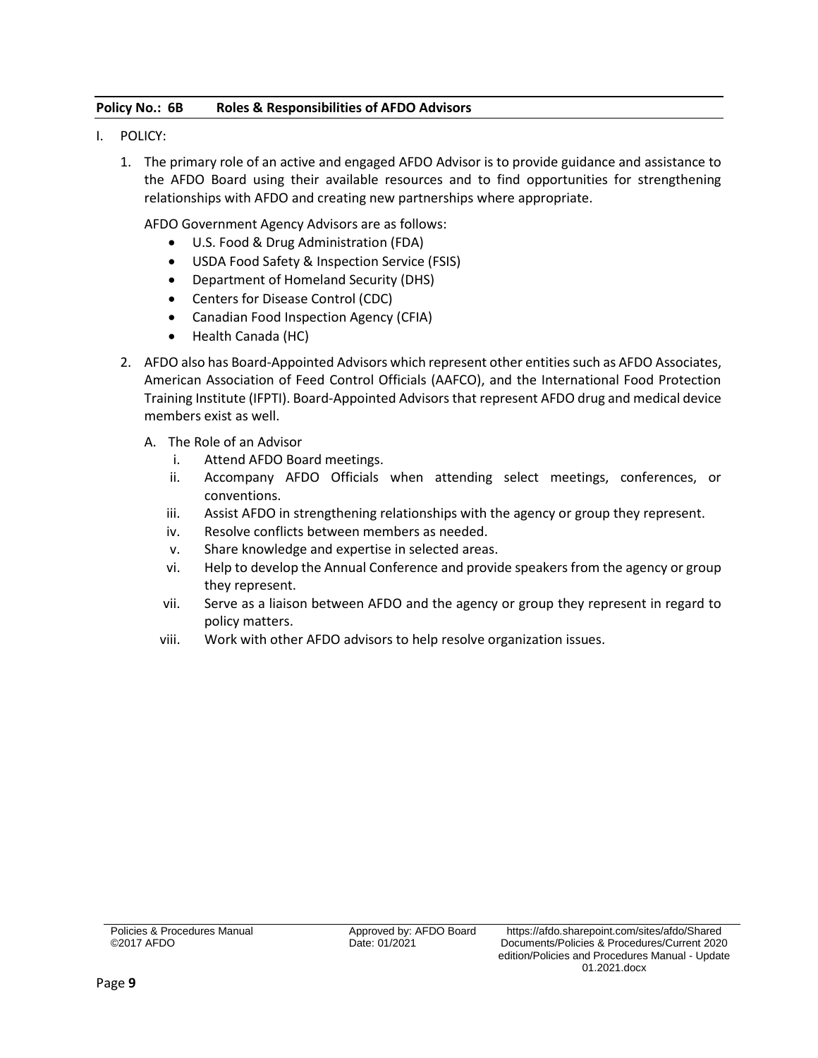**Policy No.: 6B Roles & Responsibilities of AFDO Advisors**

I. POLICY:

1. The primary role of an active and engaged AFDO Advisor is to provide guidance and assistance to the AFDO Board using their available resources and to find opportunities for strengthening relationships with AFDO and creating new partnerships where appropriate.

   AFDO Government Agency Advisors are as follows:

   - U.S. Food & Drug Administration (FDA)
   - USDA Food Safety & Inspection Service (FSIS)
   - Department of Homeland Security (DHS)
   - Centers for Disease Control (CDC)
   - Canadian Food Inspection Agency (CFIA)
   - Health Canada (HC)

2. AFDO also has Board-Appointed Advisors which represent other entities such as AFDO Associates, American Association of Feed Control Officials (AAFCO), and the International Food Protection Training Institute (IFPTI). Board-Appointed Advisors that represent AFDO drug and medical device members exist as well.

   A. The Role of an Advisor

      i. Attend AFDO Board meetings.

      ii. Accompany AFDO Officials when attending select meetings, conferences, or conventions.

      iii. Assist AFDO in strengthening relationships with the agency or group they represent.

      iv. Resolve conflicts between members as needed.

      v. Share knowledge and expertise in selected areas.

      vi. Help to develop the Annual Conference and provide speakers from the agency or group they represent.

      vii. Serve as a liaison between AFDO and the agency or group they represent in regard to policy matters.

      viii. Work with other AFDO advisors to help resolve organization issues.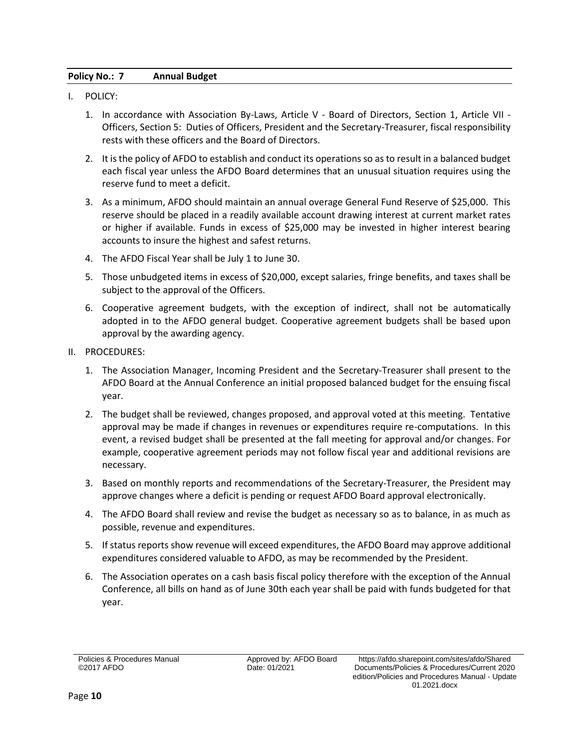**Policy No.: 7 Annual Budget**

I. POLICY:

1. In accordance with Association By-Laws, Article V - Board of Directors, Section 1, Article VII - Officers, Section 5: Duties of Officers, President and the Secretary-Treasurer, fiscal responsibility rests with these officers and the Board of Directors.

2. It is the policy of AFDO to establish and conduct its operations so as to result in a balanced budget each fiscal year unless the AFDO Board determines that an unusual situation requires using the reserve fund to meet a deficit.

3. As a minimum, AFDO should maintain an annual overage General Fund Reserve of $25,000. This reserve should be placed in a readily available account drawing interest at current market rates or higher if available. Funds in excess of $25,000 may be invested in higher interest bearing accounts to insure the highest and safest returns.

4. The AFDO Fiscal Year shall be July 1 to June 30.

5. Those unbudgeted items in excess of $20,000, except salaries, fringe benefits, and taxes shall be subject to the approval of the Officers.

6. Cooperative agreement budgets, with the exception of indirect, shall not be automatically adopted in to the AFDO general budget. Cooperative agreement budgets shall be based upon approval by the awarding agency.

II. PROCEDURES:

1. The Association Manager, Incoming President and the Secretary-Treasurer shall present to the AFDO Board at the Annual Conference an initial proposed balanced budget for the ensuing fiscal year.

2. The budget shall be reviewed, changes proposed, and approval voted at this meeting. Tentative approval may be made if changes in revenues or expenditures require re-computations. In this event, a revised budget shall be presented at the fall meeting for approval and/or changes. For example, cooperative agreement periods may not follow fiscal year and additional revisions are necessary.

3. Based on monthly reports and recommendations of the Secretary-Treasurer, the President may approve changes where a deficit is pending or request AFDO Board approval electronically.

4. The AFDO Board shall review and revise the budget as necessary so as to balance, in as much as possible, revenue and expenditures.

5. If status reports show revenue will exceed expenditures, the AFDO Board may approve additional expenditures considered valuable to AFDO, as may be recommended by the President.

6. The Association operates on a cash basis fiscal policy therefore with the exception of the Annual Conference, all bills on hand as of June 30th each year shall be paid with funds budgeted for that year.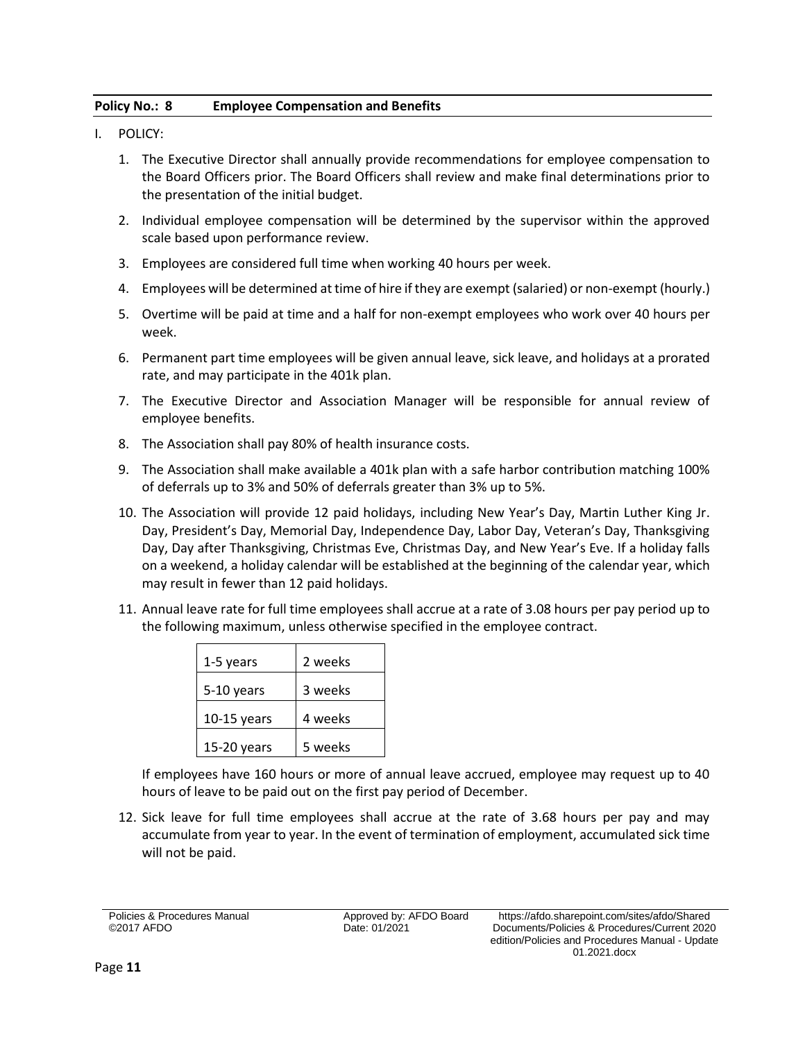**Policy No.: 8 Employee Compensation and Benefits**

I. POLICY:

1. The Executive Director shall annually provide recommendations for employee compensation to the Board Officers prior. The Board Officers shall review and make final determinations prior to the presentation of the initial budget.

2. Individual employee compensation will be determined by the supervisor within the approved scale based upon performance review.

3. Employees are considered full time when working 40 hours per week.

4. Employees will be determined at time of hire if they are exempt (salaried) or non-exempt (hourly.)

5. Overtime will be paid at time and a half for non-exempt employees who work over 40 hours per week.

6. Permanent part time employees will be given annual leave, sick leave, and holidays at a prorated rate, and may participate in the 401k plan.

7. The Executive Director and Association Manager will be responsible for annual review of employee benefits.

8. The Association shall pay 80% of health insurance costs.

9. The Association shall make available a 401k plan with a safe harbor contribution matching 100% of deferrals up to 3% and 50% of deferrals greater than 3% up to 5%.

10. The Association will provide 12 paid holidays, including New Year's Day, Martin Luther King Jr. Day, President's Day, Memorial Day, Independence Day, Labor Day, Veteran's Day, Thanksgiving Day, Day after Thanksgiving, Christmas Eve, Christmas Day, and New Year's Eve. If a holiday falls on a weekend, a holiday calendar will be established at the beginning of the calendar year, which may result in fewer than 12 paid holidays.

11. Annual leave rate for full time employees shall accrue at a rate of 3.08 hours per pay period up to the following maximum, unless otherwise specified in the employee contract.

| | |
|---|---|
| 1-5 years | 2 weeks |
| 5-10 years | 3 weeks |
| 10-15 years | 4 weeks |
| 15-20 years | 5 weeks |

If employees have 160 hours or more of annual leave accrued, employee may request up to 40 hours of leave to be paid out on the first pay period of December.

12. Sick leave for full time employees shall accrue at the rate of 3.68 hours per pay and may accumulate from year to year. In the event of termination of employment, accumulated sick time will not be paid.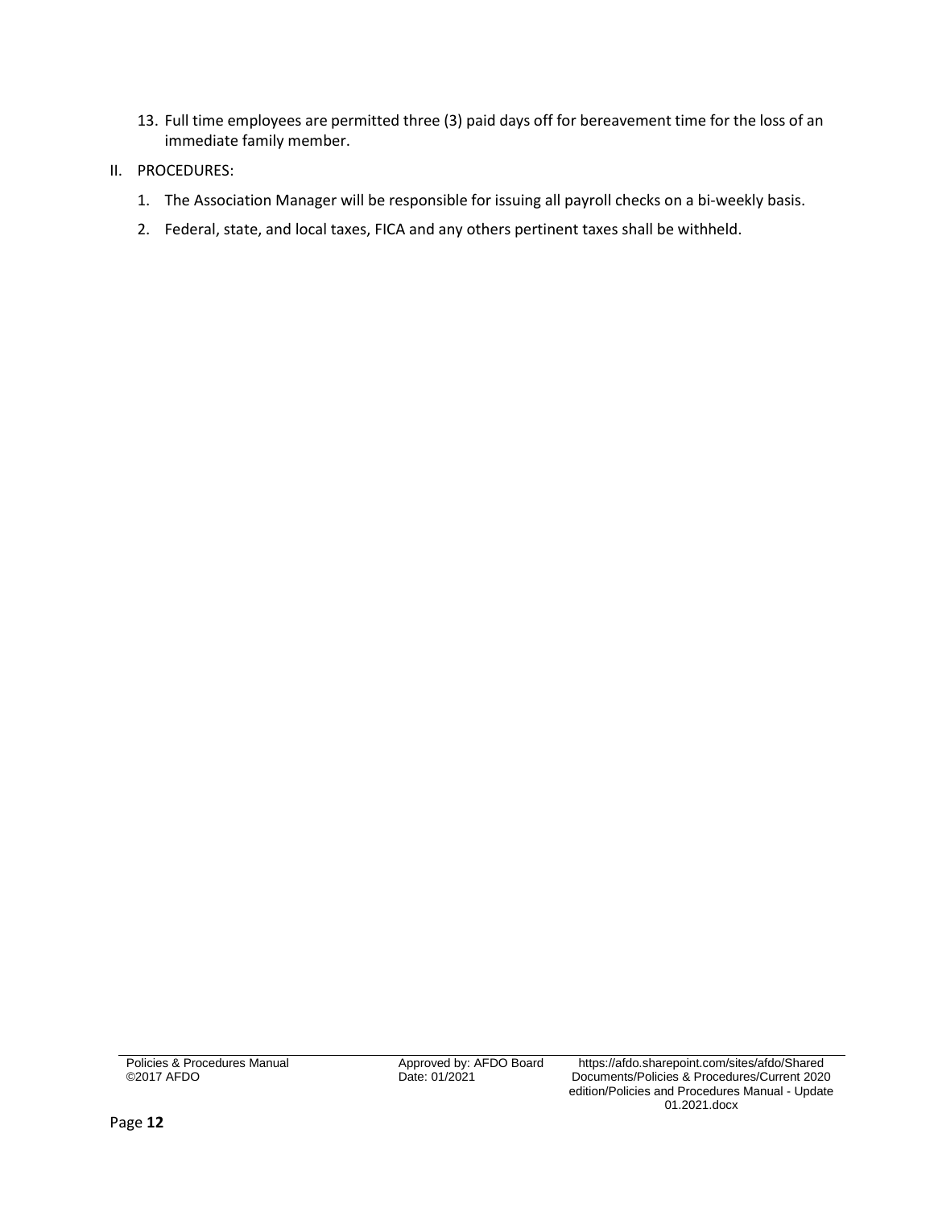13. Full time employees are permitted three (3) paid days off for bereavement time for the loss of an immediate family member.

II. PROCEDURES:

1. The Association Manager will be responsible for issuing all payroll checks on a bi-weekly basis.
2. Federal, state, and local taxes, FICA and any others pertinent taxes shall be withheld.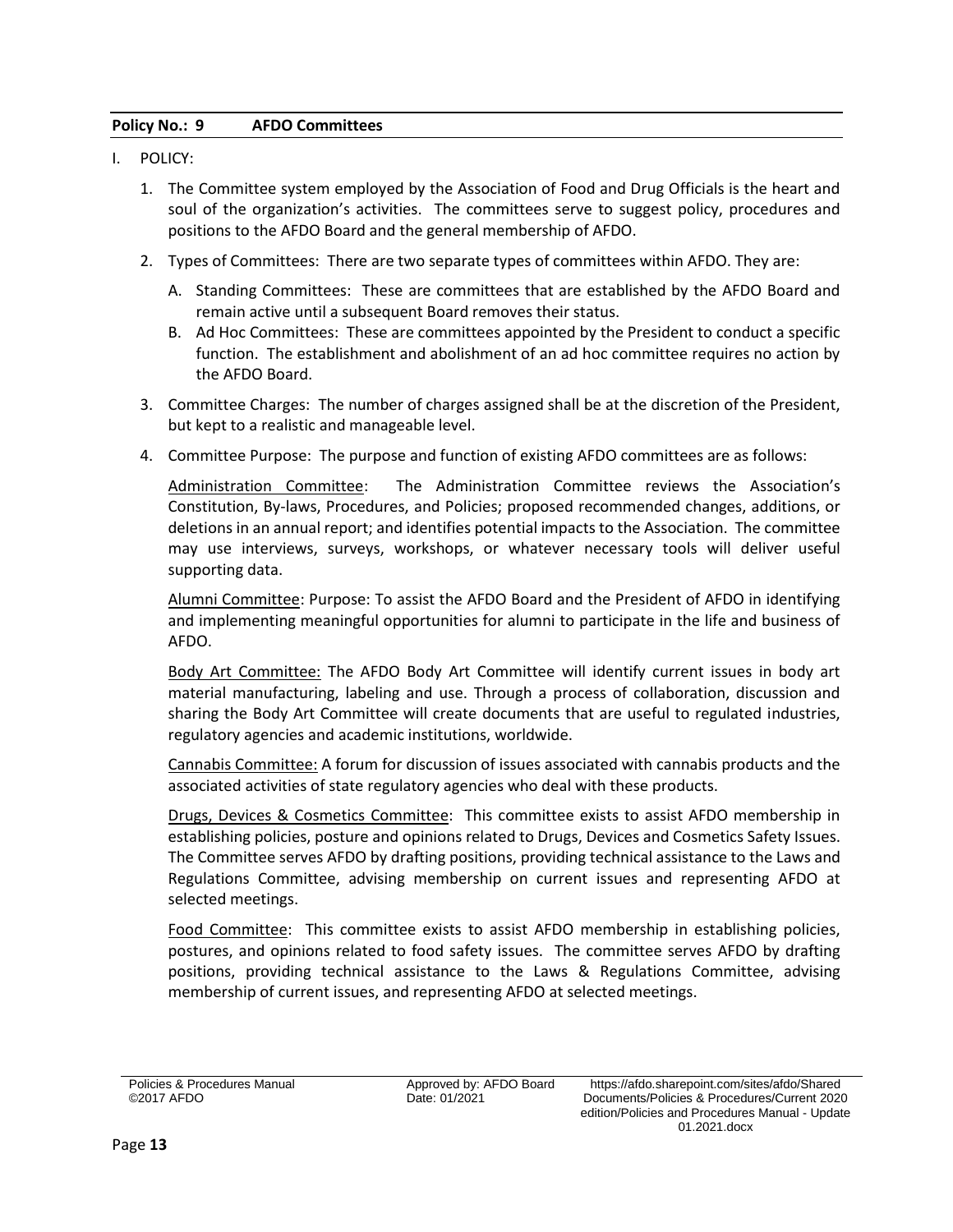**Policy No.: 9 AFDO Committees**

I. POLICY:

1. The Committee system employed by the Association of Food and Drug Officials is the heart and soul of the organization's activities. The committees serve to suggest policy, procedures and positions to the AFDO Board and the general membership of AFDO.

2. Types of Committees: There are two separate types of committees within AFDO. They are:

   A. Standing Committees: These are committees that are established by the AFDO Board and remain active until a subsequent Board removes their status.

   B. Ad Hoc Committees: These are committees appointed by the President to conduct a specific function. The establishment and abolishment of an ad hoc committee requires no action by the AFDO Board.

3. Committee Charges: The number of charges assigned shall be at the discretion of the President, but kept to a realistic and manageable level.

4. Committee Purpose: The purpose and function of existing AFDO committees are as follows:

   Administration Committee: The Administration Committee reviews the Association's Constitution, By-laws, Procedures, and Policies; proposed recommended changes, additions, or deletions in an annual report; and identifies potential impacts to the Association. The committee may use interviews, surveys, workshops, or whatever necessary tools will deliver useful supporting data.

   Alumni Committee: Purpose: To assist the AFDO Board and the President of AFDO in identifying and implementing meaningful opportunities for alumni to participate in the life and business of AFDO.

   Body Art Committee: The AFDO Body Art Committee will identify current issues in body art material manufacturing, labeling and use. Through a process of collaboration, discussion and sharing the Body Art Committee will create documents that are useful to regulated industries, regulatory agencies and academic institutions, worldwide.

   Cannabis Committee: A forum for discussion of issues associated with cannabis products and the associated activities of state regulatory agencies who deal with these products.

   Drugs, Devices & Cosmetics Committee: This committee exists to assist AFDO membership in establishing policies, posture and opinions related to Drugs, Devices and Cosmetics Safety Issues. The Committee serves AFDO by drafting positions, providing technical assistance to the Laws and Regulations Committee, advising membership on current issues and representing AFDO at selected meetings.

   Food Committee: This committee exists to assist AFDO membership in establishing policies, postures, and opinions related to food safety issues. The committee serves AFDO by drafting positions, providing technical assistance to the Laws & Regulations Committee, advising membership of current issues, and representing AFDO at selected meetings.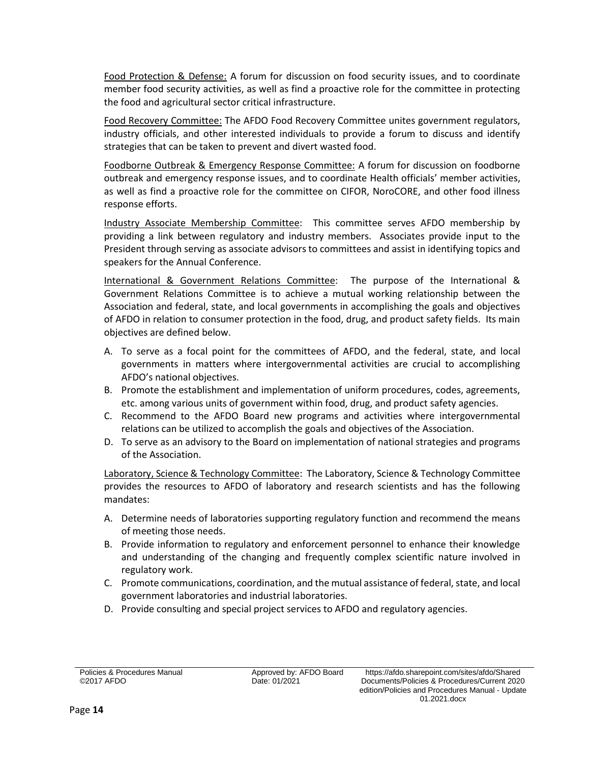Food Protection & Defense: A forum for discussion on food security issues, and to coordinate member food security activities, as well as find a proactive role for the committee in protecting the food and agricultural sector critical infrastructure.

Food Recovery Committee: The AFDO Food Recovery Committee unites government regulators, industry officials, and other interested individuals to provide a forum to discuss and identify strategies that can be taken to prevent and divert wasted food.

Foodborne Outbreak & Emergency Response Committee: A forum for discussion on foodborne outbreak and emergency response issues, and to coordinate Health officials' member activities, as well as find a proactive role for the committee on CIFOR, NoroCORE, and other food illness response efforts.

Industry Associate Membership Committee: This committee serves AFDO membership by providing a link between regulatory and industry members. Associates provide input to the President through serving as associate advisors to committees and assist in identifying topics and speakers for the Annual Conference.

International & Government Relations Committee: The purpose of the International & Government Relations Committee is to achieve a mutual working relationship between the Association and federal, state, and local governments in accomplishing the goals and objectives of AFDO in relation to consumer protection in the food, drug, and product safety fields. Its main objectives are defined below.

A. To serve as a focal point for the committees of AFDO, and the federal, state, and local governments in matters where intergovernmental activities are crucial to accomplishing AFDO's national objectives.
B. Promote the establishment and implementation of uniform procedures, codes, agreements, etc. among various units of government within food, drug, and product safety agencies.
C. Recommend to the AFDO Board new programs and activities where intergovernmental relations can be utilized to accomplish the goals and objectives of the Association.
D. To serve as an advisory to the Board on implementation of national strategies and programs of the Association.

Laboratory, Science & Technology Committee: The Laboratory, Science & Technology Committee provides the resources to AFDO of laboratory and research scientists and has the following mandates:

A. Determine needs of laboratories supporting regulatory function and recommend the means of meeting those needs.
B. Provide information to regulatory and enforcement personnel to enhance their knowledge and understanding of the changing and frequently complex scientific nature involved in regulatory work.
C. Promote communications, coordination, and the mutual assistance of federal, state, and local government laboratories and industrial laboratories.
D. Provide consulting and special project services to AFDO and regulatory agencies.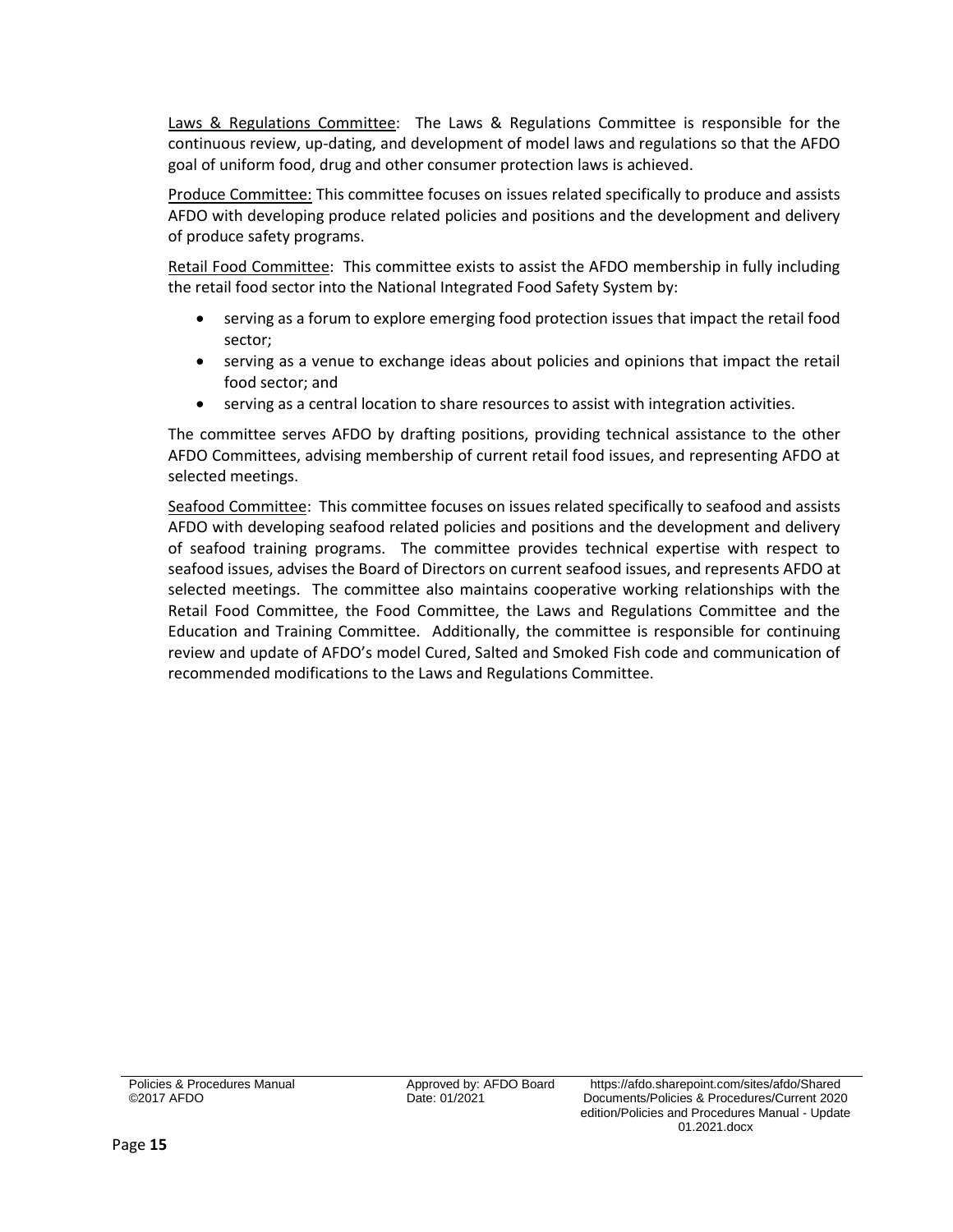Laws & Regulations Committee: The Laws & Regulations Committee is responsible for the continuous review, up-dating, and development of model laws and regulations so that the AFDO goal of uniform food, drug and other consumer protection laws is achieved.

Produce Committee: This committee focuses on issues related specifically to produce and assists AFDO with developing produce related policies and positions and the development and delivery of produce safety programs.

Retail Food Committee: This committee exists to assist the AFDO membership in fully including the retail food sector into the National Integrated Food Safety System by:

- serving as a forum to explore emerging food protection issues that impact the retail food sector;
- serving as a venue to exchange ideas about policies and opinions that impact the retail food sector; and
- serving as a central location to share resources to assist with integration activities.

The committee serves AFDO by drafting positions, providing technical assistance to the other AFDO Committees, advising membership of current retail food issues, and representing AFDO at selected meetings.

Seafood Committee: This committee focuses on issues related specifically to seafood and assists AFDO with developing seafood related policies and positions and the development and delivery of seafood training programs. The committee provides technical expertise with respect to seafood issues, advises the Board of Directors on current seafood issues, and represents AFDO at selected meetings. The committee also maintains cooperative working relationships with the Retail Food Committee, the Food Committee, the Laws and Regulations Committee and the Education and Training Committee. Additionally, the committee is responsible for continuing review and update of AFDO's model Cured, Salted and Smoked Fish code and communication of recommended modifications to the Laws and Regulations Committee.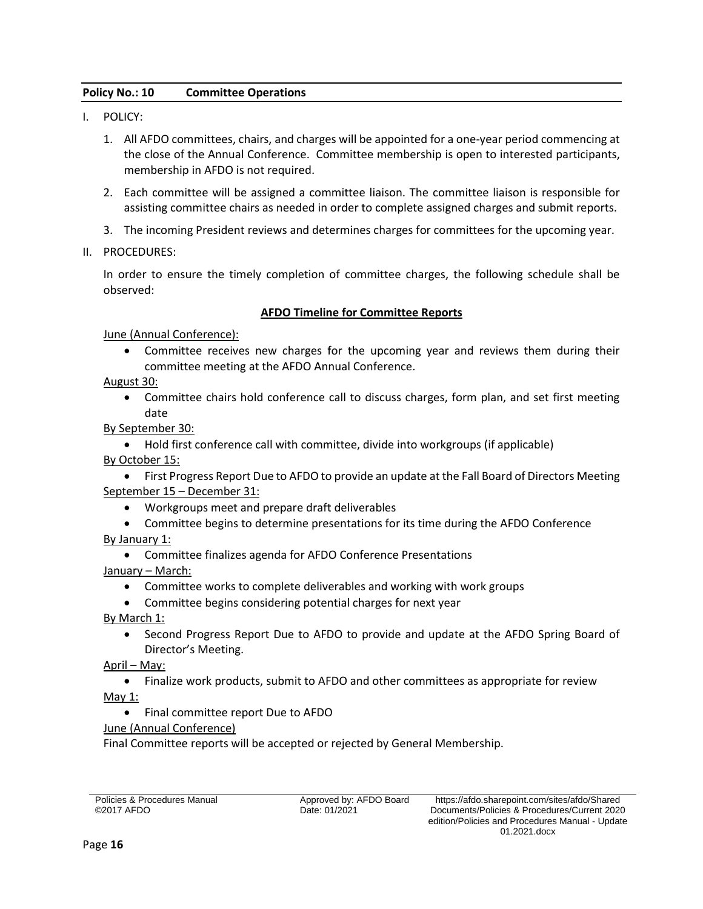**Policy No.: 10 Committee Operations**

I. POLICY:

1. All AFDO committees, chairs, and charges will be appointed for a one-year period commencing at the close of the Annual Conference. Committee membership is open to interested participants, membership in AFDO is not required.

2. Each committee will be assigned a committee liaison. The committee liaison is responsible for assisting committee chairs as needed in order to complete assigned charges and submit reports.

3. The incoming President reviews and determines charges for committees for the upcoming year.

II. PROCEDURES:

In order to ensure the timely completion of committee charges, the following schedule shall be observed:

**AFDO Timeline for Committee Reports**

June (Annual Conference):

- Committee receives new charges for the upcoming year and reviews them during their committee meeting at the AFDO Annual Conference.

August 30:

- Committee chairs hold conference call to discuss charges, form plan, and set first meeting date

By September 30:

- Hold first conference call with committee, divide into workgroups (if applicable)

By October 15:

- First Progress Report Due to AFDO to provide an update at the Fall Board of Directors Meeting

September 15 – December 31:

- Workgroups meet and prepare draft deliverables
- Committee begins to determine presentations for its time during the AFDO Conference

By January 1:

- Committee finalizes agenda for AFDO Conference Presentations

January – March:

- Committee works to complete deliverables and working with work groups
- Committee begins considering potential charges for next year

By March 1:

- Second Progress Report Due to AFDO to provide and update at the AFDO Spring Board of Director's Meeting.

April – May:

- Finalize work products, submit to AFDO and other committees as appropriate for review

May 1:

- Final committee report Due to AFDO

June (Annual Conference)

Final Committee reports will be accepted or rejected by General Membership.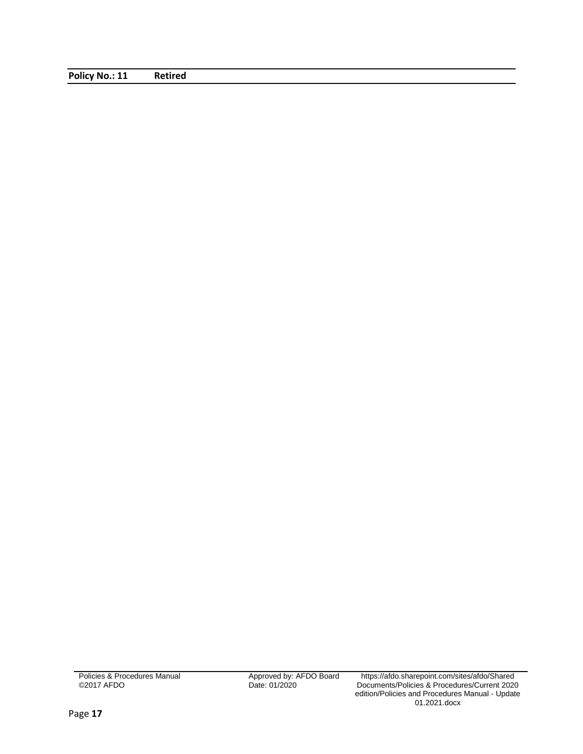**Policy No.: 11 Retired**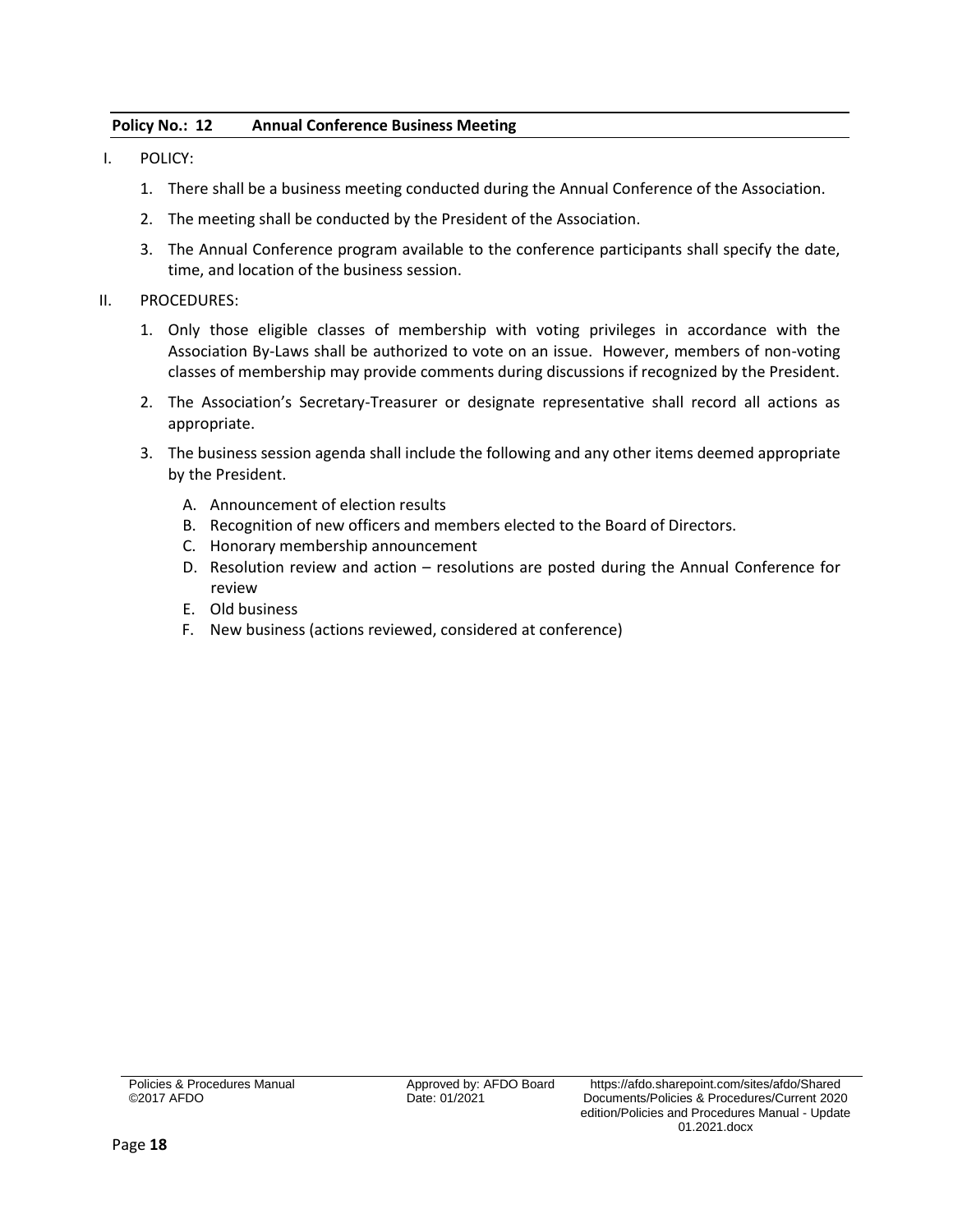## Policy No.: 12 Annual Conference Business Meeting

I. POLICY:

1. There shall be a business meeting conducted during the Annual Conference of the Association.
2. The meeting shall be conducted by the President of the Association.
3. The Annual Conference program available to the conference participants shall specify the date, time, and location of the business session.

II. PROCEDURES:

1. Only those eligible classes of membership with voting privileges in accordance with the Association By-Laws shall be authorized to vote on an issue. However, members of non-voting classes of membership may provide comments during discussions if recognized by the President.
2. The Association's Secretary-Treasurer or designate representative shall record all actions as appropriate.
3. The business session agenda shall include the following and any other items deemed appropriate by the President.
   - A. Announcement of election results
   - B. Recognition of new officers and members elected to the Board of Directors.
   - C. Honorary membership announcement
   - D. Resolution review and action – resolutions are posted during the Annual Conference for review
   - E. Old business
   - F. New business (actions reviewed, considered at conference)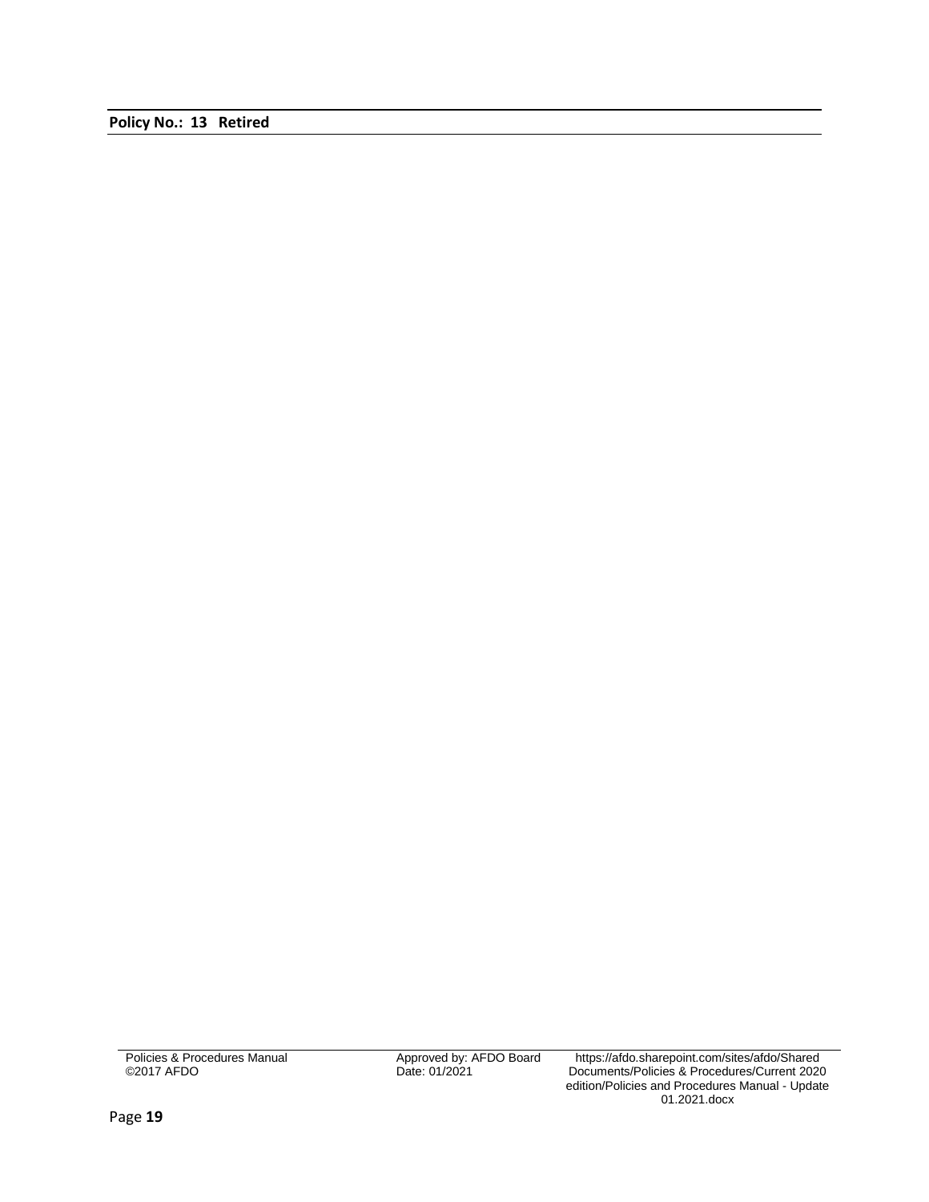**Policy No.: 13 Retired**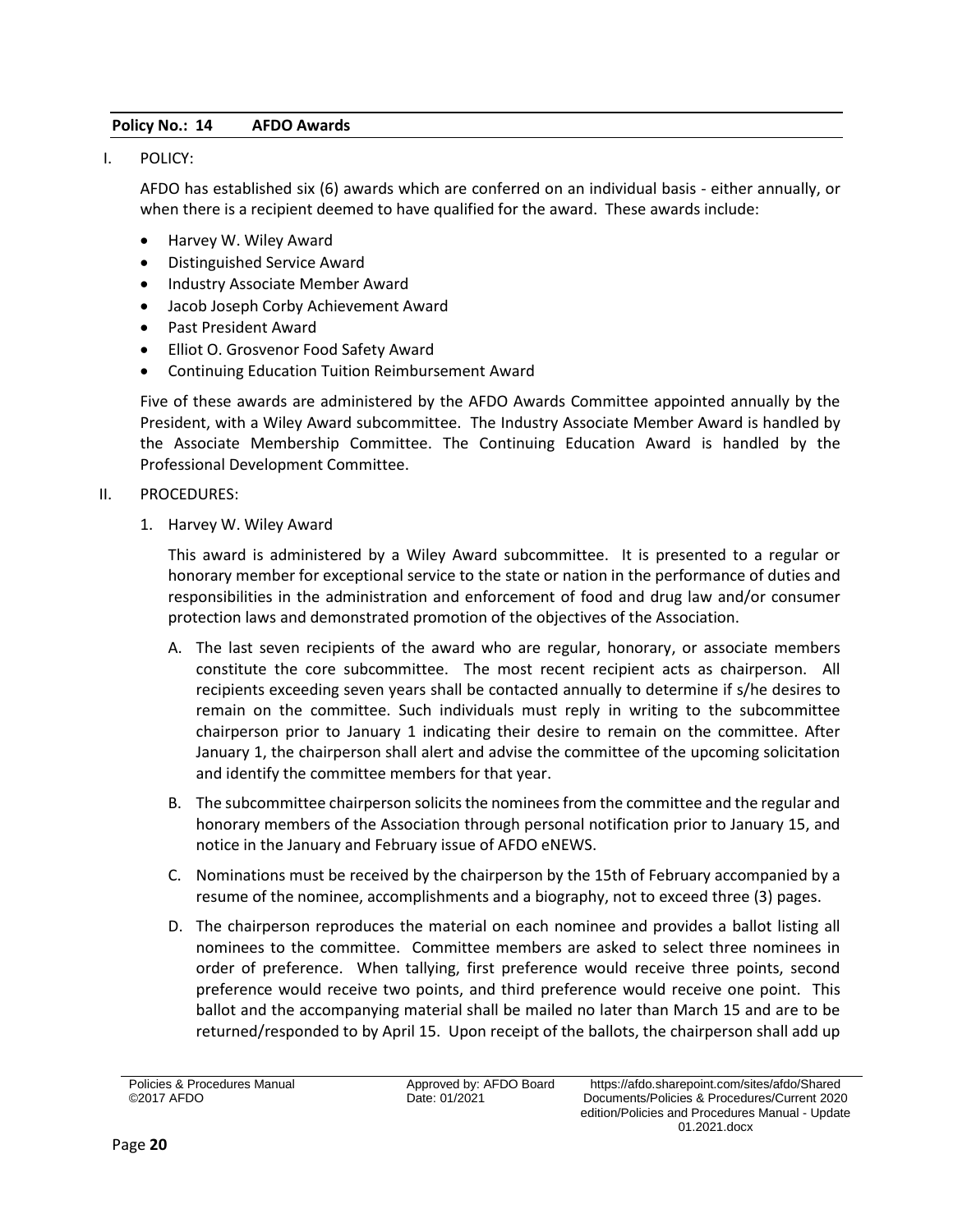**Policy No.: 14 AFDO Awards**

I. POLICY:

AFDO has established six (6) awards which are conferred on an individual basis - either annually, or when there is a recipient deemed to have qualified for the award. These awards include:

- Harvey W. Wiley Award
- Distinguished Service Award
- Industry Associate Member Award
- Jacob Joseph Corby Achievement Award
- Past President Award
- Elliot O. Grosvenor Food Safety Award
- Continuing Education Tuition Reimbursement Award

Five of these awards are administered by the AFDO Awards Committee appointed annually by the President, with a Wiley Award subcommittee. The Industry Associate Member Award is handled by the Associate Membership Committee. The Continuing Education Award is handled by the Professional Development Committee.

II. PROCEDURES:

1. Harvey W. Wiley Award

   This award is administered by a Wiley Award subcommittee. It is presented to a regular or honorary member for exceptional service to the state or nation in the performance of duties and responsibilities in the administration and enforcement of food and drug law and/or consumer protection laws and demonstrated promotion of the objectives of the Association.

   A. The last seven recipients of the award who are regular, honorary, or associate members constitute the core subcommittee. The most recent recipient acts as chairperson. All recipients exceeding seven years shall be contacted annually to determine if s/he desires to remain on the committee. Such individuals must reply in writing to the subcommittee chairperson prior to January 1 indicating their desire to remain on the committee. After January 1, the chairperson shall alert and advise the committee of the upcoming solicitation and identify the committee members for that year.

   B. The subcommittee chairperson solicits the nominees from the committee and the regular and honorary members of the Association through personal notification prior to January 15, and notice in the January and February issue of AFDO eNEWS.

   C. Nominations must be received by the chairperson by the 15th of February accompanied by a resume of the nominee, accomplishments and a biography, not to exceed three (3) pages.

   D. The chairperson reproduces the material on each nominee and provides a ballot listing all nominees to the committee. Committee members are asked to select three nominees in order of preference. When tallying, first preference would receive three points, second preference would receive two points, and third preference would receive one point. This ballot and the accompanying material shall be mailed no later than March 15 and are to be returned/responded to by April 15. Upon receipt of the ballots, the chairperson shall add up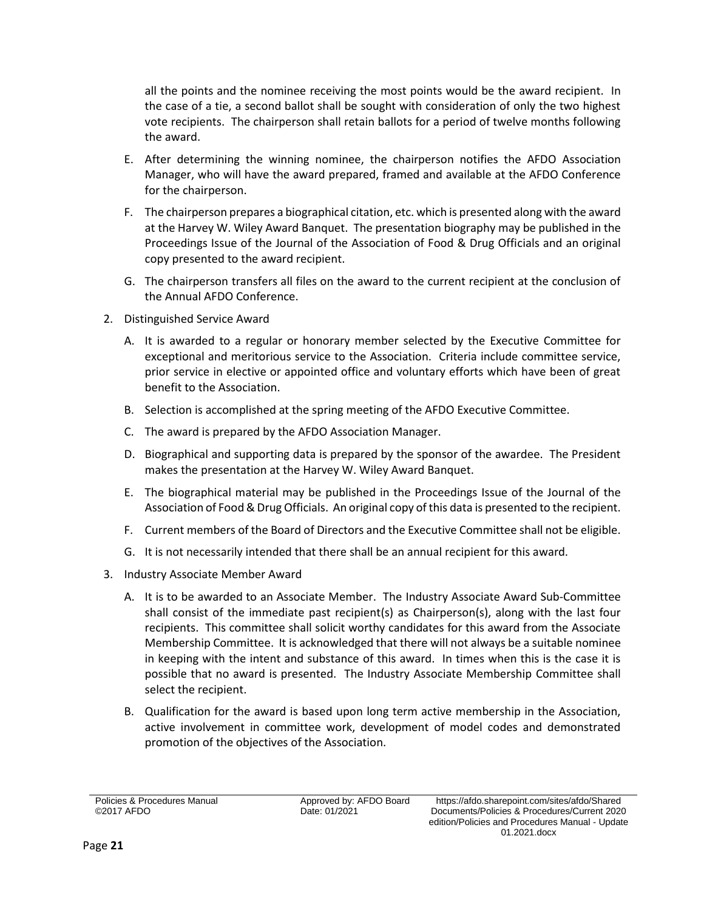all the points and the nominee receiving the most points would be the award recipient. In the case of a tie, a second ballot shall be sought with consideration of only the two highest vote recipients. The chairperson shall retain ballots for a period of twelve months following the award.

E. After determining the winning nominee, the chairperson notifies the AFDO Association Manager, who will have the award prepared, framed and available at the AFDO Conference for the chairperson.

F. The chairperson prepares a biographical citation, etc. which is presented along with the award at the Harvey W. Wiley Award Banquet. The presentation biography may be published in the Proceedings Issue of the Journal of the Association of Food & Drug Officials and an original copy presented to the award recipient.

G. The chairperson transfers all files on the award to the current recipient at the conclusion of the Annual AFDO Conference.

2. Distinguished Service Award

   A. It is awarded to a regular or honorary member selected by the Executive Committee for exceptional and meritorious service to the Association. Criteria include committee service, prior service in elective or appointed office and voluntary efforts which have been of great benefit to the Association.

   B. Selection is accomplished at the spring meeting of the AFDO Executive Committee.

   C. The award is prepared by the AFDO Association Manager.

   D. Biographical and supporting data is prepared by the sponsor of the awardee. The President makes the presentation at the Harvey W. Wiley Award Banquet.

   E. The biographical material may be published in the Proceedings Issue of the Journal of the Association of Food & Drug Officials. An original copy of this data is presented to the recipient.

   F. Current members of the Board of Directors and the Executive Committee shall not be eligible.

   G. It is not necessarily intended that there shall be an annual recipient for this award.

3. Industry Associate Member Award

   A. It is to be awarded to an Associate Member. The Industry Associate Award Sub-Committee shall consist of the immediate past recipient(s) as Chairperson(s), along with the last four recipients. This committee shall solicit worthy candidates for this award from the Associate Membership Committee. It is acknowledged that there will not always be a suitable nominee in keeping with the intent and substance of this award. In times when this is the case it is possible that no award is presented. The Industry Associate Membership Committee shall select the recipient.

   B. Qualification for the award is based upon long term active membership in the Association, active involvement in committee work, development of model codes and demonstrated promotion of the objectives of the Association.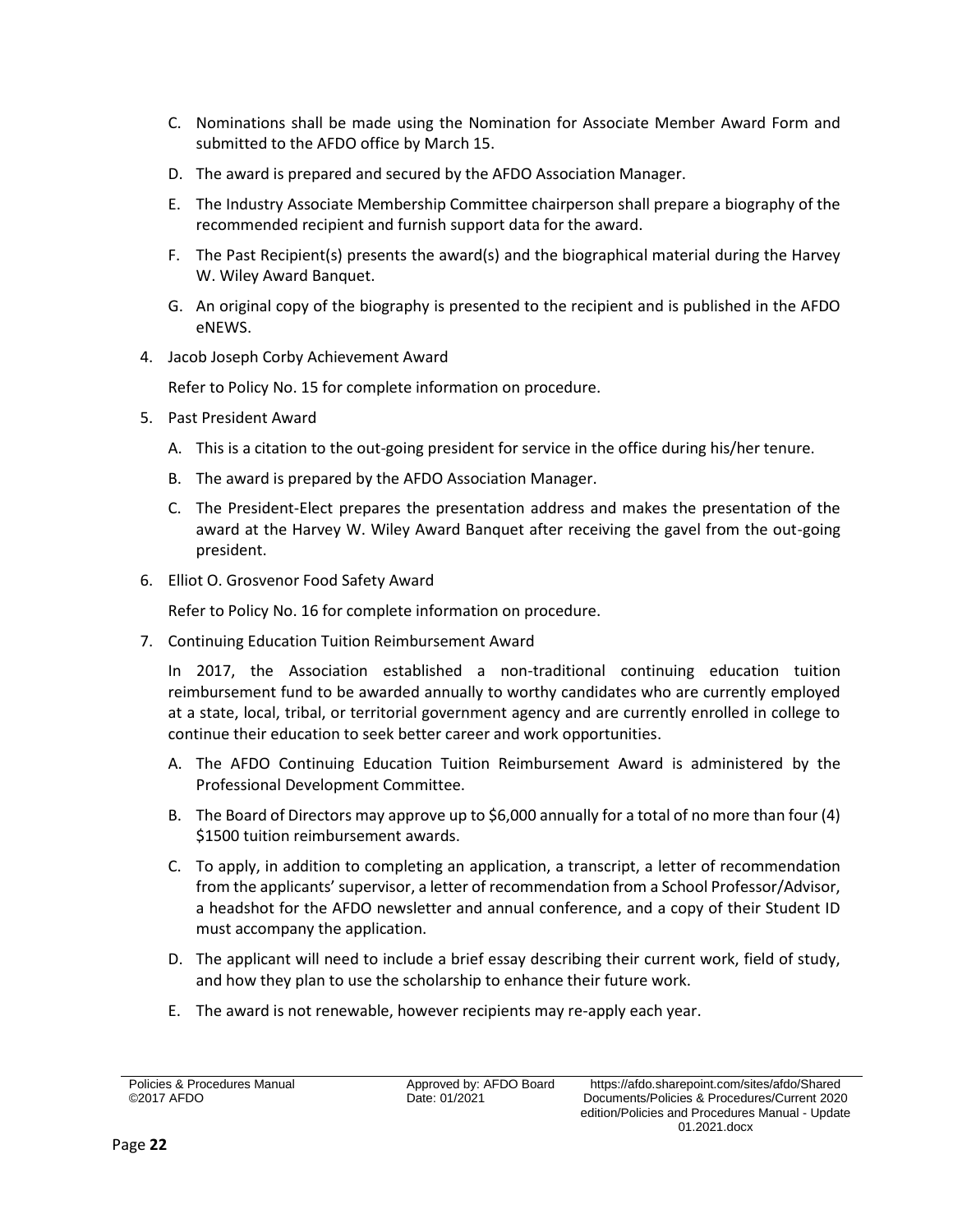C. Nominations shall be made using the Nomination for Associate Member Award Form and submitted to the AFDO office by March 15.

D. The award is prepared and secured by the AFDO Association Manager.

E. The Industry Associate Membership Committee chairperson shall prepare a biography of the recommended recipient and furnish support data for the award.

F. The Past Recipient(s) presents the award(s) and the biographical material during the Harvey W. Wiley Award Banquet.

G. An original copy of the biography is presented to the recipient and is published in the AFDO eNEWS.

4. Jacob Joseph Corby Achievement Award

   Refer to Policy No. 15 for complete information on procedure.

5. Past President Award

   A. This is a citation to the out-going president for service in the office during his/her tenure.

   B. The award is prepared by the AFDO Association Manager.

   C. The President-Elect prepares the presentation address and makes the presentation of the award at the Harvey W. Wiley Award Banquet after receiving the gavel from the out-going president.

6. Elliot O. Grosvenor Food Safety Award

   Refer to Policy No. 16 for complete information on procedure.

7. Continuing Education Tuition Reimbursement Award

   In 2017, the Association established a non-traditional continuing education tuition reimbursement fund to be awarded annually to worthy candidates who are currently employed at a state, local, tribal, or territorial government agency and are currently enrolled in college to continue their education to seek better career and work opportunities.

   A. The AFDO Continuing Education Tuition Reimbursement Award is administered by the Professional Development Committee.

   B. The Board of Directors may approve up to $6,000 annually for a total of no more than four (4) $1500 tuition reimbursement awards.

   C. To apply, in addition to completing an application, a transcript, a letter of recommendation from the applicants' supervisor, a letter of recommendation from a School Professor/Advisor, a headshot for the AFDO newsletter and annual conference, and a copy of their Student ID must accompany the application.

   D. The applicant will need to include a brief essay describing their current work, field of study, and how they plan to use the scholarship to enhance their future work.

   E. The award is not renewable, however recipients may re-apply each year.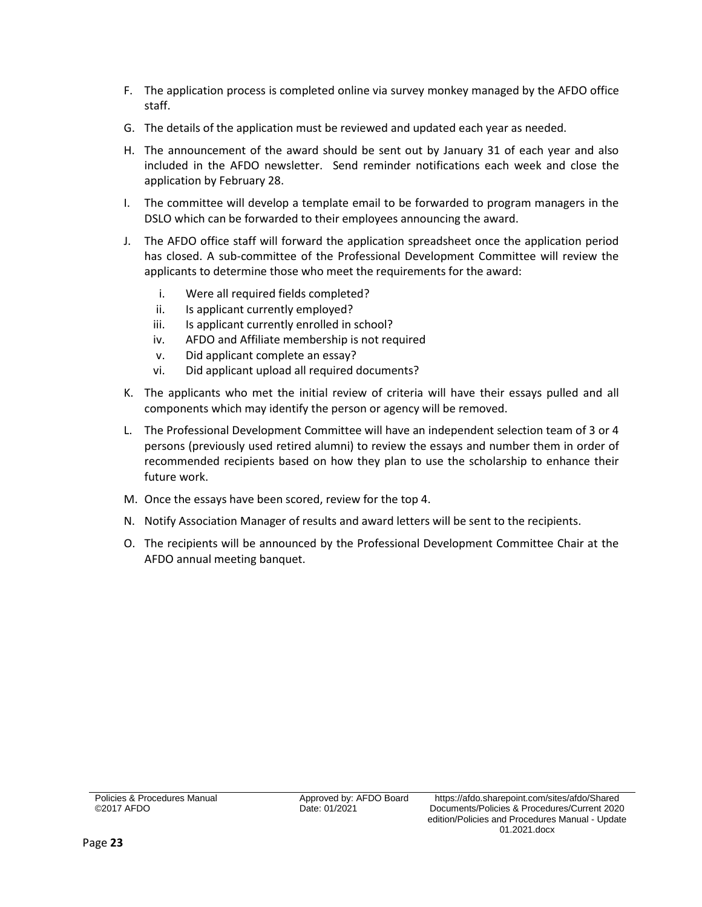F. The application process is completed online via survey monkey managed by the AFDO office staff.

G. The details of the application must be reviewed and updated each year as needed.

H. The announcement of the award should be sent out by January 31 of each year and also included in the AFDO newsletter. Send reminder notifications each week and close the application by February 28.

I. The committee will develop a template email to be forwarded to program managers in the DSLO which can be forwarded to their employees announcing the award.

J. The AFDO office staff will forward the application spreadsheet once the application period has closed. A sub-committee of the Professional Development Committee will review the applicants to determine those who meet the requirements for the award:

   i. Were all required fields completed?
   ii. Is applicant currently employed?
   iii. Is applicant currently enrolled in school?
   iv. AFDO and Affiliate membership is not required
   v. Did applicant complete an essay?
   vi. Did applicant upload all required documents?

K. The applicants who met the initial review of criteria will have their essays pulled and all components which may identify the person or agency will be removed.

L. The Professional Development Committee will have an independent selection team of 3 or 4 persons (previously used retired alumni) to review the essays and number them in order of recommended recipients based on how they plan to use the scholarship to enhance their future work.

M. Once the essays have been scored, review for the top 4.

N. Notify Association Manager of results and award letters will be sent to the recipients.

O. The recipients will be announced by the Professional Development Committee Chair at the AFDO annual meeting banquet.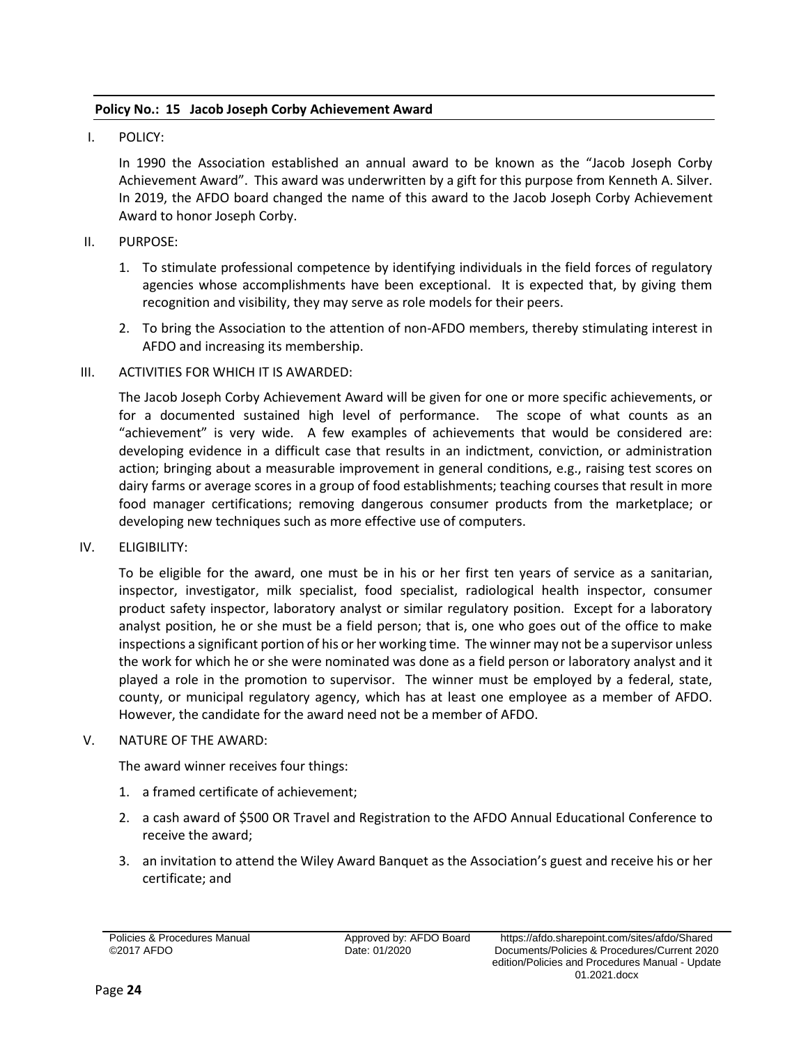**Policy No.: 15 Jacob Joseph Corby Achievement Award**

I. POLICY:

In 1990 the Association established an annual award to be known as the "Jacob Joseph Corby Achievement Award". This award was underwritten by a gift for this purpose from Kenneth A. Silver. In 2019, the AFDO board changed the name of this award to the Jacob Joseph Corby Achievement Award to honor Joseph Corby.

II. PURPOSE:

1. To stimulate professional competence by identifying individuals in the field forces of regulatory agencies whose accomplishments have been exceptional. It is expected that, by giving them recognition and visibility, they may serve as role models for their peers.
2. To bring the Association to the attention of non-AFDO members, thereby stimulating interest in AFDO and increasing its membership.

III. ACTIVITIES FOR WHICH IT IS AWARDED:

The Jacob Joseph Corby Achievement Award will be given for one or more specific achievements, or for a documented sustained high level of performance. The scope of what counts as an "achievement" is very wide. A few examples of achievements that would be considered are: developing evidence in a difficult case that results in an indictment, conviction, or administration action; bringing about a measurable improvement in general conditions, e.g., raising test scores on dairy farms or average scores in a group of food establishments; teaching courses that result in more food manager certifications; removing dangerous consumer products from the marketplace; or developing new techniques such as more effective use of computers.

IV. ELIGIBILITY:

To be eligible for the award, one must be in his or her first ten years of service as a sanitarian, inspector, investigator, milk specialist, food specialist, radiological health inspector, consumer product safety inspector, laboratory analyst or similar regulatory position. Except for a laboratory analyst position, he or she must be a field person; that is, one who goes out of the office to make inspections a significant portion of his or her working time. The winner may not be a supervisor unless the work for which he or she were nominated was done as a field person or laboratory analyst and it played a role in the promotion to supervisor. The winner must be employed by a federal, state, county, or municipal regulatory agency, which has at least one employee as a member of AFDO. However, the candidate for the award need not be a member of AFDO.

V. NATURE OF THE AWARD:

The award winner receives four things:

1. a framed certificate of achievement;
2. a cash award of $500 OR Travel and Registration to the AFDO Annual Educational Conference to receive the award;
3. an invitation to attend the Wiley Award Banquet as the Association's guest and receive his or her certificate; and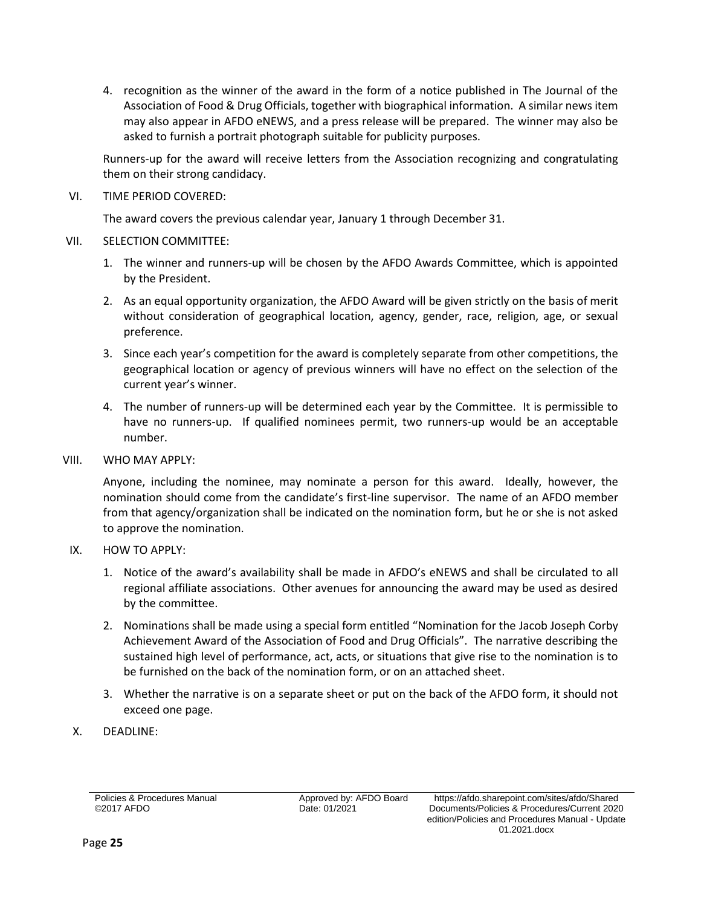4. recognition as the winner of the award in the form of a notice published in The Journal of the Association of Food & Drug Officials, together with biographical information. A similar news item may also appear in AFDO eNEWS, and a press release will be prepared. The winner may also be asked to furnish a portrait photograph suitable for publicity purposes.

Runners-up for the award will receive letters from the Association recognizing and congratulating them on their strong candidacy.

VI. TIME PERIOD COVERED:

The award covers the previous calendar year, January 1 through December 31.

VII. SELECTION COMMITTEE:

1. The winner and runners-up will be chosen by the AFDO Awards Committee, which is appointed by the President.
2. As an equal opportunity organization, the AFDO Award will be given strictly on the basis of merit without consideration of geographical location, agency, gender, race, religion, age, or sexual preference.
3. Since each year's competition for the award is completely separate from other competitions, the geographical location or agency of previous winners will have no effect on the selection of the current year's winner.
4. The number of runners-up will be determined each year by the Committee. It is permissible to have no runners-up. If qualified nominees permit, two runners-up would be an acceptable number.

VIII. WHO MAY APPLY:

Anyone, including the nominee, may nominate a person for this award. Ideally, however, the nomination should come from the candidate's first-line supervisor. The name of an AFDO member from that agency/organization shall be indicated on the nomination form, but he or she is not asked to approve the nomination.

IX. HOW TO APPLY:

1. Notice of the award's availability shall be made in AFDO's eNEWS and shall be circulated to all regional affiliate associations. Other avenues for announcing the award may be used as desired by the committee.
2. Nominations shall be made using a special form entitled "Nomination for the Jacob Joseph Corby Achievement Award of the Association of Food and Drug Officials". The narrative describing the sustained high level of performance, act, acts, or situations that give rise to the nomination is to be furnished on the back of the nomination form, or on an attached sheet.
3. Whether the narrative is on a separate sheet or put on the back of the AFDO form, it should not exceed one page.

X. DEADLINE: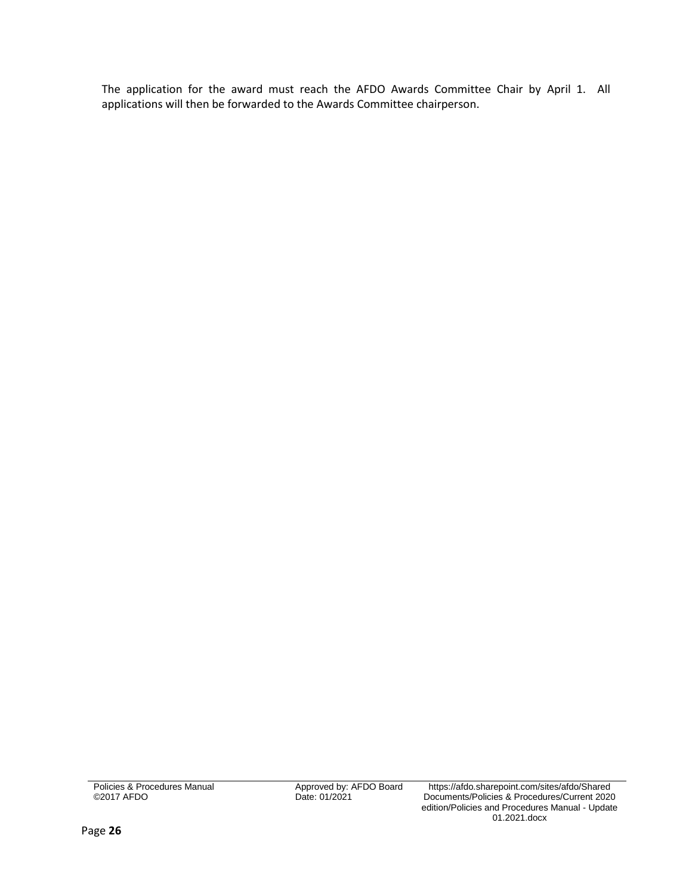The application for the award must reach the AFDO Awards Committee Chair by April 1. All applications will then be forwarded to the Awards Committee chairperson.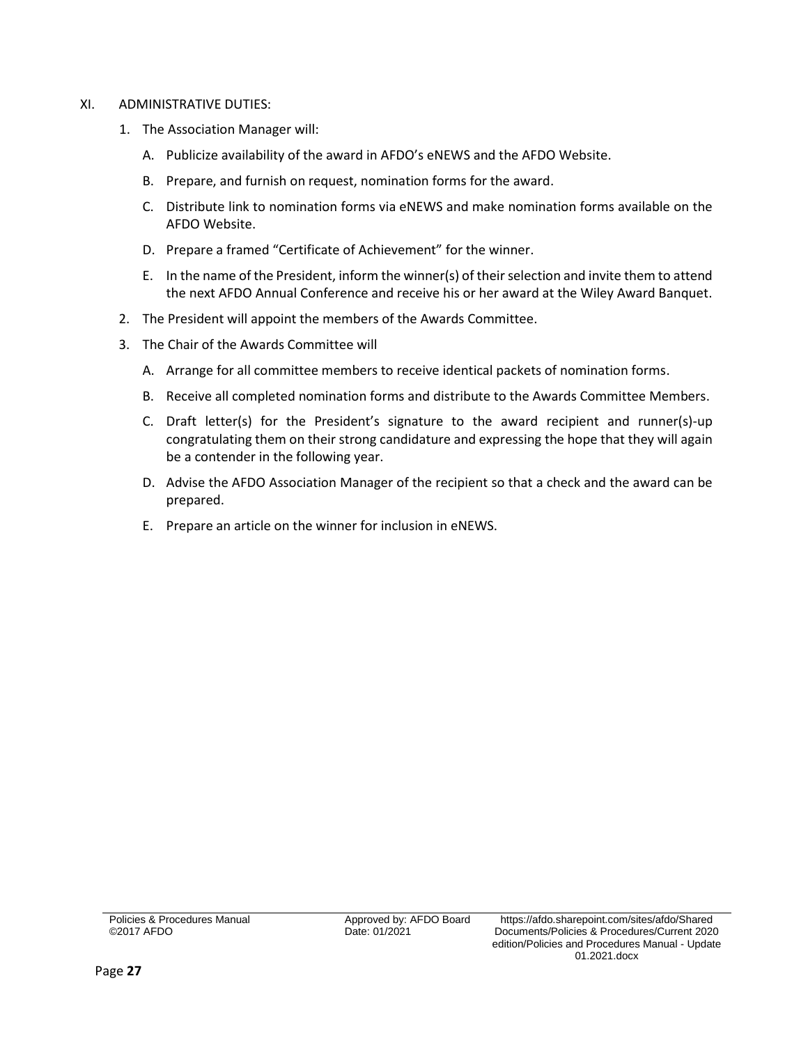XI. ADMINISTRATIVE DUTIES:

1. The Association Manager will:

   A. Publicize availability of the award in AFDO's eNEWS and the AFDO Website.

   B. Prepare, and furnish on request, nomination forms for the award.

   C. Distribute link to nomination forms via eNEWS and make nomination forms available on the AFDO Website.

   D. Prepare a framed "Certificate of Achievement" for the winner.

   E. In the name of the President, inform the winner(s) of their selection and invite them to attend the next AFDO Annual Conference and receive his or her award at the Wiley Award Banquet.

2. The President will appoint the members of the Awards Committee.

3. The Chair of the Awards Committee will

   A. Arrange for all committee members to receive identical packets of nomination forms.

   B. Receive all completed nomination forms and distribute to the Awards Committee Members.

   C. Draft letter(s) for the President's signature to the award recipient and runner(s)-up congratulating them on their strong candidature and expressing the hope that they will again be a contender in the following year.

   D. Advise the AFDO Association Manager of the recipient so that a check and the award can be prepared.

   E. Prepare an article on the winner for inclusion in eNEWS.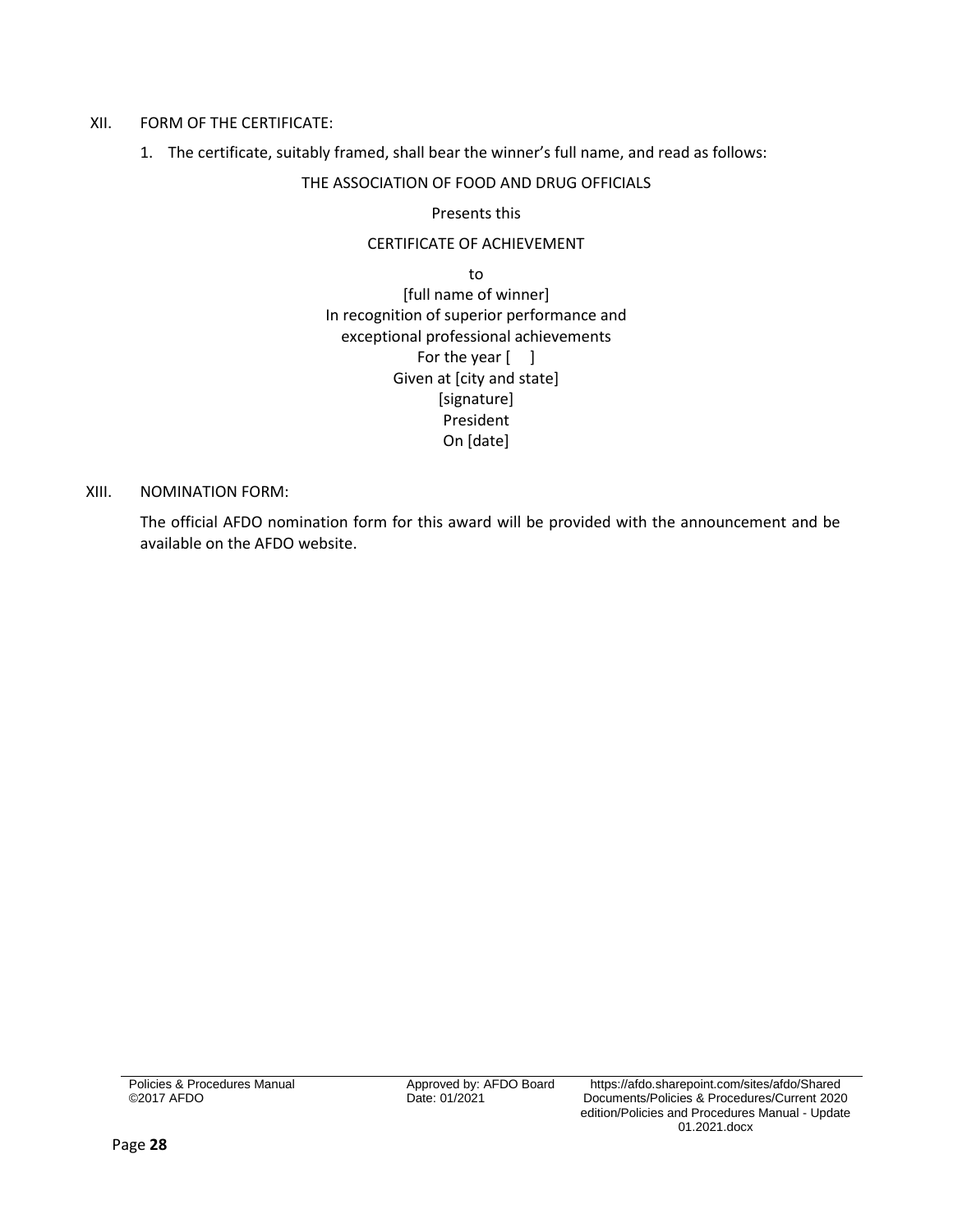XII. FORM OF THE CERTIFICATE:

1. The certificate, suitably framed, shall bear the winner's full name, and read as follows:

THE ASSOCIATION OF FOOD AND DRUG OFFICIALS

Presents this

CERTIFICATE OF ACHIEVEMENT

to  
[full name of winner]  
In recognition of superior performance and  
exceptional professional achievements  
For the year [ ]  
Given at [city and state]  
[signature]  
President  
On [date]

XIII. NOMINATION FORM:

The official AFDO nomination form for this award will be provided with the announcement and be available on the AFDO website.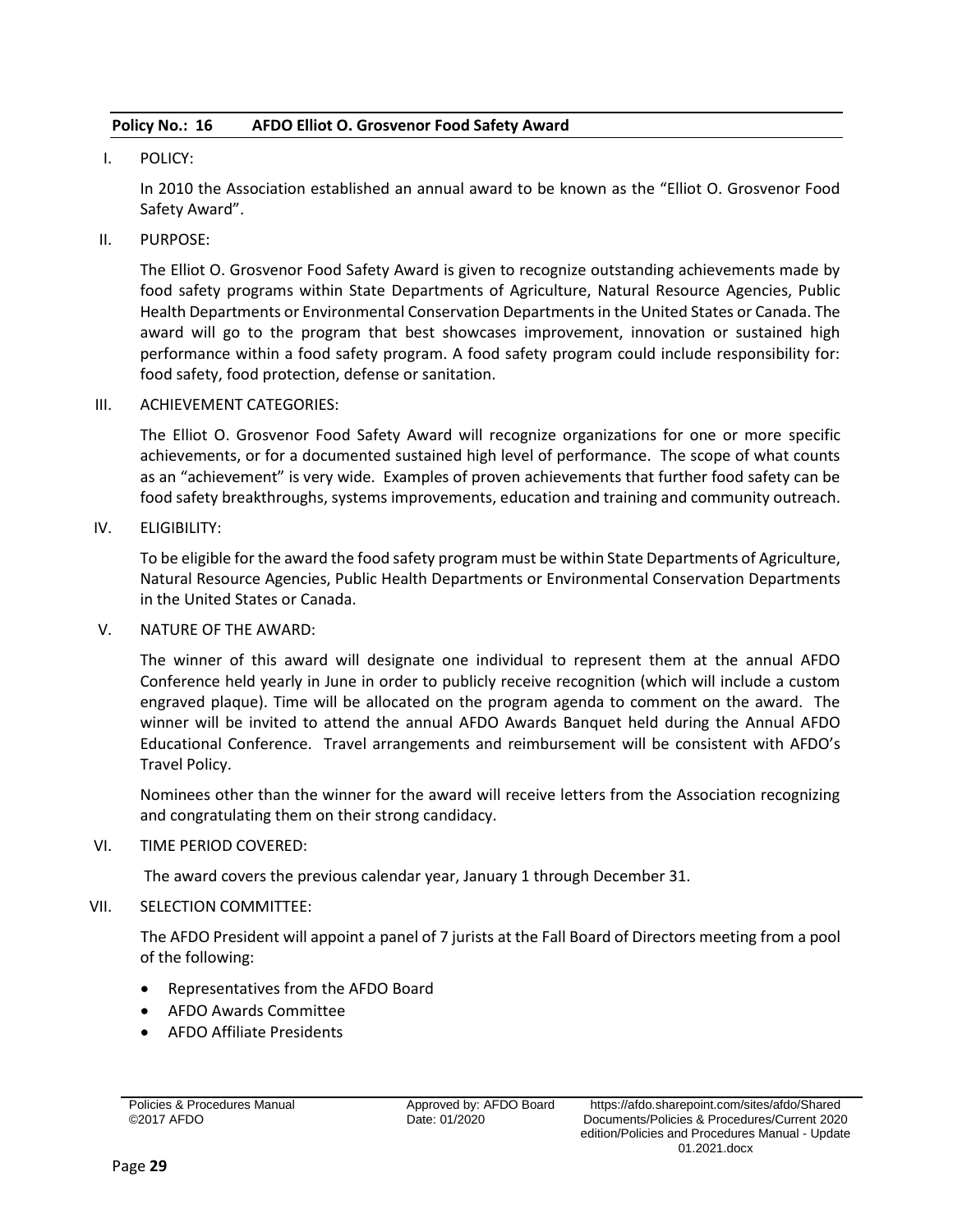**Policy No.: 16 AFDO Elliot O. Grosvenor Food Safety Award**

I. POLICY:

In 2010 the Association established an annual award to be known as the "Elliot O. Grosvenor Food Safety Award".

II. PURPOSE:

The Elliot O. Grosvenor Food Safety Award is given to recognize outstanding achievements made by food safety programs within State Departments of Agriculture, Natural Resource Agencies, Public Health Departments or Environmental Conservation Departments in the United States or Canada. The award will go to the program that best showcases improvement, innovation or sustained high performance within a food safety program. A food safety program could include responsibility for: food safety, food protection, defense or sanitation.

III. ACHIEVEMENT CATEGORIES:

The Elliot O. Grosvenor Food Safety Award will recognize organizations for one or more specific achievements, or for a documented sustained high level of performance. The scope of what counts as an "achievement" is very wide. Examples of proven achievements that further food safety can be food safety breakthroughs, systems improvements, education and training and community outreach.

IV. ELIGIBILITY:

To be eligible for the award the food safety program must be within State Departments of Agriculture, Natural Resource Agencies, Public Health Departments or Environmental Conservation Departments in the United States or Canada.

V. NATURE OF THE AWARD:

The winner of this award will designate one individual to represent them at the annual AFDO Conference held yearly in June in order to publicly receive recognition (which will include a custom engraved plaque). Time will be allocated on the program agenda to comment on the award. The winner will be invited to attend the annual AFDO Awards Banquet held during the Annual AFDO Educational Conference. Travel arrangements and reimbursement will be consistent with AFDO's Travel Policy.

Nominees other than the winner for the award will receive letters from the Association recognizing and congratulating them on their strong candidacy.

VI. TIME PERIOD COVERED:

The award covers the previous calendar year, January 1 through December 31.

VII. SELECTION COMMITTEE:

The AFDO President will appoint a panel of 7 jurists at the Fall Board of Directors meeting from a pool of the following:

- Representatives from the AFDO Board
- AFDO Awards Committee
- AFDO Affiliate Presidents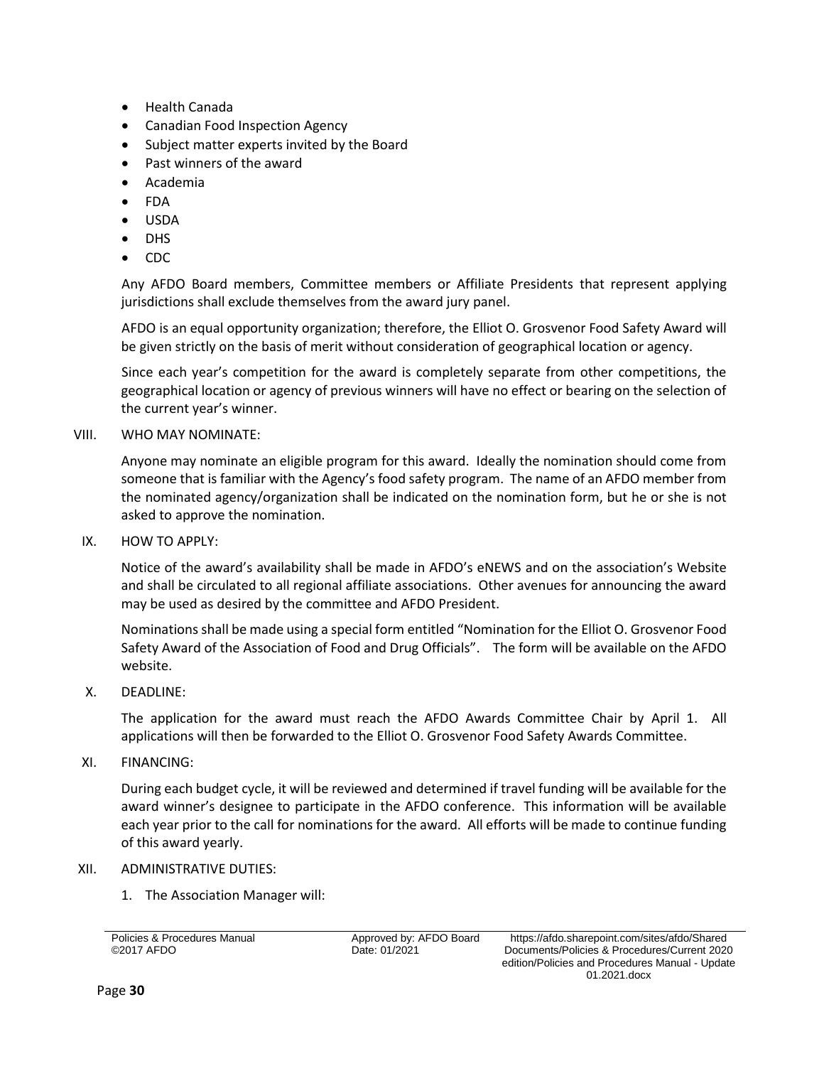- Health Canada
- Canadian Food Inspection Agency
- Subject matter experts invited by the Board
- Past winners of the award
- Academia
- FDA
- USDA
- DHS
- CDC

Any AFDO Board members, Committee members or Affiliate Presidents that represent applying jurisdictions shall exclude themselves from the award jury panel.

AFDO is an equal opportunity organization; therefore, the Elliot O. Grosvenor Food Safety Award will be given strictly on the basis of merit without consideration of geographical location or agency.

Since each year's competition for the award is completely separate from other competitions, the geographical location or agency of previous winners will have no effect or bearing on the selection of the current year's winner.

VIII. WHO MAY NOMINATE:

Anyone may nominate an eligible program for this award. Ideally the nomination should come from someone that is familiar with the Agency's food safety program. The name of an AFDO member from the nominated agency/organization shall be indicated on the nomination form, but he or she is not asked to approve the nomination.

IX. HOW TO APPLY:

Notice of the award's availability shall be made in AFDO's eNEWS and on the association's Website and shall be circulated to all regional affiliate associations. Other avenues for announcing the award may be used as desired by the committee and AFDO President.

Nominations shall be made using a special form entitled "Nomination for the Elliot O. Grosvenor Food Safety Award of the Association of Food and Drug Officials". The form will be available on the AFDO website.

X. DEADLINE:

The application for the award must reach the AFDO Awards Committee Chair by April 1. All applications will then be forwarded to the Elliot O. Grosvenor Food Safety Awards Committee.

XI. FINANCING:

During each budget cycle, it will be reviewed and determined if travel funding will be available for the award winner's designee to participate in the AFDO conference. This information will be available each year prior to the call for nominations for the award. All efforts will be made to continue funding of this award yearly.

XII. ADMINISTRATIVE DUTIES:

1. The Association Manager will: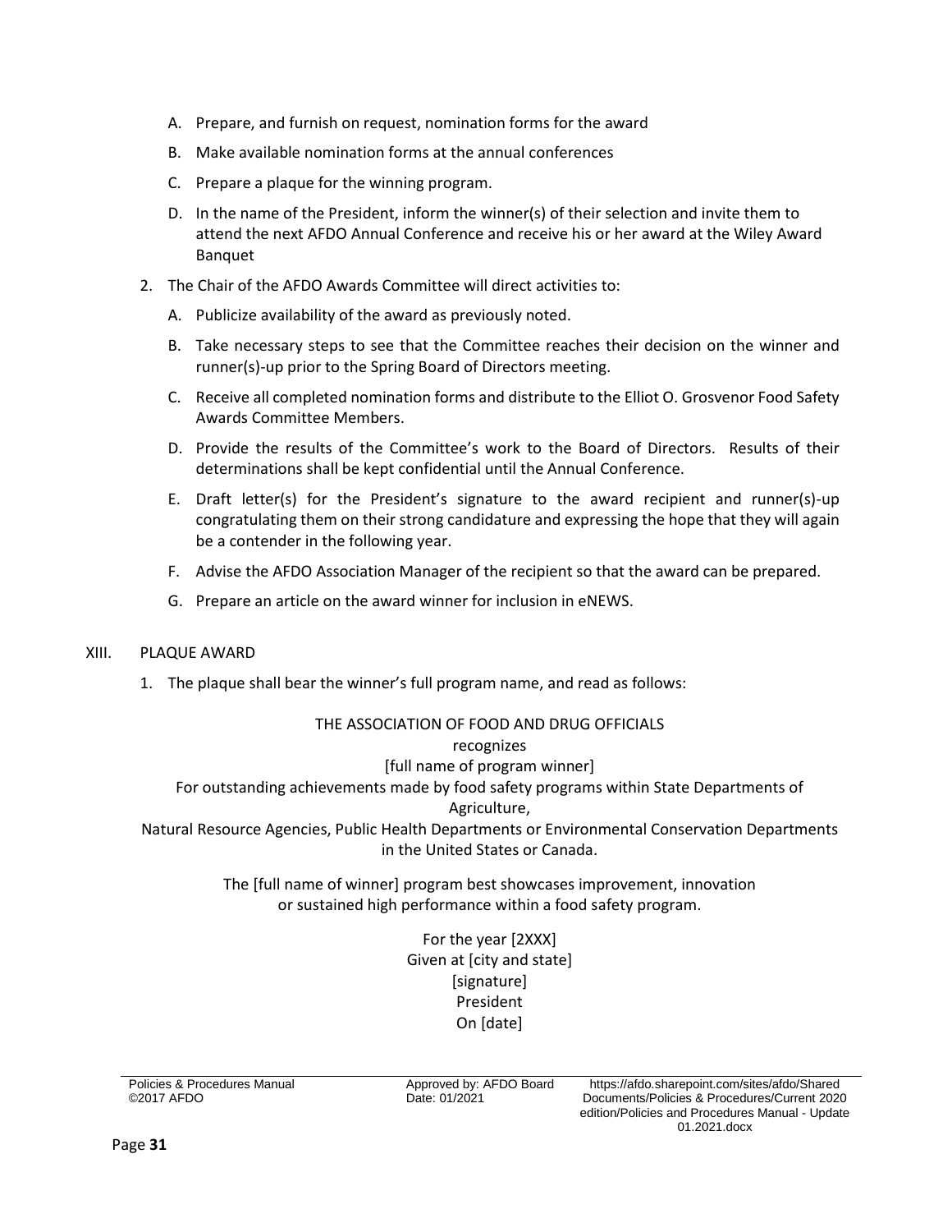A. Prepare, and furnish on request, nomination forms for the award

B. Make available nomination forms at the annual conferences

C. Prepare a plaque for the winning program.

D. In the name of the President, inform the winner(s) of their selection and invite them to attend the next AFDO Annual Conference and receive his or her award at the Wiley Award Banquet

2. The Chair of the AFDO Awards Committee will direct activities to:

   A. Publicize availability of the award as previously noted.

   B. Take necessary steps to see that the Committee reaches their decision on the winner and runner(s)-up prior to the Spring Board of Directors meeting.

   C. Receive all completed nomination forms and distribute to the Elliot O. Grosvenor Food Safety Awards Committee Members.

   D. Provide the results of the Committee's work to the Board of Directors. Results of their determinations shall be kept confidential until the Annual Conference.

   E. Draft letter(s) for the President's signature to the award recipient and runner(s)-up congratulating them on their strong candidature and expressing the hope that they will again be a contender in the following year.

   F. Advise the AFDO Association Manager of the recipient so that the award can be prepared.

   G. Prepare an article on the award winner for inclusion in eNEWS.

## XIII. PLAQUE AWARD

1. The plaque shall bear the winner's full program name, and read as follows:

THE ASSOCIATION OF FOOD AND DRUG OFFICIALS
recognizes
[full name of program winner]
For outstanding achievements made by food safety programs within State Departments of Agriculture,
Natural Resource Agencies, Public Health Departments or Environmental Conservation Departments in the United States or Canada.

The [full name of winner] program best showcases improvement, innovation or sustained high performance within a food safety program.

For the year [2XXX]
Given at [city and state]
[signature]
President
On [date]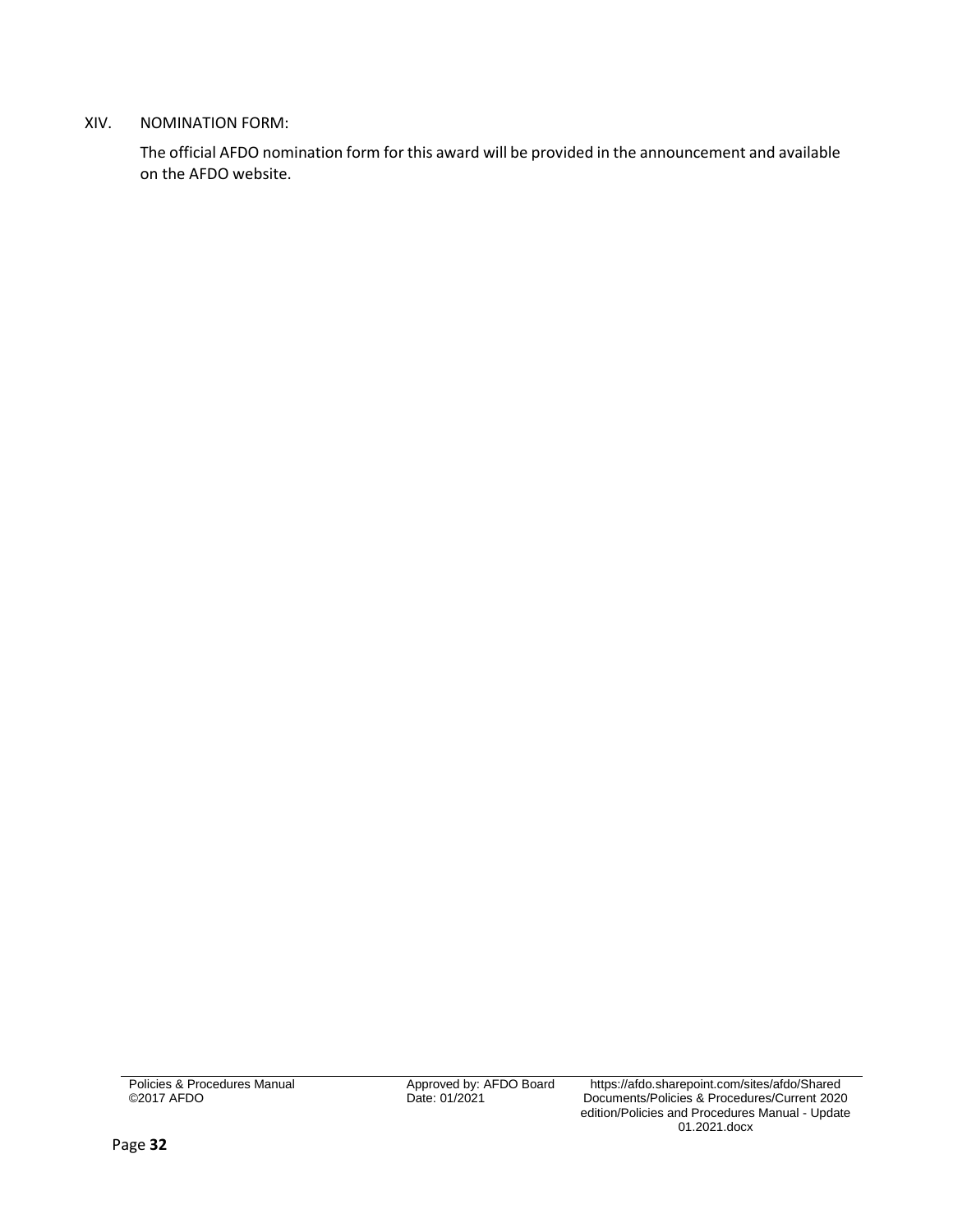## XIV. NOMINATION FORM:

The official AFDO nomination form for this award will be provided in the announcement and available on the AFDO website.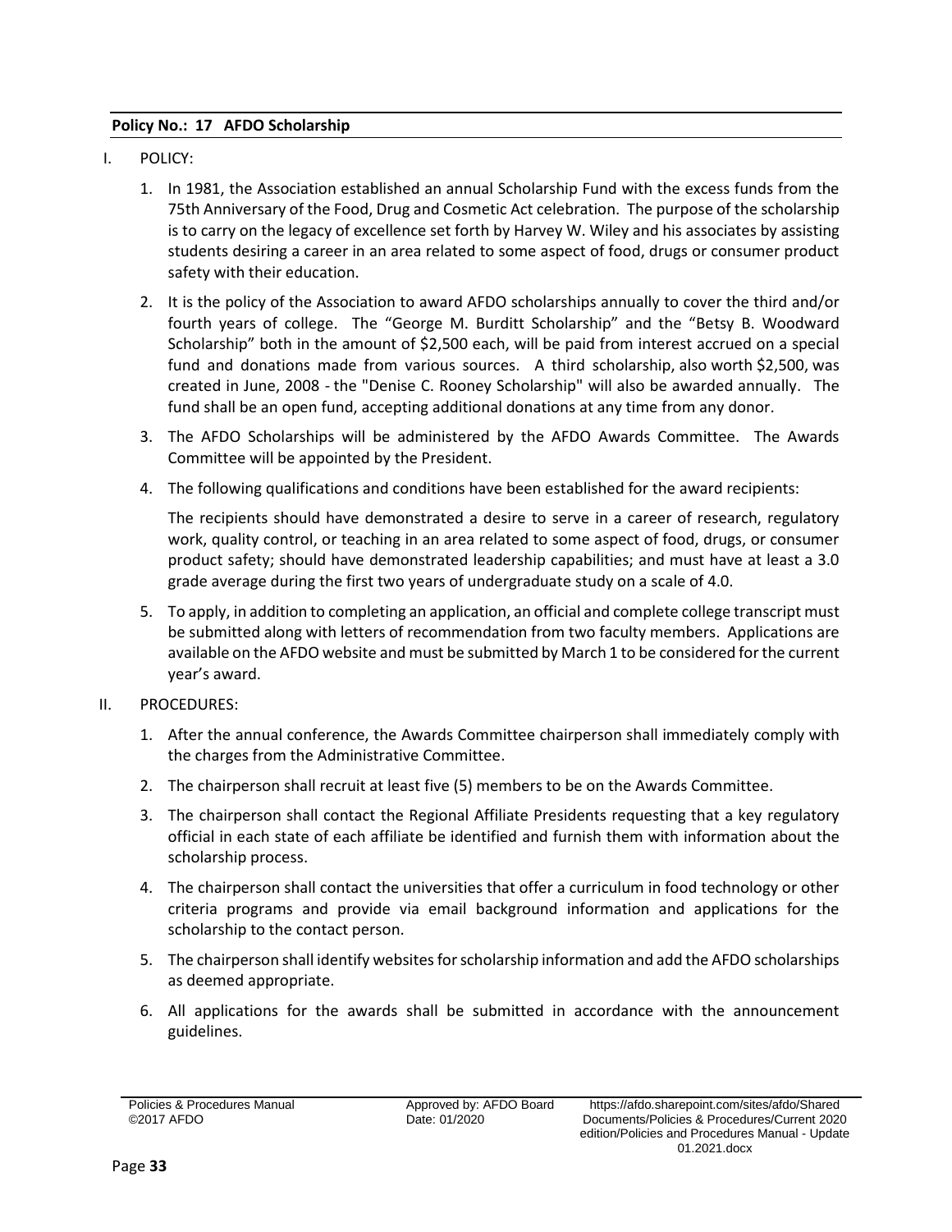**Policy No.: 17 AFDO Scholarship**

I. POLICY:

1. In 1981, the Association established an annual Scholarship Fund with the excess funds from the 75th Anniversary of the Food, Drug and Cosmetic Act celebration. The purpose of the scholarship is to carry on the legacy of excellence set forth by Harvey W. Wiley and his associates by assisting students desiring a career in an area related to some aspect of food, drugs or consumer product safety with their education.

2. It is the policy of the Association to award AFDO scholarships annually to cover the third and/or fourth years of college. The "George M. Burditt Scholarship" and the "Betsy B. Woodward Scholarship" both in the amount of $2,500 each, will be paid from interest accrued on a special fund and donations made from various sources. A third scholarship, also worth $2,500, was created in June, 2008 - the "Denise C. Rooney Scholarship" will also be awarded annually. The fund shall be an open fund, accepting additional donations at any time from any donor.

3. The AFDO Scholarships will be administered by the AFDO Awards Committee. The Awards Committee will be appointed by the President.

4. The following qualifications and conditions have been established for the award recipients:

   The recipients should have demonstrated a desire to serve in a career of research, regulatory work, quality control, or teaching in an area related to some aspect of food, drugs, or consumer product safety; should have demonstrated leadership capabilities; and must have at least a 3.0 grade average during the first two years of undergraduate study on a scale of 4.0.

5. To apply, in addition to completing an application, an official and complete college transcript must be submitted along with letters of recommendation from two faculty members. Applications are available on the AFDO website and must be submitted by March 1 to be considered for the current year's award.

II. PROCEDURES:

1. After the annual conference, the Awards Committee chairperson shall immediately comply with the charges from the Administrative Committee.

2. The chairperson shall recruit at least five (5) members to be on the Awards Committee.

3. The chairperson shall contact the Regional Affiliate Presidents requesting that a key regulatory official in each state of each affiliate be identified and furnish them with information about the scholarship process.

4. The chairperson shall contact the universities that offer a curriculum in food technology or other criteria programs and provide via email background information and applications for the scholarship to the contact person.

5. The chairperson shall identify websites for scholarship information and add the AFDO scholarships as deemed appropriate.

6. All applications for the awards shall be submitted in accordance with the announcement guidelines.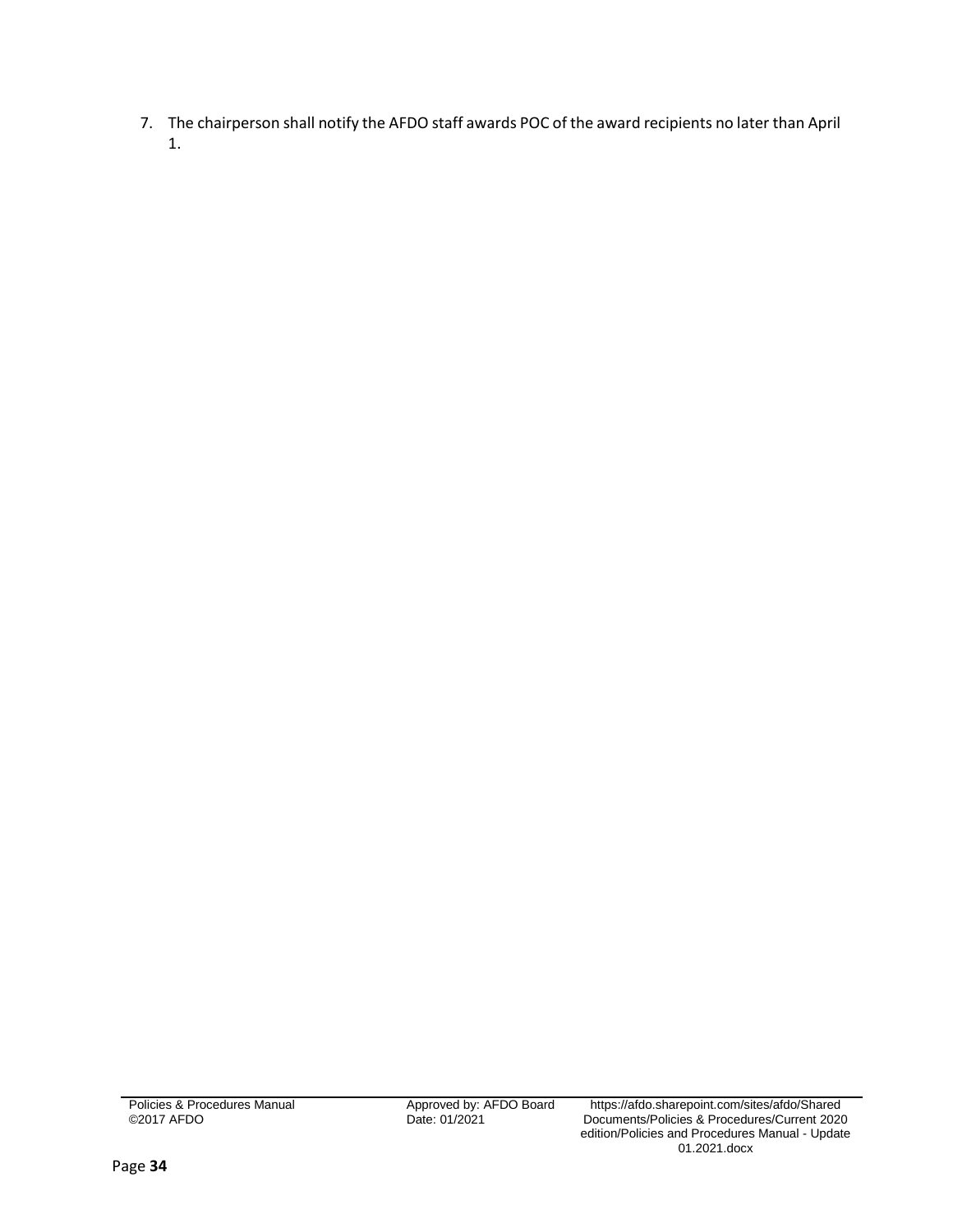7. The chairperson shall notify the AFDO staff awards POC of the award recipients no later than April 1.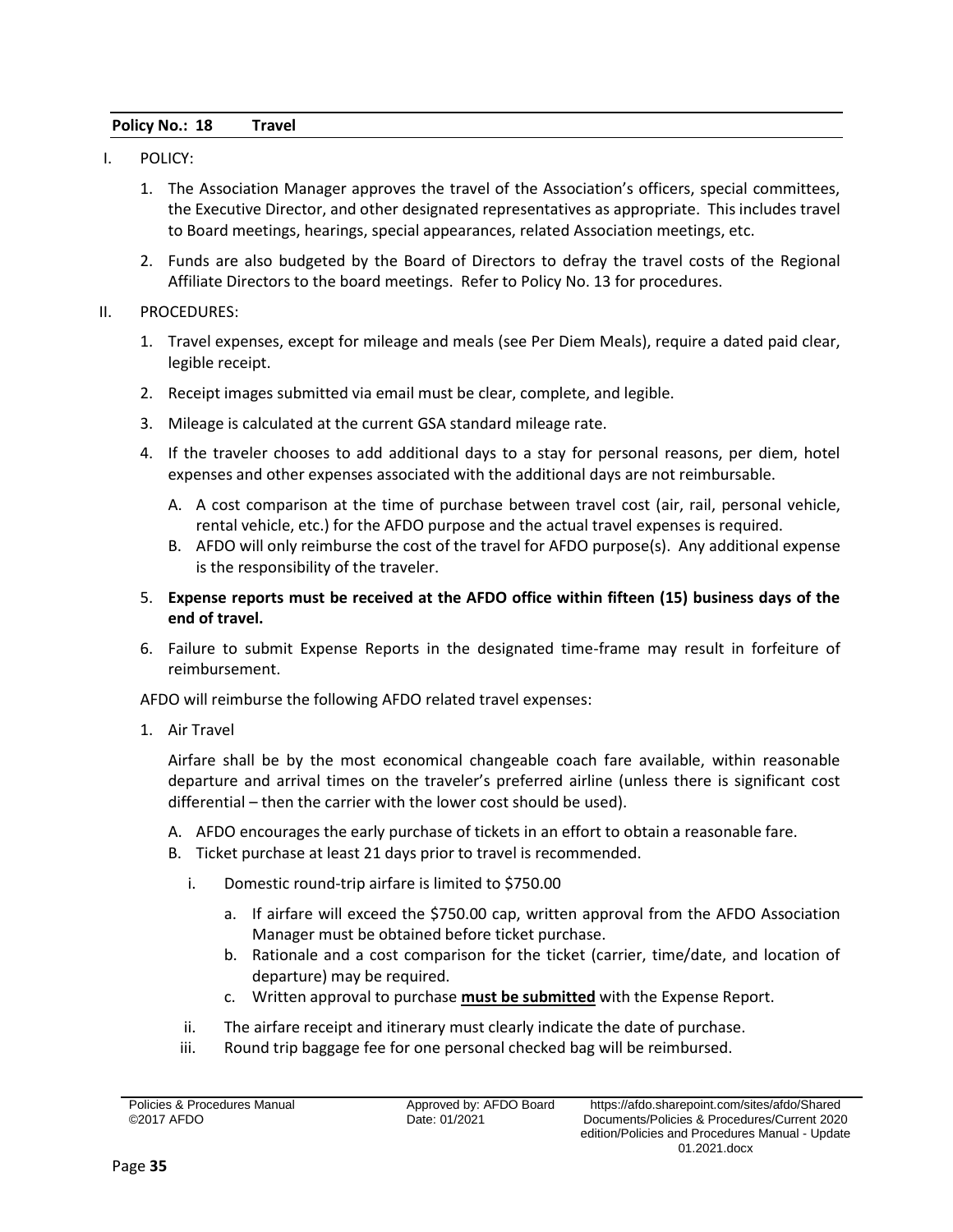**Policy No.: 18 Travel**

I. POLICY:

1. The Association Manager approves the travel of the Association's officers, special committees, the Executive Director, and other designated representatives as appropriate. This includes travel to Board meetings, hearings, special appearances, related Association meetings, etc.

2. Funds are also budgeted by the Board of Directors to defray the travel costs of the Regional Affiliate Directors to the board meetings. Refer to Policy No. 13 for procedures.

II. PROCEDURES:

1. Travel expenses, except for mileage and meals (see Per Diem Meals), require a dated paid clear, legible receipt.

2. Receipt images submitted via email must be clear, complete, and legible.

3. Mileage is calculated at the current GSA standard mileage rate.

4. If the traveler chooses to add additional days to a stay for personal reasons, per diem, hotel expenses and other expenses associated with the additional days are not reimbursable.

   A. A cost comparison at the time of purchase between travel cost (air, rail, personal vehicle, rental vehicle, etc.) for the AFDO purpose and the actual travel expenses is required.
   B. AFDO will only reimburse the cost of the travel for AFDO purpose(s). Any additional expense is the responsibility of the traveler.

5. **Expense reports must be received at the AFDO office within fifteen (15) business days of the end of travel.**

6. Failure to submit Expense Reports in the designated time-frame may result in forfeiture of reimbursement.

AFDO will reimburse the following AFDO related travel expenses:

1. Air Travel

   Airfare shall be by the most economical changeable coach fare available, within reasonable departure and arrival times on the traveler's preferred airline (unless there is significant cost differential – then the carrier with the lower cost should be used).

   A. AFDO encourages the early purchase of tickets in an effort to obtain a reasonable fare.
   B. Ticket purchase at least 21 days prior to travel is recommended.

      i. Domestic round-trip airfare is limited to $750.00

         a. If airfare will exceed the $750.00 cap, written approval from the AFDO Association Manager must be obtained before ticket purchase.
         b. Rationale and a cost comparison for the ticket (carrier, time/date, and location of departure) may be required.
         c. Written approval to purchase **must be submitted** with the Expense Report.

      ii. The airfare receipt and itinerary must clearly indicate the date of purchase.

      iii. Round trip baggage fee for one personal checked bag will be reimbursed.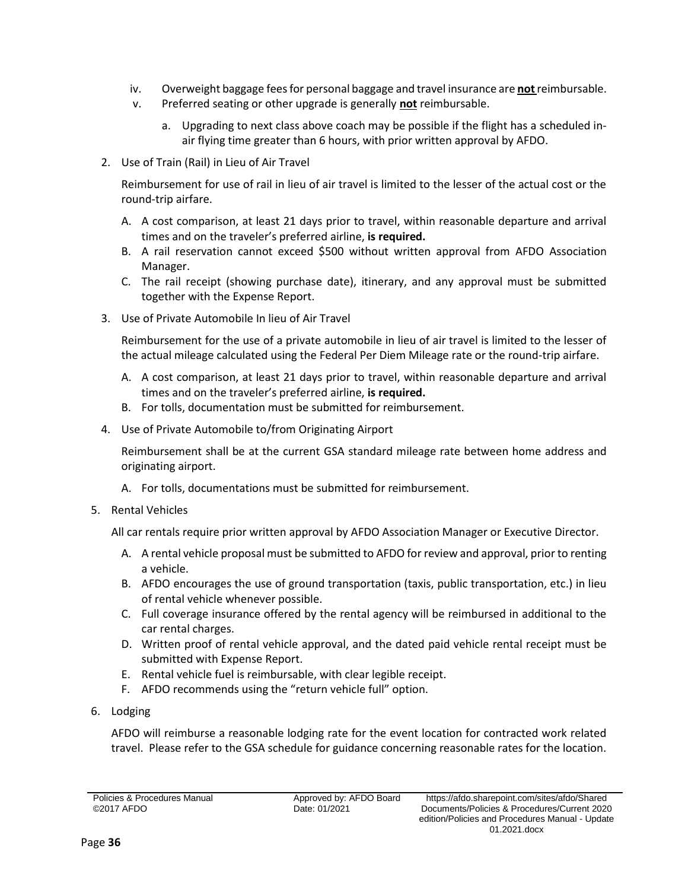iv. Overweight baggage fees for personal baggage and travel insurance are **not** reimbursable.
v. Preferred seating or other upgrade is generally **not** reimbursable.
   a. Upgrading to next class above coach may be possible if the flight has a scheduled in-air flying time greater than 6 hours, with prior written approval by AFDO.

2. Use of Train (Rail) in Lieu of Air Travel

   Reimbursement for use of rail in lieu of air travel is limited to the lesser of the actual cost or the round-trip airfare.

   A. A cost comparison, at least 21 days prior to travel, within reasonable departure and arrival times and on the traveler's preferred airline, **is required.**
   B. A rail reservation cannot exceed $500 without written approval from AFDO Association Manager.
   C. The rail receipt (showing purchase date), itinerary, and any approval must be submitted together with the Expense Report.

3. Use of Private Automobile In lieu of Air Travel

   Reimbursement for the use of a private automobile in lieu of air travel is limited to the lesser of the actual mileage calculated using the Federal Per Diem Mileage rate or the round-trip airfare.

   A. A cost comparison, at least 21 days prior to travel, within reasonable departure and arrival times and on the traveler's preferred airline, **is required.**
   B. For tolls, documentation must be submitted for reimbursement.

4. Use of Private Automobile to/from Originating Airport

   Reimbursement shall be at the current GSA standard mileage rate between home address and originating airport.

   A. For tolls, documentations must be submitted for reimbursement.

5. Rental Vehicles

   All car rentals require prior written approval by AFDO Association Manager or Executive Director.

   A. A rental vehicle proposal must be submitted to AFDO for review and approval, prior to renting a vehicle.
   B. AFDO encourages the use of ground transportation (taxis, public transportation, etc.) in lieu of rental vehicle whenever possible.
   C. Full coverage insurance offered by the rental agency will be reimbursed in additional to the car rental charges.
   D. Written proof of rental vehicle approval, and the dated paid vehicle rental receipt must be submitted with Expense Report.
   E. Rental vehicle fuel is reimbursable, with clear legible receipt.
   F. AFDO recommends using the "return vehicle full" option.

6. Lodging

   AFDO will reimburse a reasonable lodging rate for the event location for contracted work related travel. Please refer to the GSA schedule for guidance concerning reasonable rates for the location.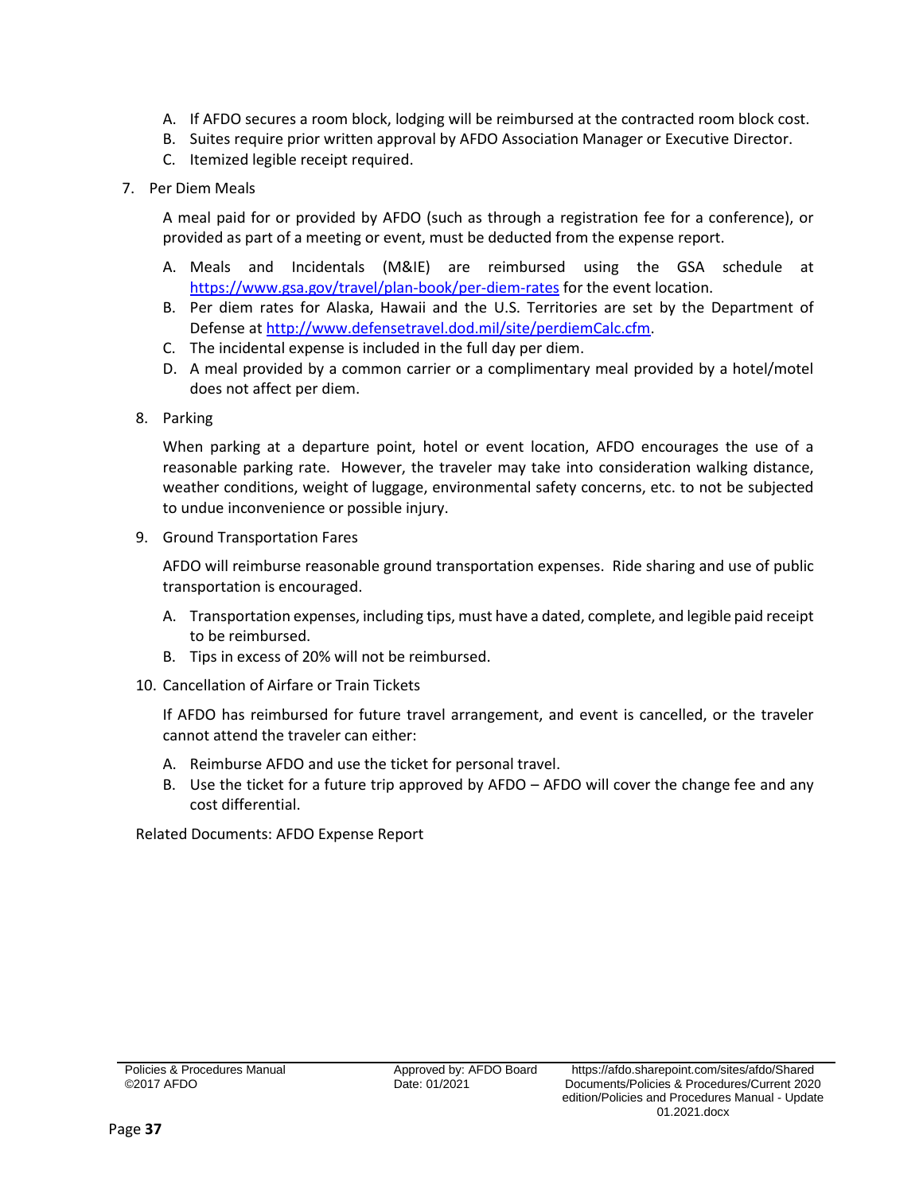A. If AFDO secures a room block, lodging will be reimbursed at the contracted room block cost.
   B. Suites require prior written approval by AFDO Association Manager or Executive Director.
   C. Itemized legible receipt required.

7. Per Diem Meals

   A meal paid for or provided by AFDO (such as through a registration fee for a conference), or provided as part of a meeting or event, must be deducted from the expense report.

   A. Meals and Incidentals (M&IE) are reimbursed using the GSA schedule at https://www.gsa.gov/travel/plan-book/per-diem-rates for the event location.
   B. Per diem rates for Alaska, Hawaii and the U.S. Territories are set by the Department of Defense at http://www.defensetravel.dod.mil/site/perdiemCalc.cfm.
   C. The incidental expense is included in the full day per diem.
   D. A meal provided by a common carrier or a complimentary meal provided by a hotel/motel does not affect per diem.

8. Parking

   When parking at a departure point, hotel or event location, AFDO encourages the use of a reasonable parking rate. However, the traveler may take into consideration walking distance, weather conditions, weight of luggage, environmental safety concerns, etc. to not be subjected to undue inconvenience or possible injury.

9. Ground Transportation Fares

   AFDO will reimburse reasonable ground transportation expenses. Ride sharing and use of public transportation is encouraged.

   A. Transportation expenses, including tips, must have a dated, complete, and legible paid receipt to be reimbursed.
   B. Tips in excess of 20% will not be reimbursed.

10. Cancellation of Airfare or Train Tickets

   If AFDO has reimbursed for future travel arrangement, and event is cancelled, or the traveler cannot attend the traveler can either:

   A. Reimburse AFDO and use the ticket for personal travel.
   B. Use the ticket for a future trip approved by AFDO – AFDO will cover the change fee and any cost differential.

Related Documents: AFDO Expense Report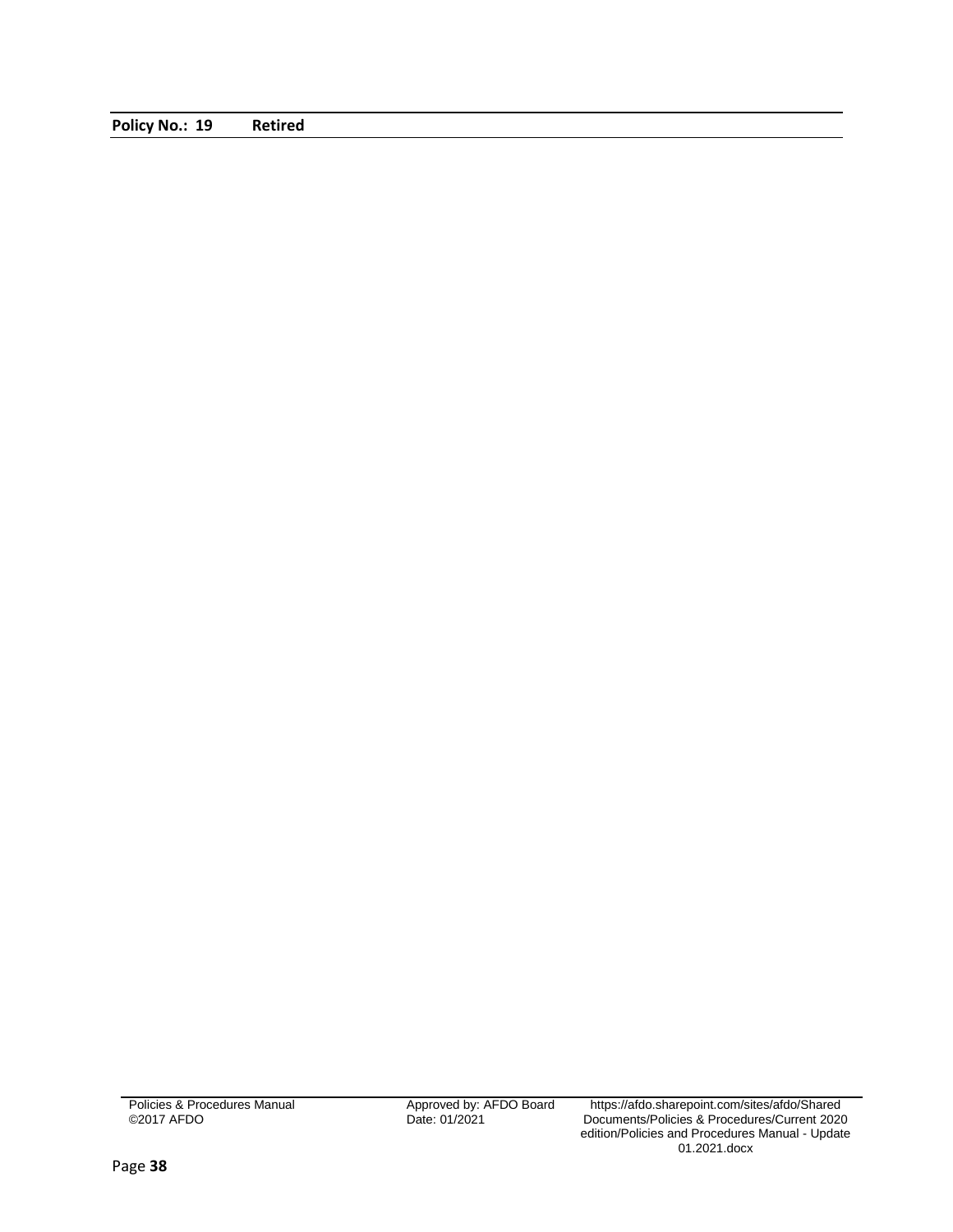**Policy No.: 19 Retired**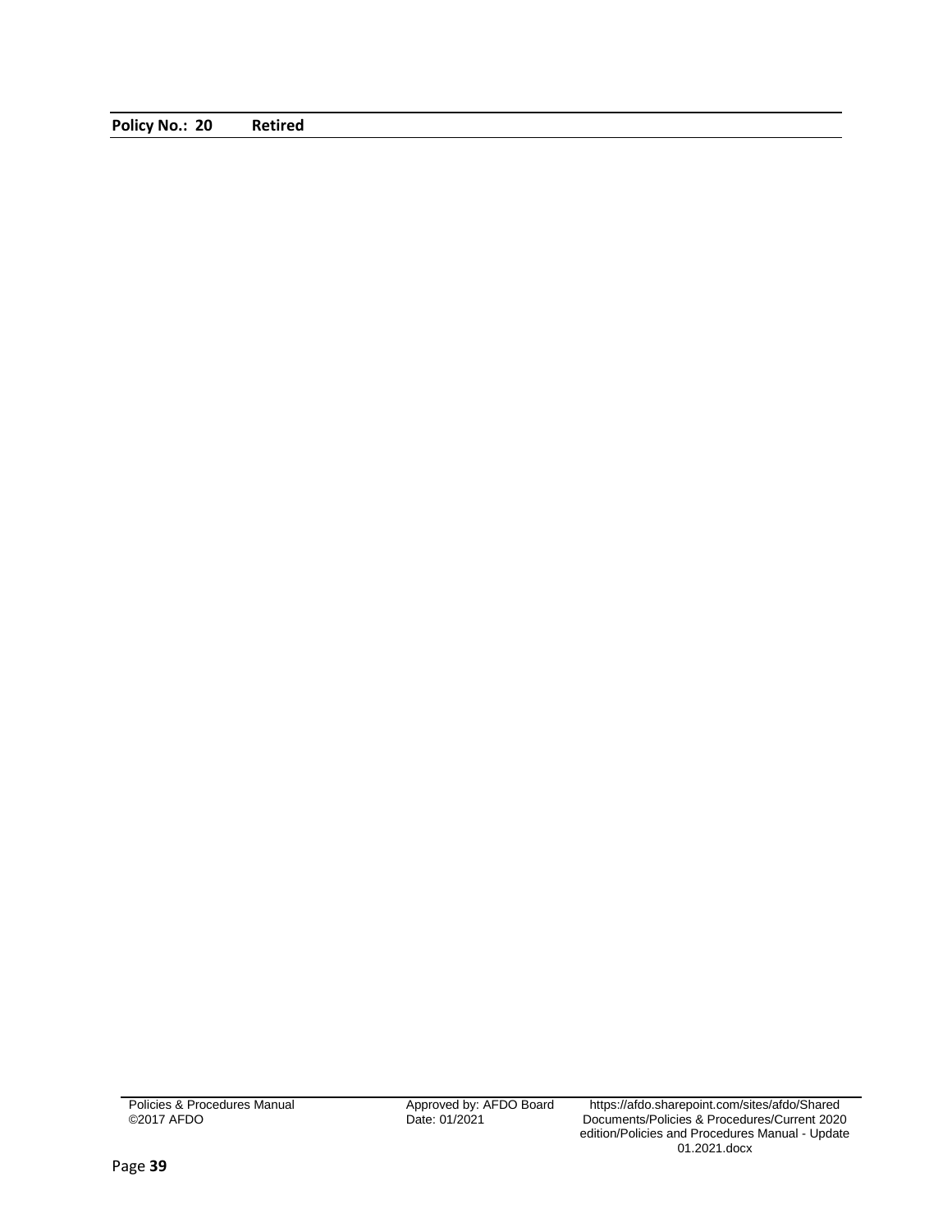**Policy No.: 20 Retired**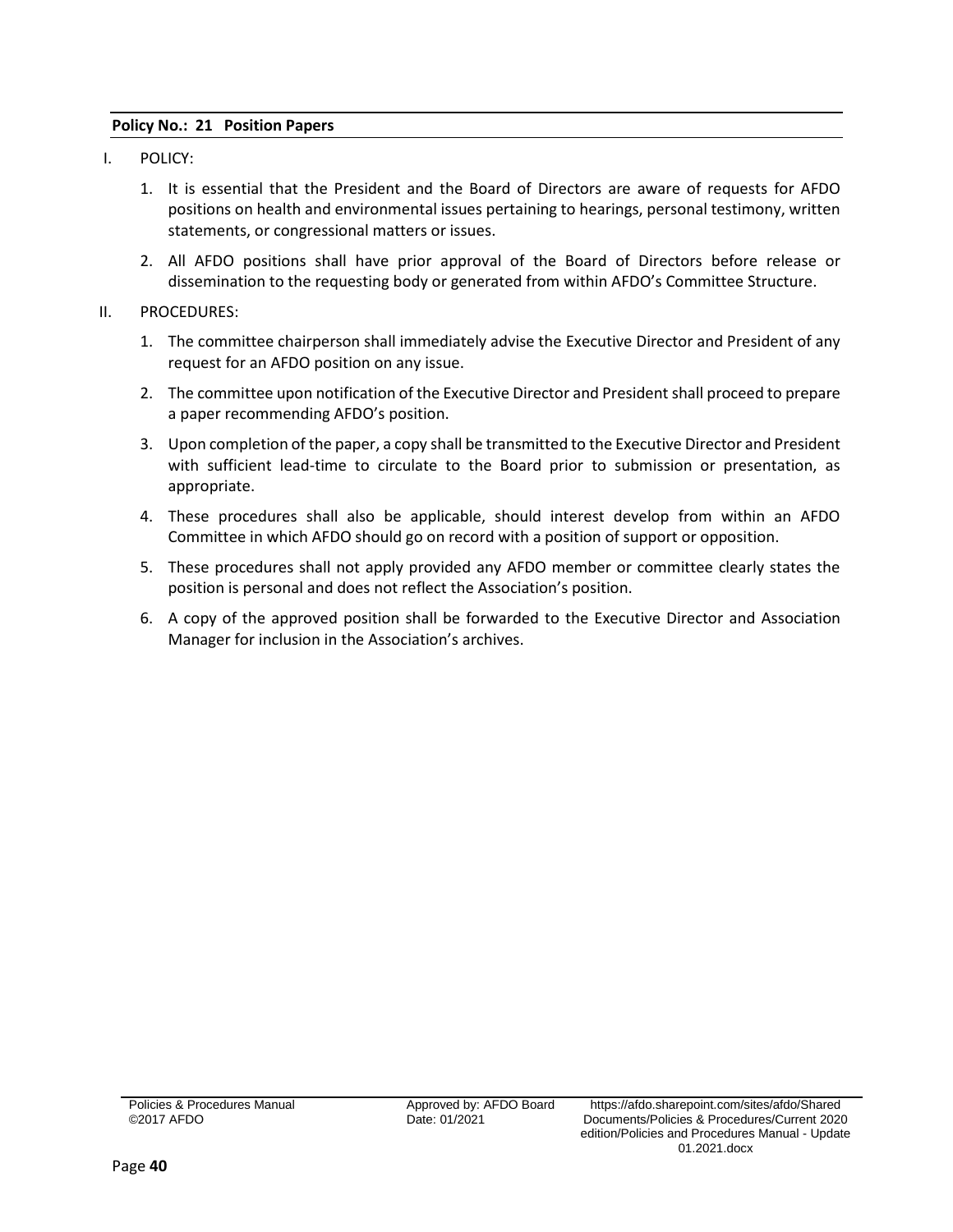**Policy No.: 21 Position Papers**

I. POLICY:

1. It is essential that the President and the Board of Directors are aware of requests for AFDO positions on health and environmental issues pertaining to hearings, personal testimony, written statements, or congressional matters or issues.
2. All AFDO positions shall have prior approval of the Board of Directors before release or dissemination to the requesting body or generated from within AFDO's Committee Structure.

II. PROCEDURES:

1. The committee chairperson shall immediately advise the Executive Director and President of any request for an AFDO position on any issue.
2. The committee upon notification of the Executive Director and President shall proceed to prepare a paper recommending AFDO's position.
3. Upon completion of the paper, a copy shall be transmitted to the Executive Director and President with sufficient lead-time to circulate to the Board prior to submission or presentation, as appropriate.
4. These procedures shall also be applicable, should interest develop from within an AFDO Committee in which AFDO should go on record with a position of support or opposition.
5. These procedures shall not apply provided any AFDO member or committee clearly states the position is personal and does not reflect the Association's position.
6. A copy of the approved position shall be forwarded to the Executive Director and Association Manager for inclusion in the Association's archives.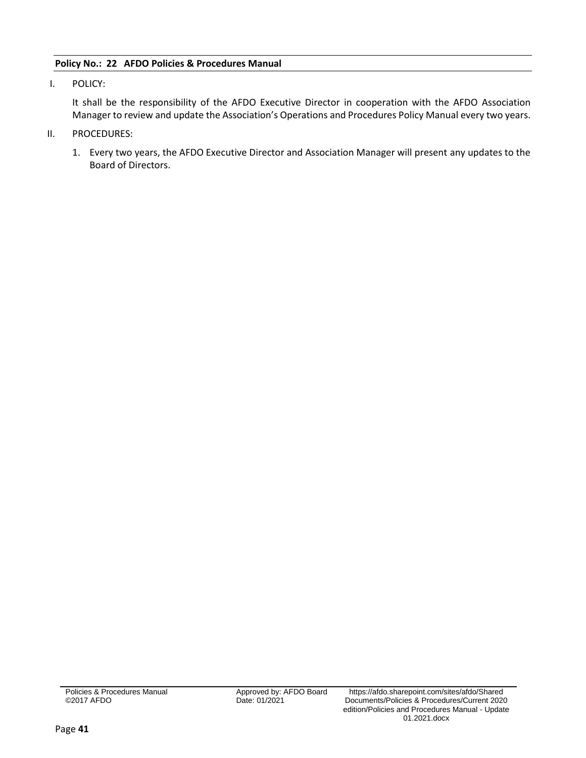**Policy No.: 22 AFDO Policies & Procedures Manual**

I. POLICY:

It shall be the responsibility of the AFDO Executive Director in cooperation with the AFDO Association Manager to review and update the Association's Operations and Procedures Policy Manual every two years.

II. PROCEDURES:

1. Every two years, the AFDO Executive Director and Association Manager will present any updates to the Board of Directors.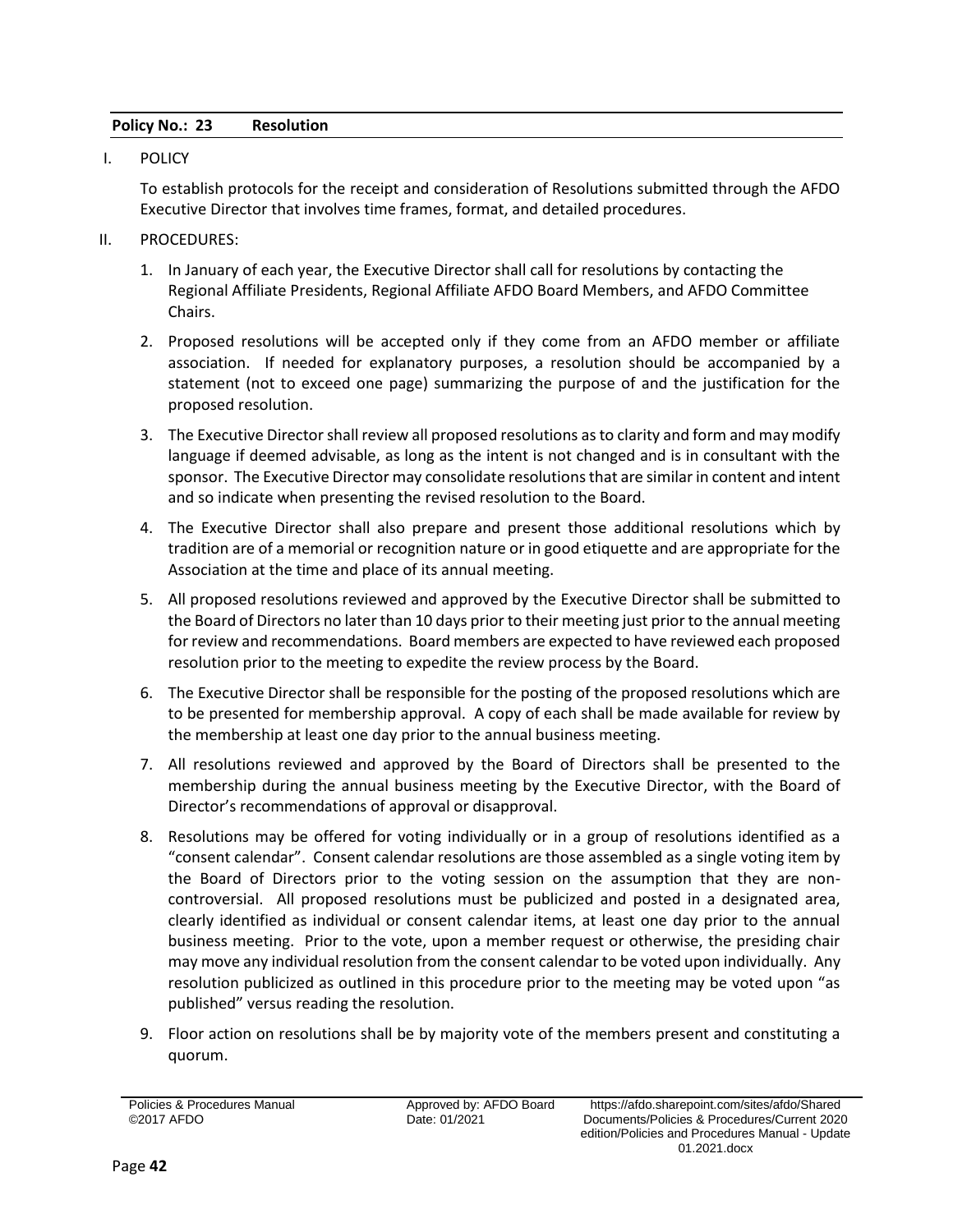**Policy No.: 23 Resolution**

I. POLICY

To establish protocols for the receipt and consideration of Resolutions submitted through the AFDO Executive Director that involves time frames, format, and detailed procedures.

II. PROCEDURES:

1. In January of each year, the Executive Director shall call for resolutions by contacting the Regional Affiliate Presidents, Regional Affiliate AFDO Board Members, and AFDO Committee Chairs.
2. Proposed resolutions will be accepted only if they come from an AFDO member or affiliate association. If needed for explanatory purposes, a resolution should be accompanied by a statement (not to exceed one page) summarizing the purpose of and the justification for the proposed resolution.
3. The Executive Director shall review all proposed resolutions as to clarity and form and may modify language if deemed advisable, as long as the intent is not changed and is in consultant with the sponsor. The Executive Director may consolidate resolutions that are similar in content and intent and so indicate when presenting the revised resolution to the Board.
4. The Executive Director shall also prepare and present those additional resolutions which by tradition are of a memorial or recognition nature or in good etiquette and are appropriate for the Association at the time and place of its annual meeting.
5. All proposed resolutions reviewed and approved by the Executive Director shall be submitted to the Board of Directors no later than 10 days prior to their meeting just prior to the annual meeting for review and recommendations. Board members are expected to have reviewed each proposed resolution prior to the meeting to expedite the review process by the Board.
6. The Executive Director shall be responsible for the posting of the proposed resolutions which are to be presented for membership approval. A copy of each shall be made available for review by the membership at least one day prior to the annual business meeting.
7. All resolutions reviewed and approved by the Board of Directors shall be presented to the membership during the annual business meeting by the Executive Director, with the Board of Director's recommendations of approval or disapproval.
8. Resolutions may be offered for voting individually or in a group of resolutions identified as a "consent calendar". Consent calendar resolutions are those assembled as a single voting item by the Board of Directors prior to the voting session on the assumption that they are non-controversial. All proposed resolutions must be publicized and posted in a designated area, clearly identified as individual or consent calendar items, at least one day prior to the annual business meeting. Prior to the vote, upon a member request or otherwise, the presiding chair may move any individual resolution from the consent calendar to be voted upon individually. Any resolution publicized as outlined in this procedure prior to the meeting may be voted upon "as published" versus reading the resolution.
9. Floor action on resolutions shall be by majority vote of the members present and constituting a quorum.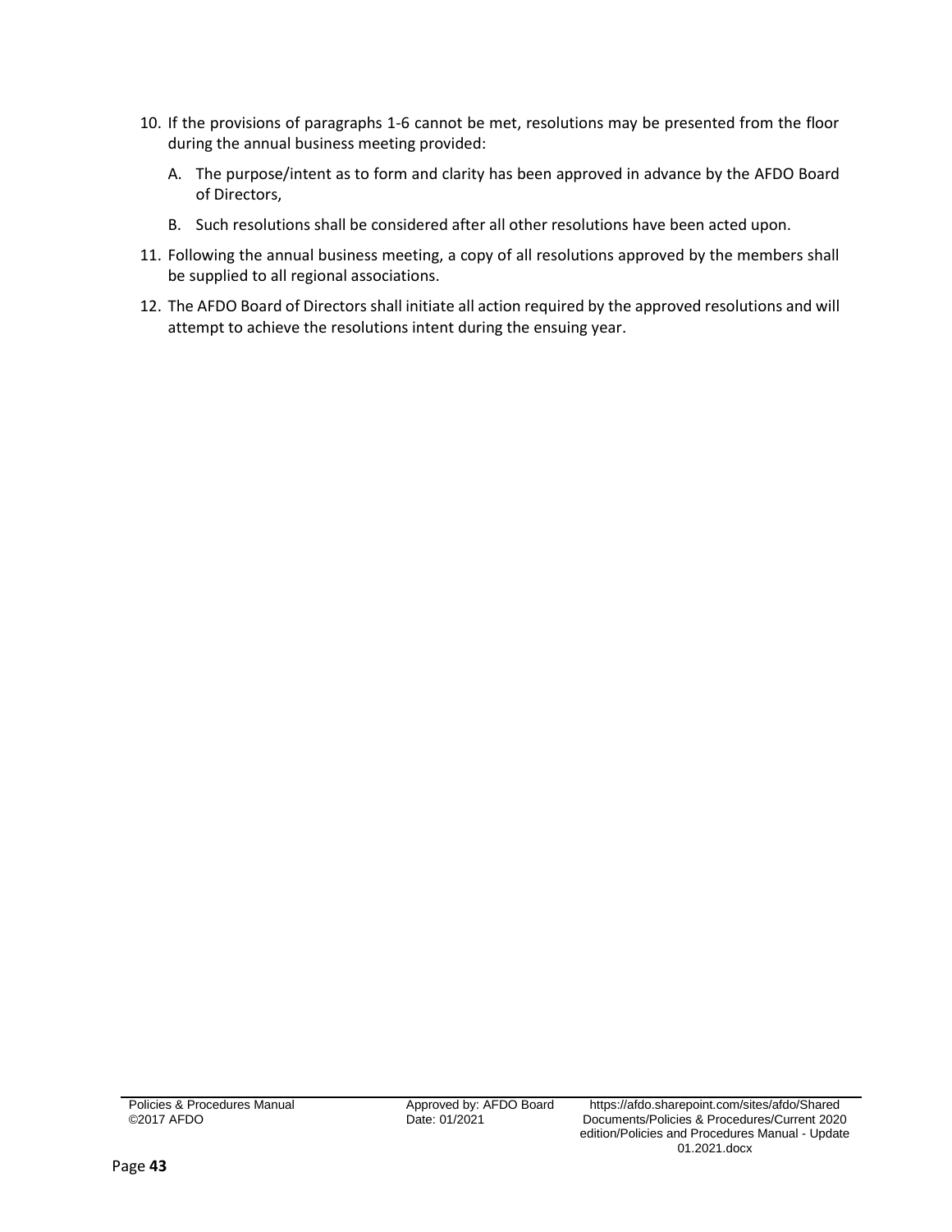10. If the provisions of paragraphs 1-6 cannot be met, resolutions may be presented from the floor during the annual business meeting provided:

    A. The purpose/intent as to form and clarity has been approved in advance by the AFDO Board of Directors,

    B. Such resolutions shall be considered after all other resolutions have been acted upon.

11. Following the annual business meeting, a copy of all resolutions approved by the members shall be supplied to all regional associations.

12. The AFDO Board of Directors shall initiate all action required by the approved resolutions and will attempt to achieve the resolutions intent during the ensuing year.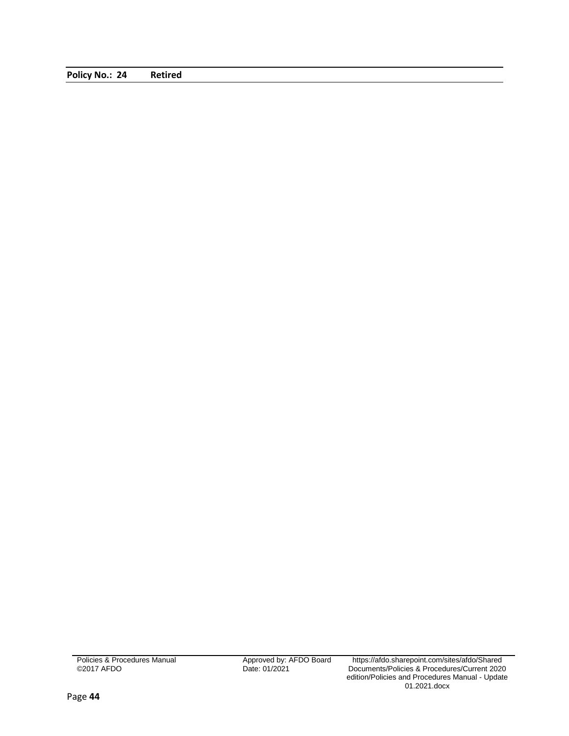**Policy No.: 24 Retired**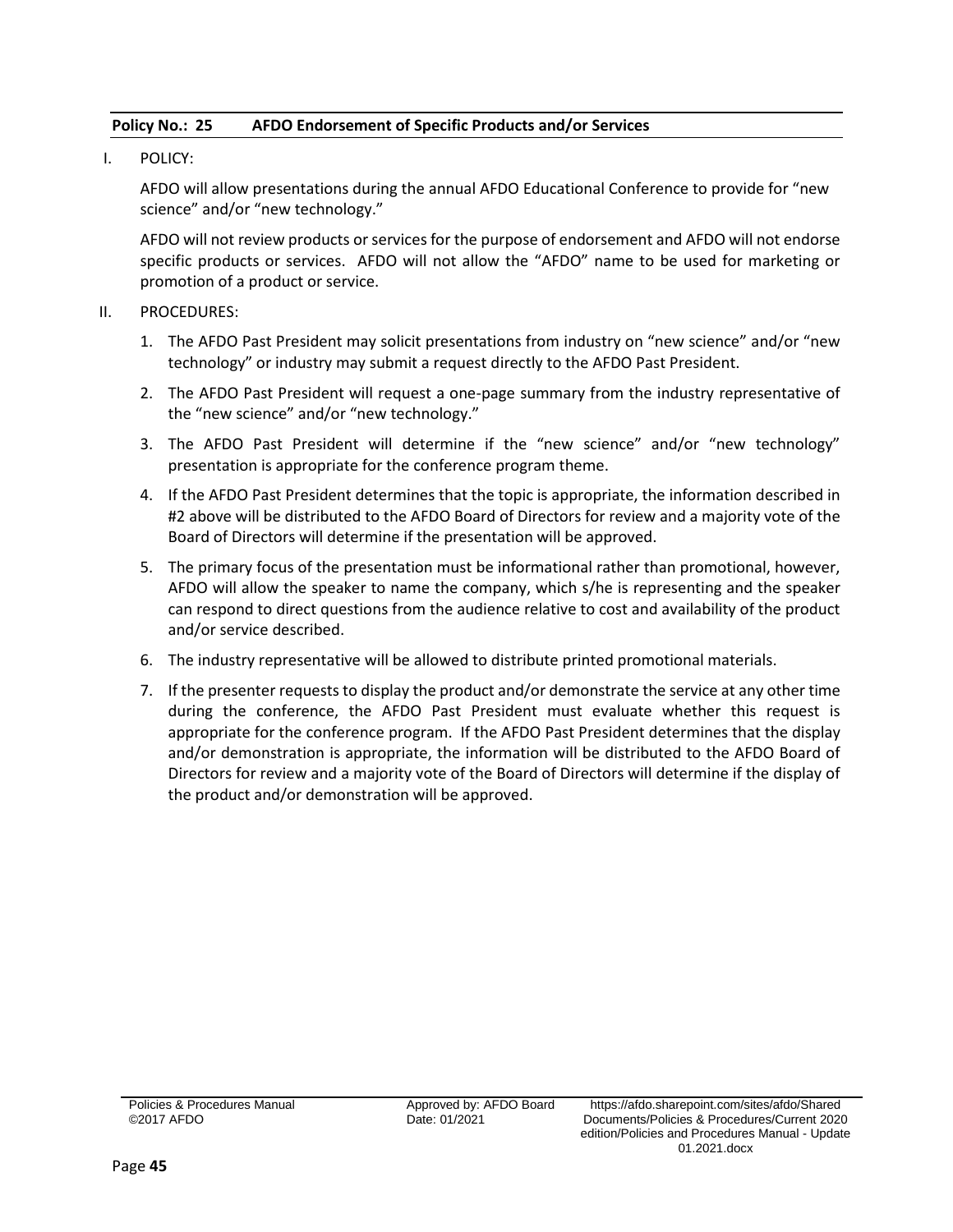## Policy No.: 25 AFDO Endorsement of Specific Products and/or Services

I. POLICY:

AFDO will allow presentations during the annual AFDO Educational Conference to provide for "new science" and/or "new technology."

AFDO will not review products or services for the purpose of endorsement and AFDO will not endorse specific products or services. AFDO will not allow the "AFDO" name to be used for marketing or promotion of a product or service.

II. PROCEDURES:

1. The AFDO Past President may solicit presentations from industry on "new science" and/or "new technology" or industry may submit a request directly to the AFDO Past President.
2. The AFDO Past President will request a one-page summary from the industry representative of the "new science" and/or "new technology."
3. The AFDO Past President will determine if the "new science" and/or "new technology" presentation is appropriate for the conference program theme.
4. If the AFDO Past President determines that the topic is appropriate, the information described in #2 above will be distributed to the AFDO Board of Directors for review and a majority vote of the Board of Directors will determine if the presentation will be approved.
5. The primary focus of the presentation must be informational rather than promotional, however, AFDO will allow the speaker to name the company, which s/he is representing and the speaker can respond to direct questions from the audience relative to cost and availability of the product and/or service described.
6. The industry representative will be allowed to distribute printed promotional materials.
7. If the presenter requests to display the product and/or demonstrate the service at any other time during the conference, the AFDO Past President must evaluate whether this request is appropriate for the conference program. If the AFDO Past President determines that the display and/or demonstration is appropriate, the information will be distributed to the AFDO Board of Directors for review and a majority vote of the Board of Directors will determine if the display of the product and/or demonstration will be approved.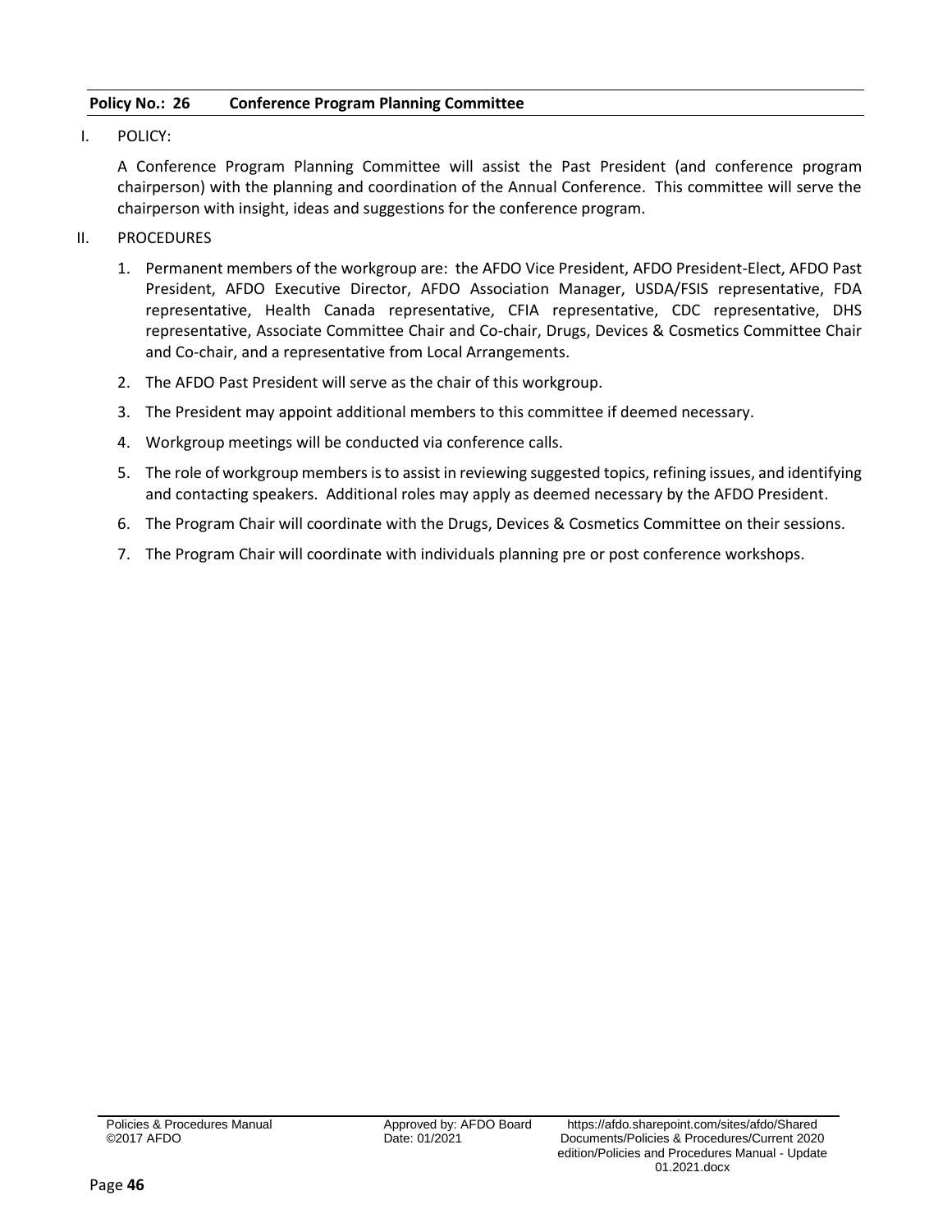**Policy No.: 26 Conference Program Planning Committee**

I. POLICY:

A Conference Program Planning Committee will assist the Past President (and conference program chairperson) with the planning and coordination of the Annual Conference. This committee will serve the chairperson with insight, ideas and suggestions for the conference program.

II. PROCEDURES

1. Permanent members of the workgroup are: the AFDO Vice President, AFDO President-Elect, AFDO Past President, AFDO Executive Director, AFDO Association Manager, USDA/FSIS representative, FDA representative, Health Canada representative, CFIA representative, CDC representative, DHS representative, Associate Committee Chair and Co-chair, Drugs, Devices & Cosmetics Committee Chair and Co-chair, and a representative from Local Arrangements.
2. The AFDO Past President will serve as the chair of this workgroup.
3. The President may appoint additional members to this committee if deemed necessary.
4. Workgroup meetings will be conducted via conference calls.
5. The role of workgroup members is to assist in reviewing suggested topics, refining issues, and identifying and contacting speakers. Additional roles may apply as deemed necessary by the AFDO President.
6. The Program Chair will coordinate with the Drugs, Devices & Cosmetics Committee on their sessions.
7. The Program Chair will coordinate with individuals planning pre or post conference workshops.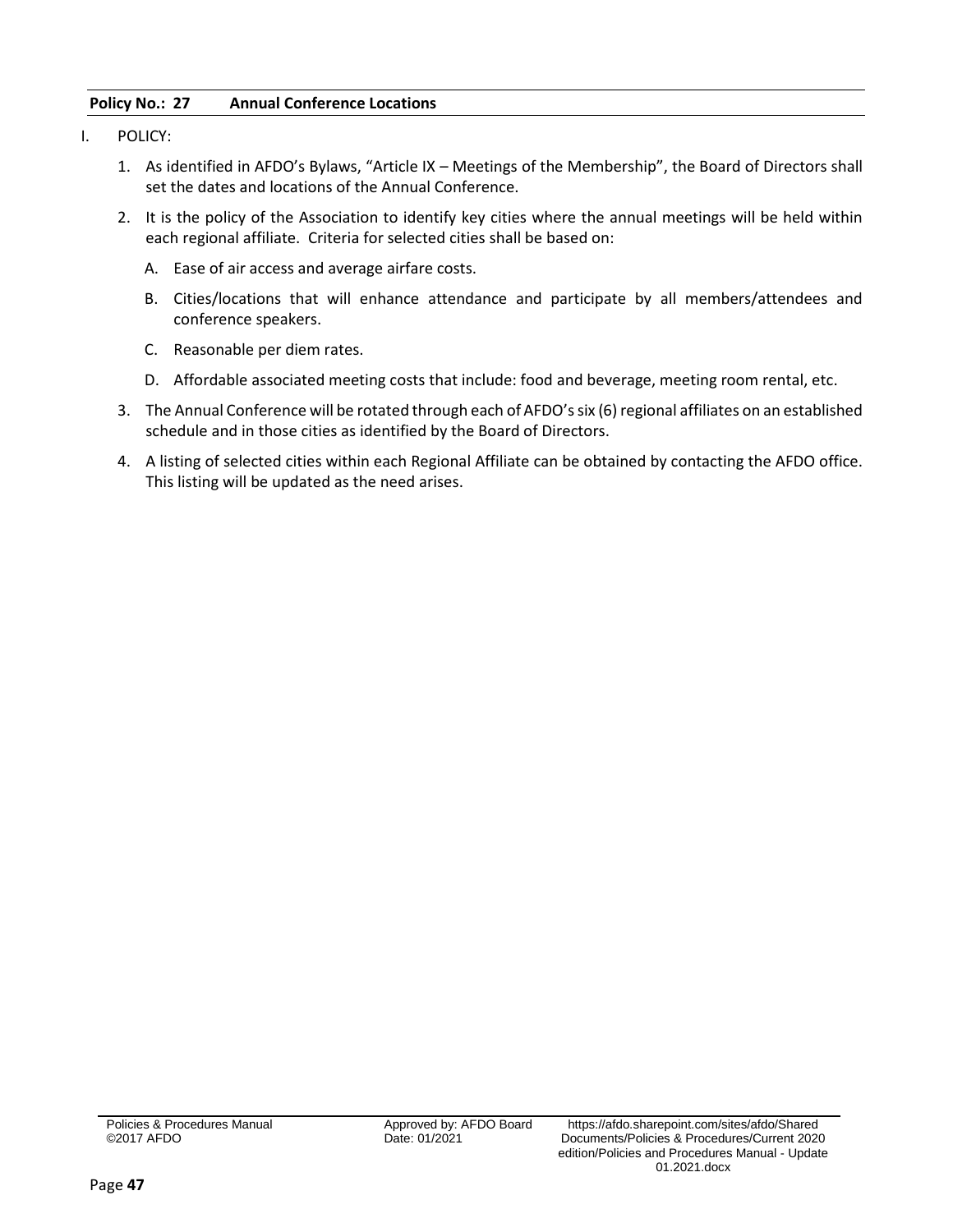**Policy No.: 27 Annual Conference Locations**

I. POLICY:

1. As identified in AFDO's Bylaws, "Article IX – Meetings of the Membership", the Board of Directors shall set the dates and locations of the Annual Conference.

2. It is the policy of the Association to identify key cities where the annual meetings will be held within each regional affiliate. Criteria for selected cities shall be based on:

   A. Ease of air access and average airfare costs.

   B. Cities/locations that will enhance attendance and participate by all members/attendees and conference speakers.

   C. Reasonable per diem rates.

   D. Affordable associated meeting costs that include: food and beverage, meeting room rental, etc.

3. The Annual Conference will be rotated through each of AFDO's six (6) regional affiliates on an established schedule and in those cities as identified by the Board of Directors.

4. A listing of selected cities within each Regional Affiliate can be obtained by contacting the AFDO office. This listing will be updated as the need arises.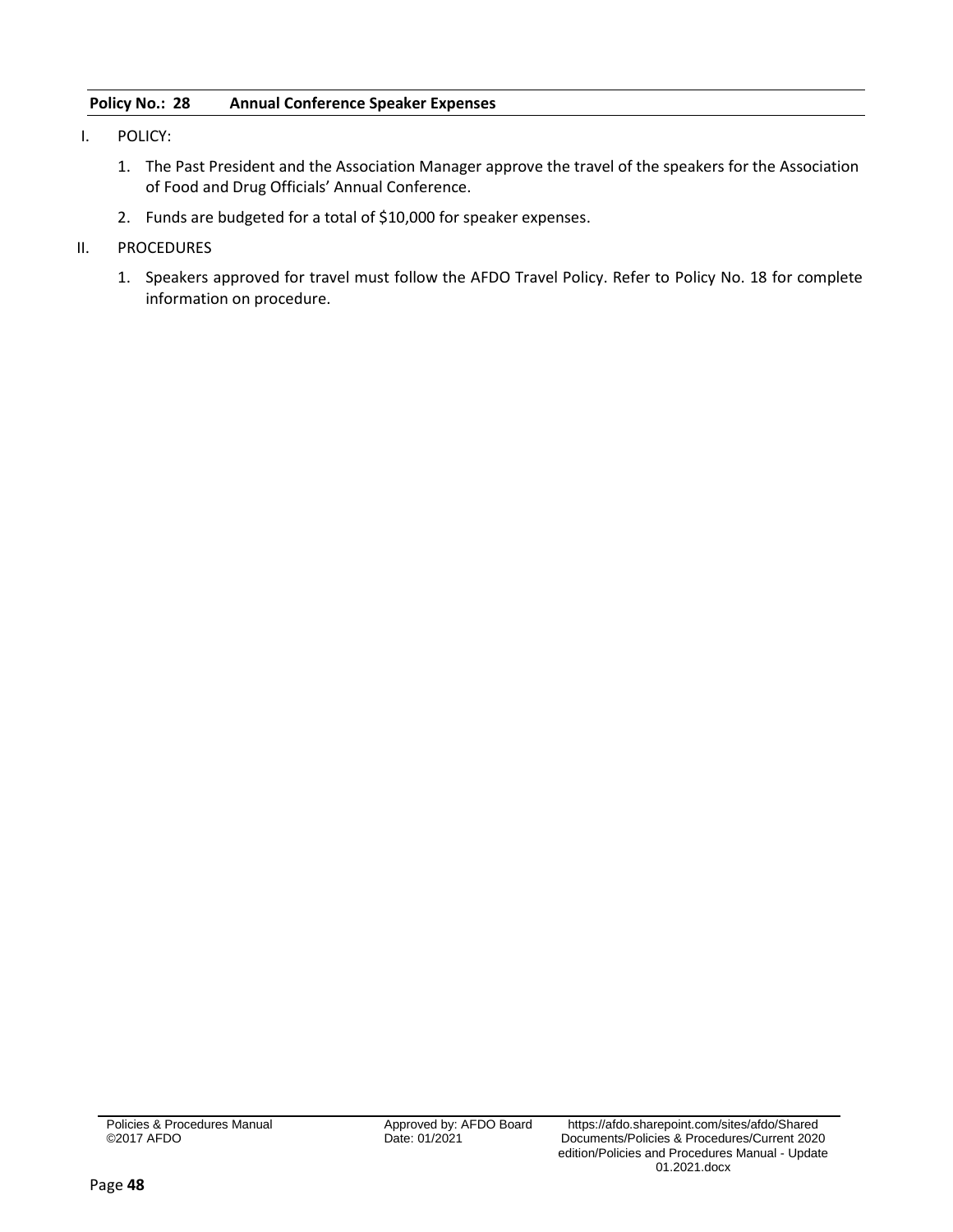**Policy No.: 28 Annual Conference Speaker Expenses**

I. POLICY:

1. The Past President and the Association Manager approve the travel of the speakers for the Association of Food and Drug Officials' Annual Conference.
2. Funds are budgeted for a total of $10,000 for speaker expenses.

II. PROCEDURES

1. Speakers approved for travel must follow the AFDO Travel Policy. Refer to Policy No. 18 for complete information on procedure.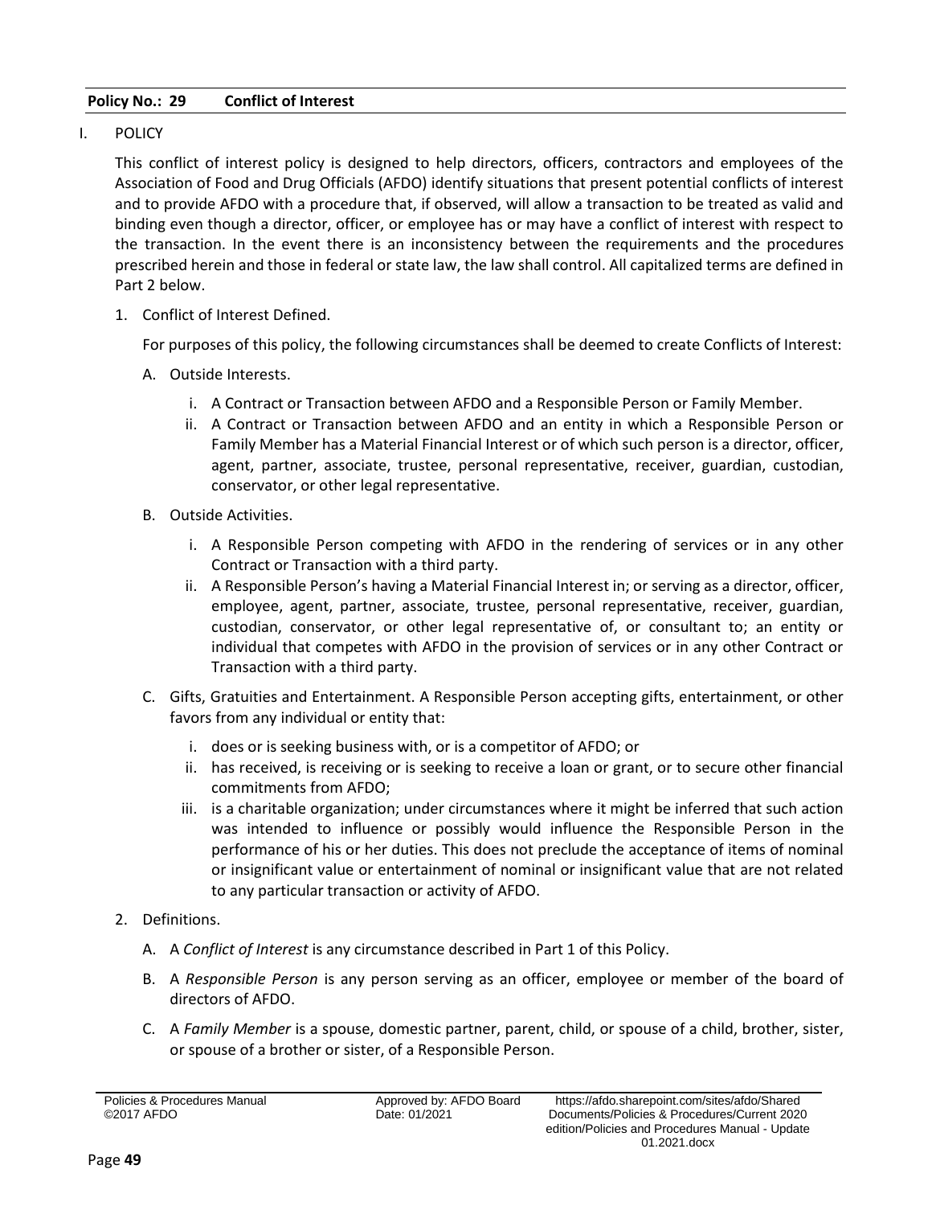**Policy No.: 29 Conflict of Interest**

I. POLICY

This conflict of interest policy is designed to help directors, officers, contractors and employees of the Association of Food and Drug Officials (AFDO) identify situations that present potential conflicts of interest and to provide AFDO with a procedure that, if observed, will allow a transaction to be treated as valid and binding even though a director, officer, or employee has or may have a conflict of interest with respect to the transaction. In the event there is an inconsistency between the requirements and the procedures prescribed herein and those in federal or state law, the law shall control. All capitalized terms are defined in Part 2 below.

1. Conflict of Interest Defined.

   For purposes of this policy, the following circumstances shall be deemed to create Conflicts of Interest:

   A. Outside Interests.

      i. A Contract or Transaction between AFDO and a Responsible Person or Family Member.
      ii. A Contract or Transaction between AFDO and an entity in which a Responsible Person or Family Member has a Material Financial Interest or of which such person is a director, officer, agent, partner, associate, trustee, personal representative, receiver, guardian, custodian, conservator, or other legal representative.

   B. Outside Activities.

      i. A Responsible Person competing with AFDO in the rendering of services or in any other Contract or Transaction with a third party.
      ii. A Responsible Person's having a Material Financial Interest in; or serving as a director, officer, employee, agent, partner, associate, trustee, personal representative, receiver, guardian, custodian, conservator, or other legal representative of, or consultant to; an entity or individual that competes with AFDO in the provision of services or in any other Contract or Transaction with a third party.

   C. Gifts, Gratuities and Entertainment. A Responsible Person accepting gifts, entertainment, or other favors from any individual or entity that:

      i. does or is seeking business with, or is a competitor of AFDO; or
      ii. has received, is receiving or is seeking to receive a loan or grant, or to secure other financial commitments from AFDO;
      iii. is a charitable organization; under circumstances where it might be inferred that such action was intended to influence or possibly would influence the Responsible Person in the performance of his or her duties. This does not preclude the acceptance of items of nominal or insignificant value or entertainment of nominal or insignificant value that are not related to any particular transaction or activity of AFDO.

2. Definitions.

   A. A *Conflict of Interest* is any circumstance described in Part 1 of this Policy.

   B. A *Responsible Person* is any person serving as an officer, employee or member of the board of directors of AFDO.

   C. A *Family Member* is a spouse, domestic partner, parent, child, or spouse of a child, brother, sister, or spouse of a brother or sister, of a Responsible Person.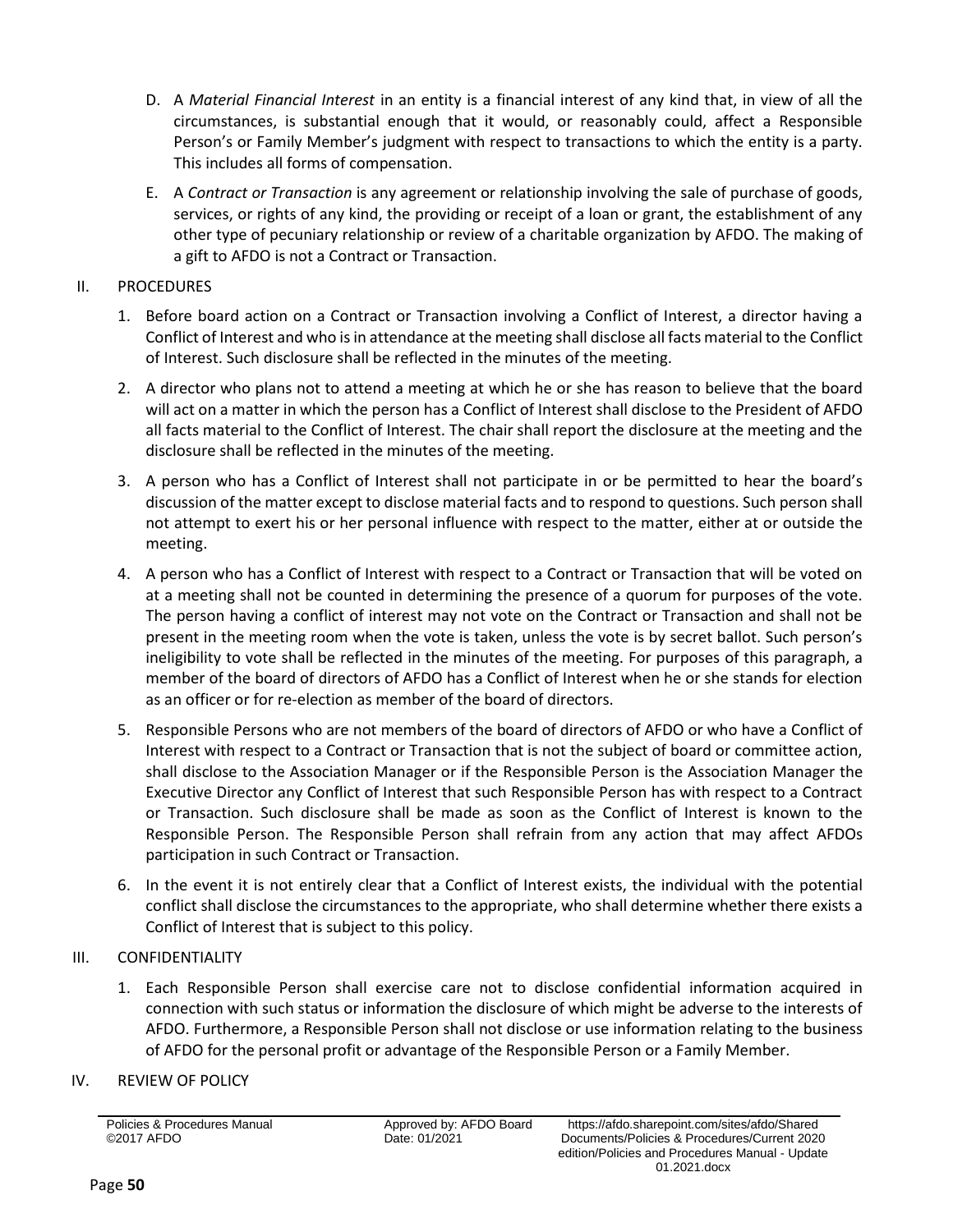D. A *Material Financial Interest* in an entity is a financial interest of any kind that, in view of all the circumstances, is substantial enough that it would, or reasonably could, affect a Responsible Person's or Family Member's judgment with respect to transactions to which the entity is a party. This includes all forms of compensation.

E. A *Contract or Transaction* is any agreement or relationship involving the sale of purchase of goods, services, or rights of any kind, the providing or receipt of a loan or grant, the establishment of any other type of pecuniary relationship or review of a charitable organization by AFDO. The making of a gift to AFDO is not a Contract or Transaction.

## II. PROCEDURES

1. Before board action on a Contract or Transaction involving a Conflict of Interest, a director having a Conflict of Interest and who is in attendance at the meeting shall disclose all facts material to the Conflict of Interest. Such disclosure shall be reflected in the minutes of the meeting.
2. A director who plans not to attend a meeting at which he or she has reason to believe that the board will act on a matter in which the person has a Conflict of Interest shall disclose to the President of AFDO all facts material to the Conflict of Interest. The chair shall report the disclosure at the meeting and the disclosure shall be reflected in the minutes of the meeting.
3. A person who has a Conflict of Interest shall not participate in or be permitted to hear the board's discussion of the matter except to disclose material facts and to respond to questions. Such person shall not attempt to exert his or her personal influence with respect to the matter, either at or outside the meeting.
4. A person who has a Conflict of Interest with respect to a Contract or Transaction that will be voted on at a meeting shall not be counted in determining the presence of a quorum for purposes of the vote. The person having a conflict of interest may not vote on the Contract or Transaction and shall not be present in the meeting room when the vote is taken, unless the vote is by secret ballot. Such person's ineligibility to vote shall be reflected in the minutes of the meeting. For purposes of this paragraph, a member of the board of directors of AFDO has a Conflict of Interest when he or she stands for election as an officer or for re-election as member of the board of directors.
5. Responsible Persons who are not members of the board of directors of AFDO or who have a Conflict of Interest with respect to a Contract or Transaction that is not the subject of board or committee action, shall disclose to the Association Manager or if the Responsible Person is the Association Manager the Executive Director any Conflict of Interest that such Responsible Person has with respect to a Contract or Transaction. Such disclosure shall be made as soon as the Conflict of Interest is known to the Responsible Person. The Responsible Person shall refrain from any action that may affect AFDOs participation in such Contract or Transaction.
6. In the event it is not entirely clear that a Conflict of Interest exists, the individual with the potential conflict shall disclose the circumstances to the appropriate, who shall determine whether there exists a Conflict of Interest that is subject to this policy.

## III. CONFIDENTIALITY

1. Each Responsible Person shall exercise care not to disclose confidential information acquired in connection with such status or information the disclosure of which might be adverse to the interests of AFDO. Furthermore, a Responsible Person shall not disclose or use information relating to the business of AFDO for the personal profit or advantage of the Responsible Person or a Family Member.

## IV. REVIEW OF POLICY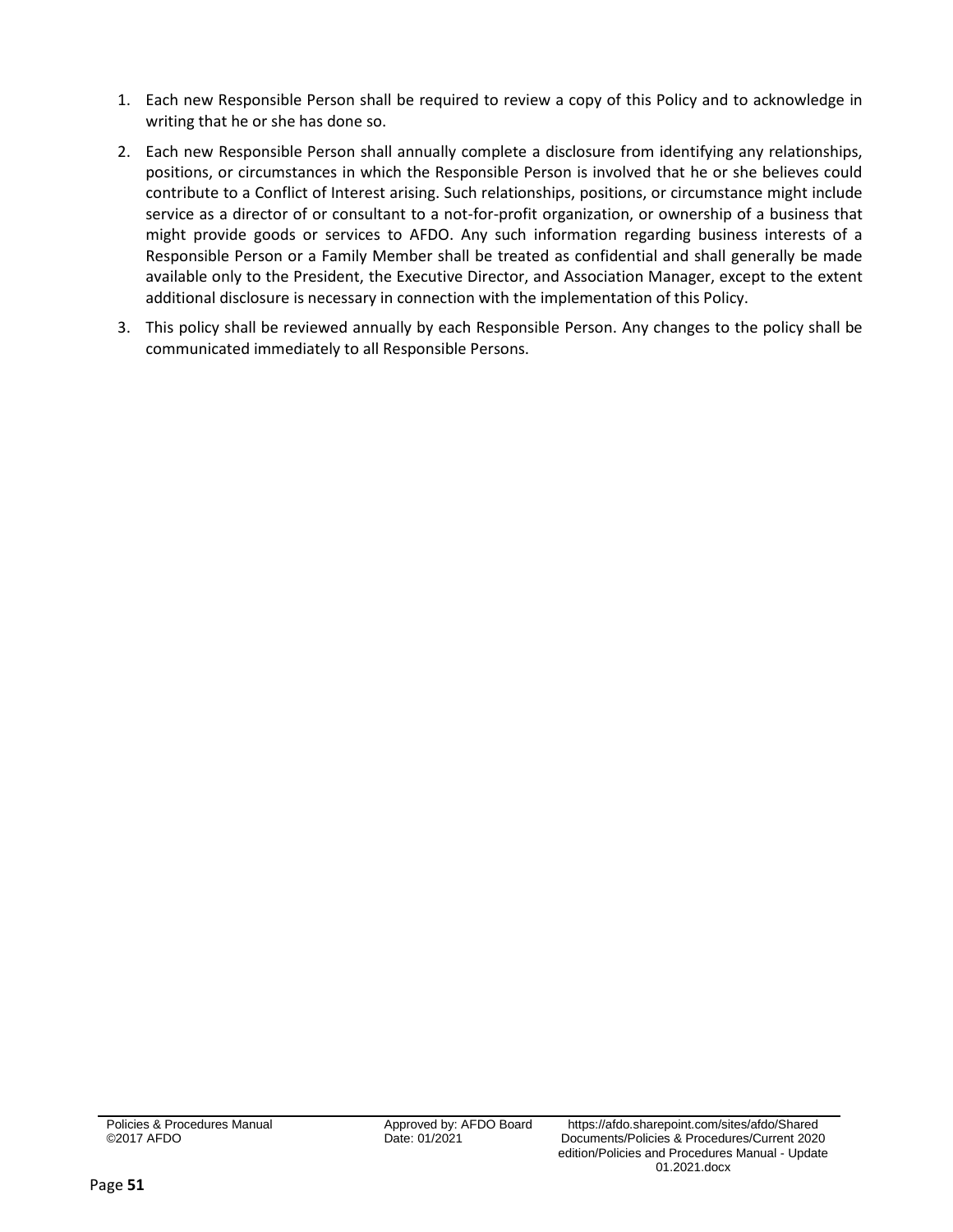1. Each new Responsible Person shall be required to review a copy of this Policy and to acknowledge in writing that he or she has done so.
2. Each new Responsible Person shall annually complete a disclosure from identifying any relationships, positions, or circumstances in which the Responsible Person is involved that he or she believes could contribute to a Conflict of Interest arising. Such relationships, positions, or circumstance might include service as a director of or consultant to a not-for-profit organization, or ownership of a business that might provide goods or services to AFDO. Any such information regarding business interests of a Responsible Person or a Family Member shall be treated as confidential and shall generally be made available only to the President, the Executive Director, and Association Manager, except to the extent additional disclosure is necessary in connection with the implementation of this Policy.
3. This policy shall be reviewed annually by each Responsible Person. Any changes to the policy shall be communicated immediately to all Responsible Persons.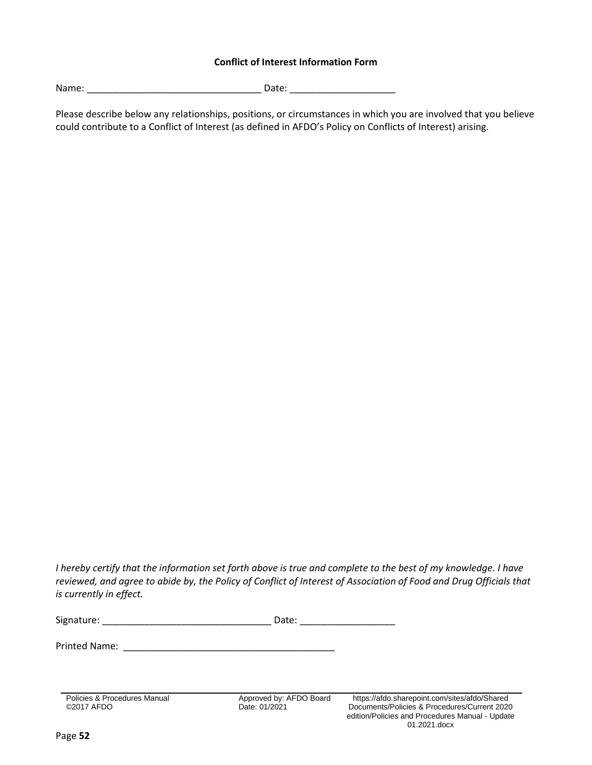**Conflict of Interest Information Form**

Name: ________________________________ Date: ____________________

Please describe below any relationships, positions, or circumstances in which you are involved that you believe could contribute to a Conflict of Interest (as defined in AFDO's Policy on Conflicts of Interest) arising.

*I hereby certify that the information set forth above is true and complete to the best of my knowledge. I have reviewed, and agree to abide by, the Policy of Conflict of Interest of Association of Food and Drug Officials that is currently in effect.*

Signature: ________________________________ Date: __________________

Printed Name: ________________________________________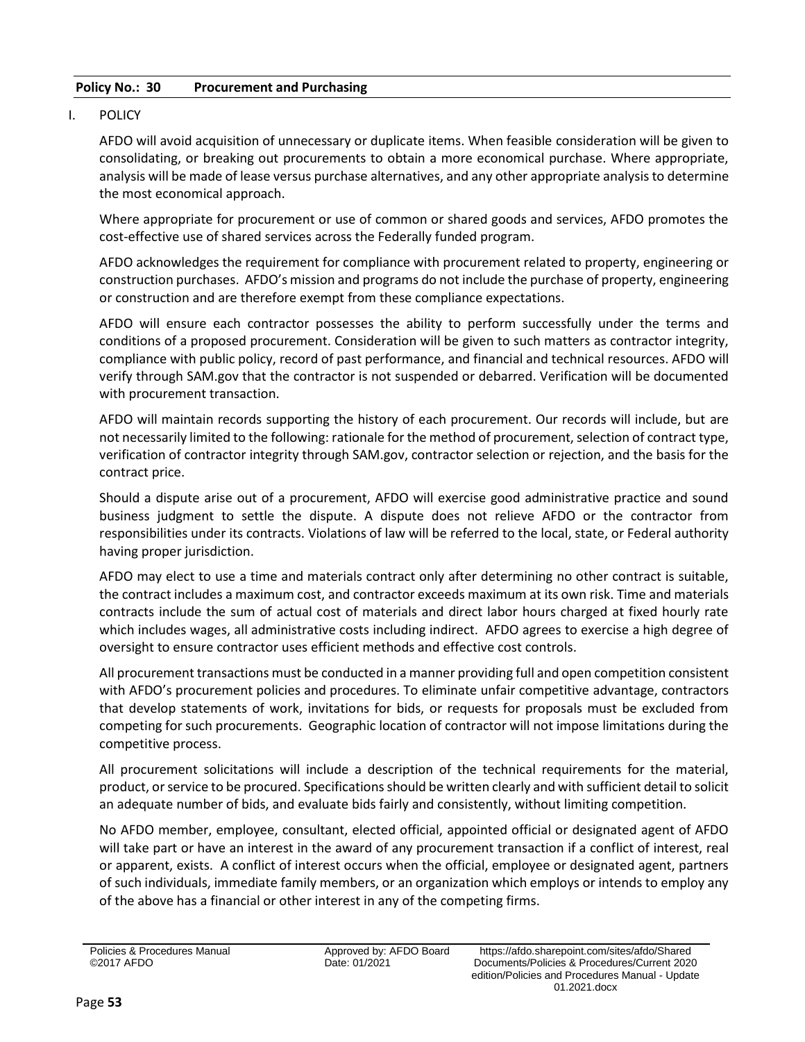**Policy No.: 30 Procurement and Purchasing**

I. POLICY

AFDO will avoid acquisition of unnecessary or duplicate items. When feasible consideration will be given to consolidating, or breaking out procurements to obtain a more economical purchase. Where appropriate, analysis will be made of lease versus purchase alternatives, and any other appropriate analysis to determine the most economical approach.

Where appropriate for procurement or use of common or shared goods and services, AFDO promotes the cost-effective use of shared services across the Federally funded program.

AFDO acknowledges the requirement for compliance with procurement related to property, engineering or construction purchases. AFDO's mission and programs do not include the purchase of property, engineering or construction and are therefore exempt from these compliance expectations.

AFDO will ensure each contractor possesses the ability to perform successfully under the terms and conditions of a proposed procurement. Consideration will be given to such matters as contractor integrity, compliance with public policy, record of past performance, and financial and technical resources. AFDO will verify through SAM.gov that the contractor is not suspended or debarred. Verification will be documented with procurement transaction.

AFDO will maintain records supporting the history of each procurement. Our records will include, but are not necessarily limited to the following: rationale for the method of procurement, selection of contract type, verification of contractor integrity through SAM.gov, contractor selection or rejection, and the basis for the contract price.

Should a dispute arise out of a procurement, AFDO will exercise good administrative practice and sound business judgment to settle the dispute. A dispute does not relieve AFDO or the contractor from responsibilities under its contracts. Violations of law will be referred to the local, state, or Federal authority having proper jurisdiction.

AFDO may elect to use a time and materials contract only after determining no other contract is suitable, the contract includes a maximum cost, and contractor exceeds maximum at its own risk. Time and materials contracts include the sum of actual cost of materials and direct labor hours charged at fixed hourly rate which includes wages, all administrative costs including indirect. AFDO agrees to exercise a high degree of oversight to ensure contractor uses efficient methods and effective cost controls.

All procurement transactions must be conducted in a manner providing full and open competition consistent with AFDO's procurement policies and procedures. To eliminate unfair competitive advantage, contractors that develop statements of work, invitations for bids, or requests for proposals must be excluded from competing for such procurements. Geographic location of contractor will not impose limitations during the competitive process.

All procurement solicitations will include a description of the technical requirements for the material, product, or service to be procured. Specifications should be written clearly and with sufficient detail to solicit an adequate number of bids, and evaluate bids fairly and consistently, without limiting competition.

No AFDO member, employee, consultant, elected official, appointed official or designated agent of AFDO will take part or have an interest in the award of any procurement transaction if a conflict of interest, real or apparent, exists. A conflict of interest occurs when the official, employee or designated agent, partners of such individuals, immediate family members, or an organization which employs or intends to employ any of the above has a financial or other interest in any of the competing firms.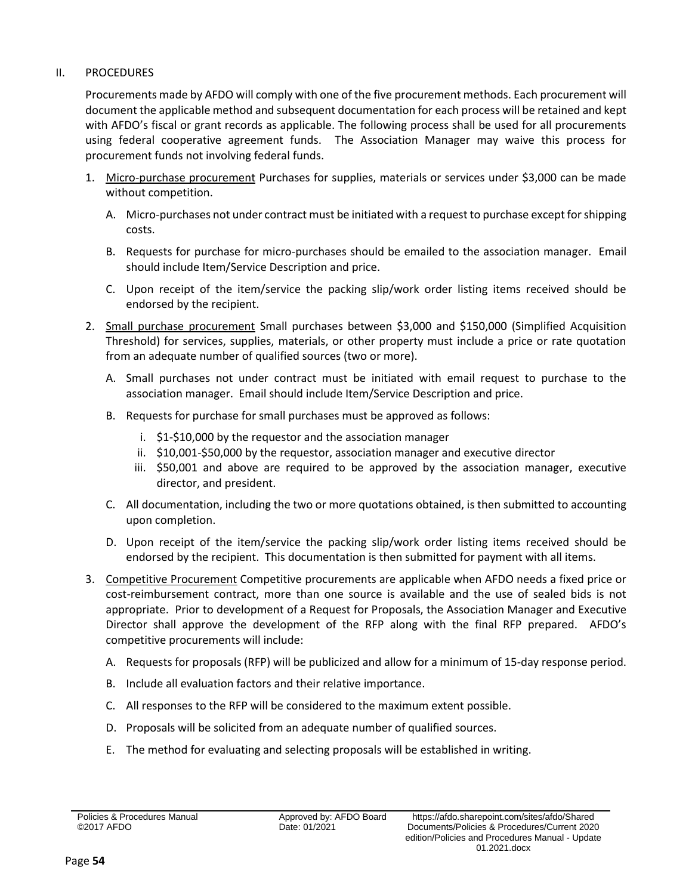## II. PROCEDURES

Procurements made by AFDO will comply with one of the five procurement methods. Each procurement will document the applicable method and subsequent documentation for each process will be retained and kept with AFDO's fiscal or grant records as applicable. The following process shall be used for all procurements using federal cooperative agreement funds. The Association Manager may waive this process for procurement funds not involving federal funds.

1. Micro-purchase procurement Purchases for supplies, materials or services under $3,000 can be made without competition.

   A. Micro-purchases not under contract must be initiated with a request to purchase except for shipping costs.

   B. Requests for purchase for micro-purchases should be emailed to the association manager. Email should include Item/Service Description and price.

   C. Upon receipt of the item/service the packing slip/work order listing items received should be endorsed by the recipient.

2. Small purchase procurement Small purchases between $3,000 and $150,000 (Simplified Acquisition Threshold) for services, supplies, materials, or other property must include a price or rate quotation from an adequate number of qualified sources (two or more).

   A. Small purchases not under contract must be initiated with email request to purchase to the association manager. Email should include Item/Service Description and price.

   B. Requests for purchase for small purchases must be approved as follows:

      i. $1-$10,000 by the requestor and the association manager
      ii. $10,001-$50,000 by the requestor, association manager and executive director
      iii. $50,001 and above are required to be approved by the association manager, executive director, and president.

   C. All documentation, including the two or more quotations obtained, is then submitted to accounting upon completion.

   D. Upon receipt of the item/service the packing slip/work order listing items received should be endorsed by the recipient. This documentation is then submitted for payment with all items.

3. Competitive Procurement Competitive procurements are applicable when AFDO needs a fixed price or cost-reimbursement contract, more than one source is available and the use of sealed bids is not appropriate. Prior to development of a Request for Proposals, the Association Manager and Executive Director shall approve the development of the RFP along with the final RFP prepared. AFDO's competitive procurements will include:

   A. Requests for proposals (RFP) will be publicized and allow for a minimum of 15-day response period.

   B. Include all evaluation factors and their relative importance.

   C. All responses to the RFP will be considered to the maximum extent possible.

   D. Proposals will be solicited from an adequate number of qualified sources.

   E. The method for evaluating and selecting proposals will be established in writing.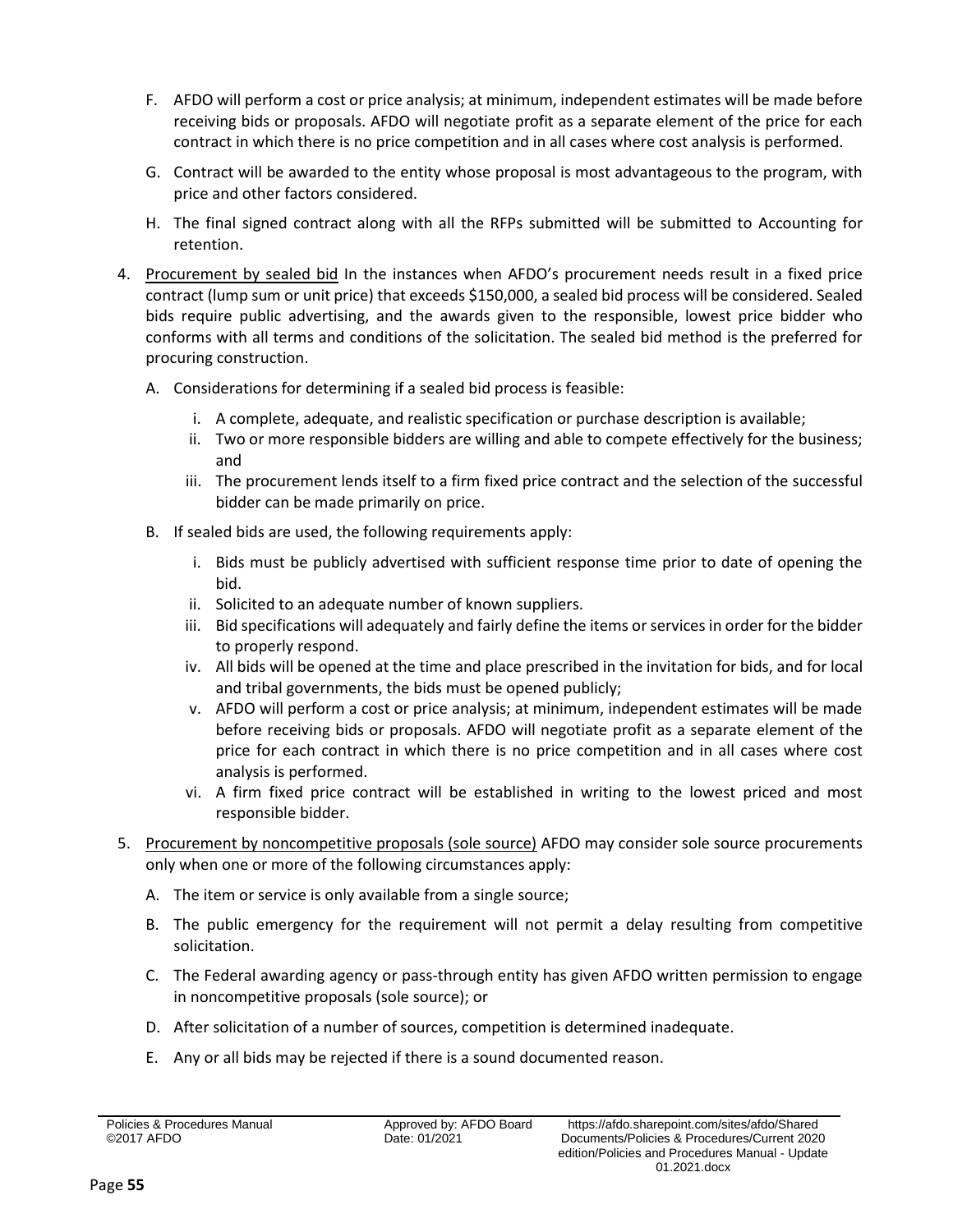F. AFDO will perform a cost or price analysis; at minimum, independent estimates will be made before receiving bids or proposals. AFDO will negotiate profit as a separate element of the price for each contract in which there is no price competition and in all cases where cost analysis is performed.

G. Contract will be awarded to the entity whose proposal is most advantageous to the program, with price and other factors considered.

H. The final signed contract along with all the RFPs submitted will be submitted to Accounting for retention.

4. Procurement by sealed bid In the instances when AFDO's procurement needs result in a fixed price contract (lump sum or unit price) that exceeds $150,000, a sealed bid process will be considered. Sealed bids require public advertising, and the awards given to the responsible, lowest price bidder who conforms with all terms and conditions of the solicitation. The sealed bid method is the preferred for procuring construction.

   A. Considerations for determining if a sealed bid process is feasible:

      i. A complete, adequate, and realistic specification or purchase description is available;
      ii. Two or more responsible bidders are willing and able to compete effectively for the business; and
      iii. The procurement lends itself to a firm fixed price contract and the selection of the successful bidder can be made primarily on price.

   B. If sealed bids are used, the following requirements apply:

      i. Bids must be publicly advertised with sufficient response time prior to date of opening the bid.
      ii. Solicited to an adequate number of known suppliers.
      iii. Bid specifications will adequately and fairly define the items or services in order for the bidder to properly respond.
      iv. All bids will be opened at the time and place prescribed in the invitation for bids, and for local and tribal governments, the bids must be opened publicly;
      v. AFDO will perform a cost or price analysis; at minimum, independent estimates will be made before receiving bids or proposals. AFDO will negotiate profit as a separate element of the price for each contract in which there is no price competition and in all cases where cost analysis is performed.
      vi. A firm fixed price contract will be established in writing to the lowest priced and most responsible bidder.

5. Procurement by noncompetitive proposals (sole source) AFDO may consider sole source procurements only when one or more of the following circumstances apply:

   A. The item or service is only available from a single source;

   B. The public emergency for the requirement will not permit a delay resulting from competitive solicitation.

   C. The Federal awarding agency or pass-through entity has given AFDO written permission to engage in noncompetitive proposals (sole source); or

   D. After solicitation of a number of sources, competition is determined inadequate.

   E. Any or all bids may be rejected if there is a sound documented reason.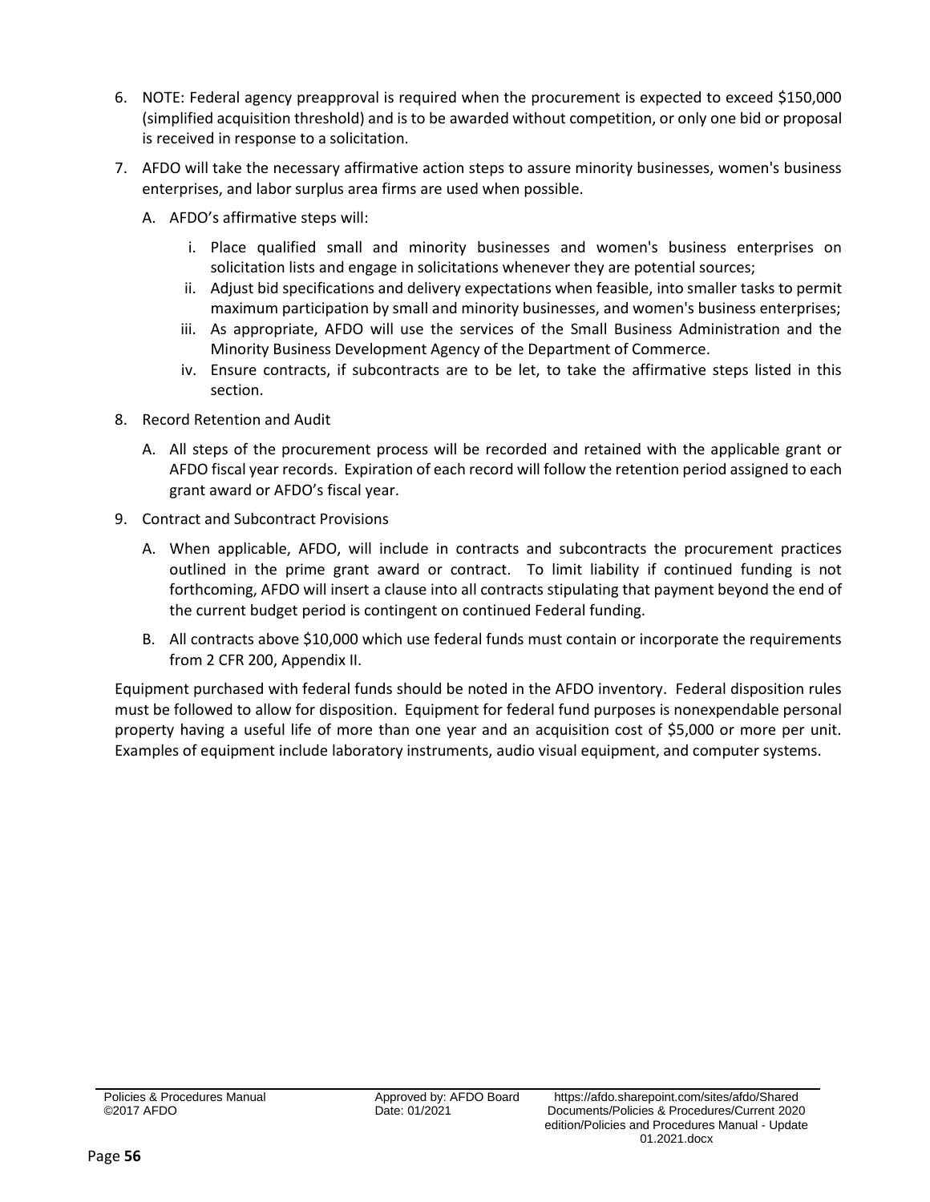6. NOTE: Federal agency preapproval is required when the procurement is expected to exceed $150,000 (simplified acquisition threshold) and is to be awarded without competition, or only one bid or proposal is received in response to a solicitation.
7. AFDO will take the necessary affirmative action steps to assure minority businesses, women's business enterprises, and labor surplus area firms are used when possible.
   A. AFDO's affirmative steps will:
      i. Place qualified small and minority businesses and women's business enterprises on solicitation lists and engage in solicitations whenever they are potential sources;
      ii. Adjust bid specifications and delivery expectations when feasible, into smaller tasks to permit maximum participation by small and minority businesses, and women's business enterprises;
      iii. As appropriate, AFDO will use the services of the Small Business Administration and the Minority Business Development Agency of the Department of Commerce.
      iv. Ensure contracts, if subcontracts are to be let, to take the affirmative steps listed in this section.
8. Record Retention and Audit
   A. All steps of the procurement process will be recorded and retained with the applicable grant or AFDO fiscal year records. Expiration of each record will follow the retention period assigned to each grant award or AFDO's fiscal year.
9. Contract and Subcontract Provisions
   A. When applicable, AFDO, will include in contracts and subcontracts the procurement practices outlined in the prime grant award or contract. To limit liability if continued funding is not forthcoming, AFDO will insert a clause into all contracts stipulating that payment beyond the end of the current budget period is contingent on continued Federal funding.
   B. All contracts above $10,000 which use federal funds must contain or incorporate the requirements from 2 CFR 200, Appendix II.

Equipment purchased with federal funds should be noted in the AFDO inventory. Federal disposition rules must be followed to allow for disposition. Equipment for federal fund purposes is nonexpendable personal property having a useful life of more than one year and an acquisition cost of $5,000 or more per unit. Examples of equipment include laboratory instruments, audio visual equipment, and computer systems.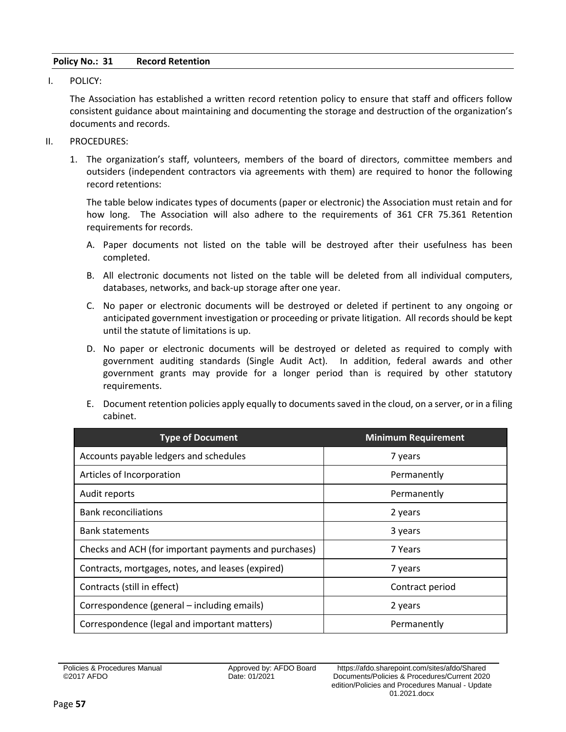**Policy No.: 31 Record Retention**

I. POLICY:

The Association has established a written record retention policy to ensure that staff and officers follow consistent guidance about maintaining and documenting the storage and destruction of the organization's documents and records.

II. PROCEDURES:

1. The organization's staff, volunteers, members of the board of directors, committee members and outsiders (independent contractors via agreements with them) are required to honor the following record retentions:

   The table below indicates types of documents (paper or electronic) the Association must retain and for how long. The Association will also adhere to the requirements of 361 CFR 75.361 Retention requirements for records.

   A. Paper documents not listed on the table will be destroyed after their usefulness has been completed.

   B. All electronic documents not listed on the table will be deleted from all individual computers, databases, networks, and back-up storage after one year.

   C. No paper or electronic documents will be destroyed or deleted if pertinent to any ongoing or anticipated government investigation or proceeding or private litigation. All records should be kept until the statute of limitations is up.

   D. No paper or electronic documents will be destroyed or deleted as required to comply with government auditing standards (Single Audit Act). In addition, federal awards and other government grants may provide for a longer period than is required by other statutory requirements.

   E. Document retention policies apply equally to documents saved in the cloud, on a server, or in a filing cabinet.

| Type of Document | Minimum Requirement |
|---|---|
| Accounts payable ledgers and schedules | 7 years |
| Articles of Incorporation | Permanently |
| Audit reports | Permanently |
| Bank reconciliations | 2 years |
| Bank statements | 3 years |
| Checks and ACH (for important payments and purchases) | 7 Years |
| Contracts, mortgages, notes, and leases (expired) | 7 years |
| Contracts (still in effect) | Contract period |
| Correspondence (general – including emails) | 2 years |
| Correspondence (legal and important matters) | Permanently |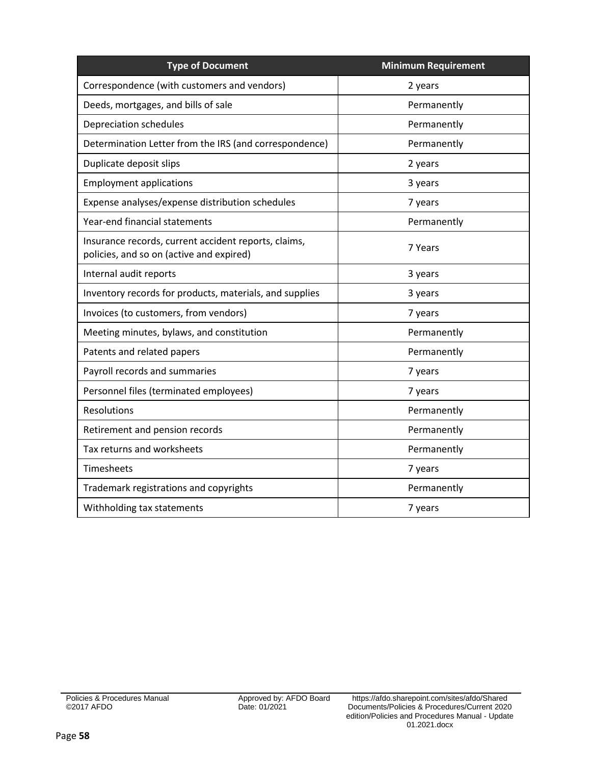| Type of Document | Minimum Requirement |
|---|---|
| Correspondence (with customers and vendors) | 2 years |
| Deeds, mortgages, and bills of sale | Permanently |
| Depreciation schedules | Permanently |
| Determination Letter from the IRS (and correspondence) | Permanently |
| Duplicate deposit slips | 2 years |
| Employment applications | 3 years |
| Expense analyses/expense distribution schedules | 7 years |
| Year-end financial statements | Permanently |
| Insurance records, current accident reports, claims, policies, and so on (active and expired) | 7 Years |
| Internal audit reports | 3 years |
| Inventory records for products, materials, and supplies | 3 years |
| Invoices (to customers, from vendors) | 7 years |
| Meeting minutes, bylaws, and constitution | Permanently |
| Patents and related papers | Permanently |
| Payroll records and summaries | 7 years |
| Personnel files (terminated employees) | 7 years |
| Resolutions | Permanently |
| Retirement and pension records | Permanently |
| Tax returns and worksheets | Permanently |
| Timesheets | 7 years |
| Trademark registrations and copyrights | Permanently |
| Withholding tax statements | 7 years |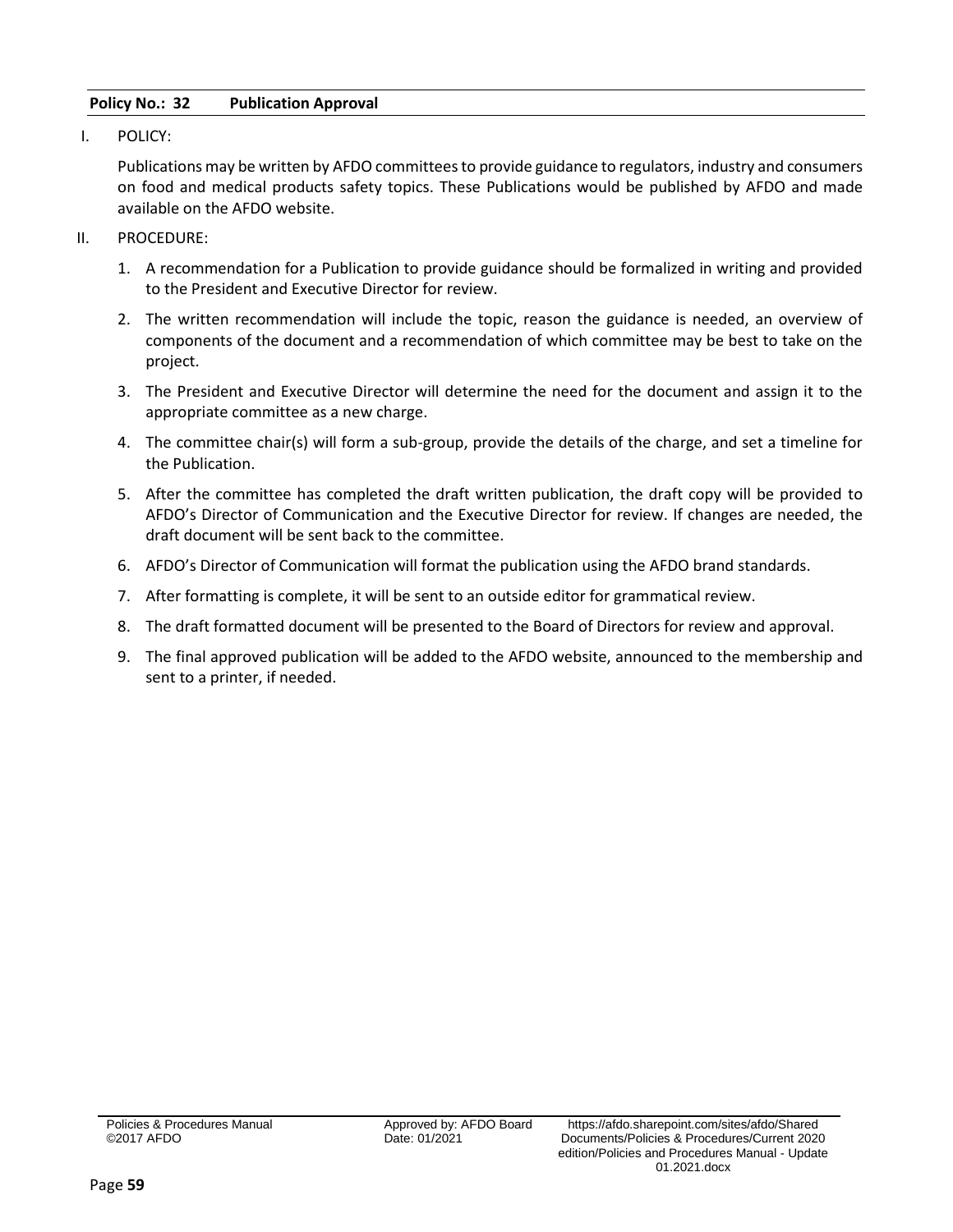**Policy No.: 32 Publication Approval**

I. POLICY:

Publications may be written by AFDO committees to provide guidance to regulators, industry and consumers on food and medical products safety topics. These Publications would be published by AFDO and made available on the AFDO website.

II. PROCEDURE:

1. A recommendation for a Publication to provide guidance should be formalized in writing and provided to the President and Executive Director for review.
2. The written recommendation will include the topic, reason the guidance is needed, an overview of components of the document and a recommendation of which committee may be best to take on the project.
3. The President and Executive Director will determine the need for the document and assign it to the appropriate committee as a new charge.
4. The committee chair(s) will form a sub-group, provide the details of the charge, and set a timeline for the Publication.
5. After the committee has completed the draft written publication, the draft copy will be provided to AFDO's Director of Communication and the Executive Director for review. If changes are needed, the draft document will be sent back to the committee.
6. AFDO's Director of Communication will format the publication using the AFDO brand standards.
7. After formatting is complete, it will be sent to an outside editor for grammatical review.
8. The draft formatted document will be presented to the Board of Directors for review and approval.
9. The final approved publication will be added to the AFDO website, announced to the membership and sent to a printer, if needed.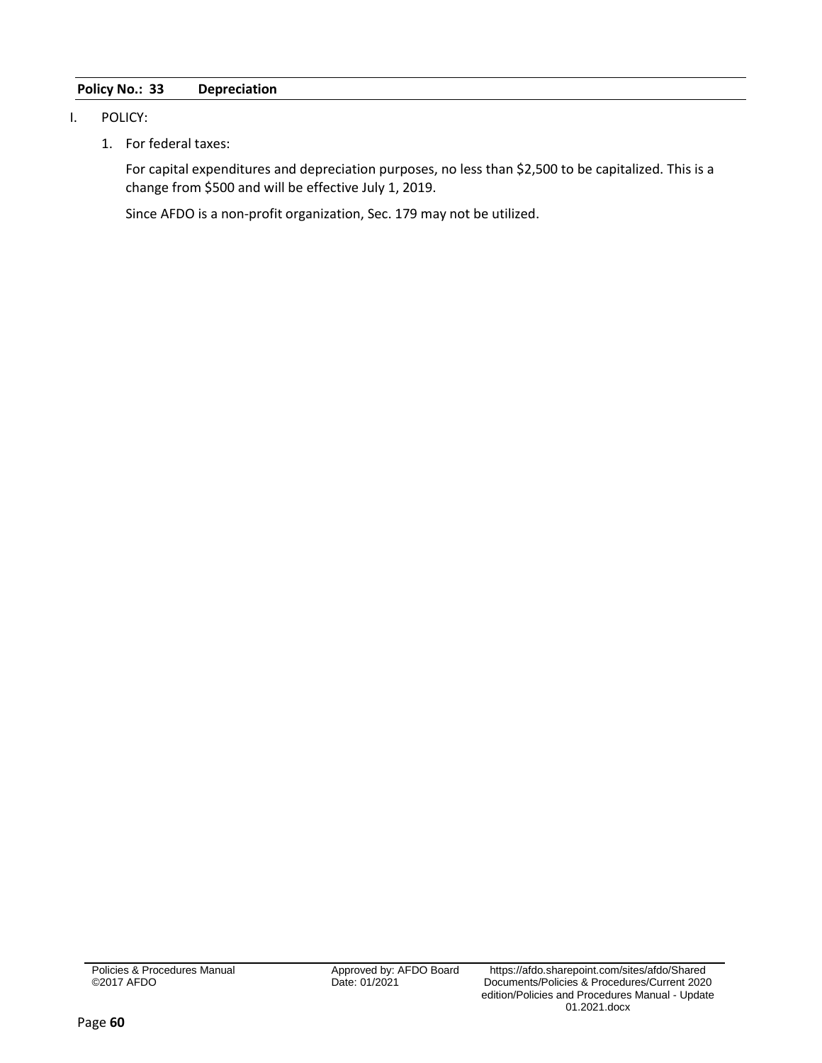**Policy No.: 33 Depreciation**

I. POLICY:

1. For federal taxes:

   For capital expenditures and depreciation purposes, no less than $2,500 to be capitalized. This is a change from $500 and will be effective July 1, 2019.

   Since AFDO is a non-profit organization, Sec. 179 may not be utilized.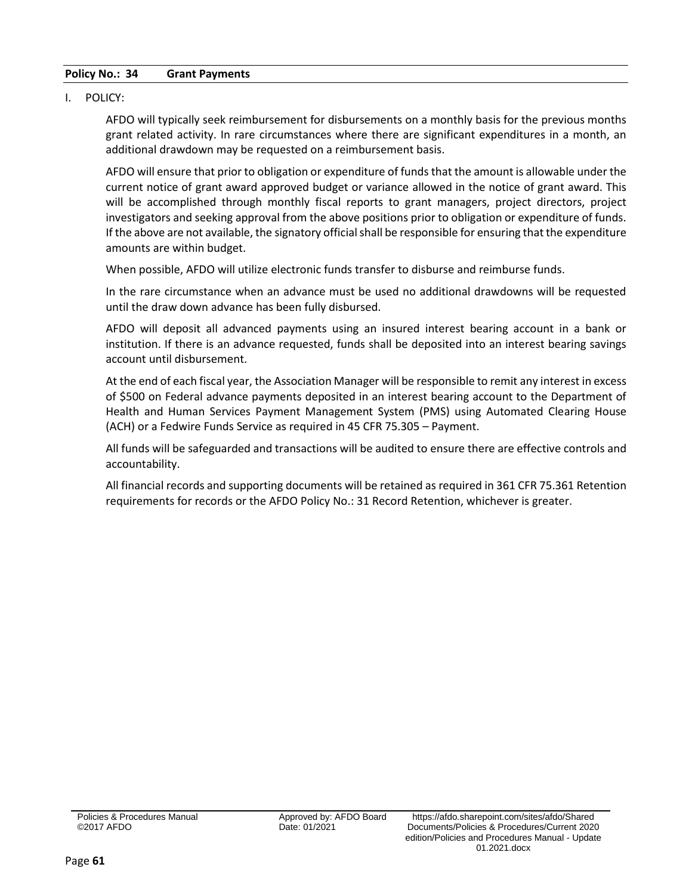**Policy No.: 34 Grant Payments**

I. POLICY:

AFDO will typically seek reimbursement for disbursements on a monthly basis for the previous months grant related activity. In rare circumstances where there are significant expenditures in a month, an additional drawdown may be requested on a reimbursement basis.

AFDO will ensure that prior to obligation or expenditure of funds that the amount is allowable under the current notice of grant award approved budget or variance allowed in the notice of grant award. This will be accomplished through monthly fiscal reports to grant managers, project directors, project investigators and seeking approval from the above positions prior to obligation or expenditure of funds. If the above are not available, the signatory official shall be responsible for ensuring that the expenditure amounts are within budget.

When possible, AFDO will utilize electronic funds transfer to disburse and reimburse funds.

In the rare circumstance when an advance must be used no additional drawdowns will be requested until the draw down advance has been fully disbursed.

AFDO will deposit all advanced payments using an insured interest bearing account in a bank or institution. If there is an advance requested, funds shall be deposited into an interest bearing savings account until disbursement.

At the end of each fiscal year, the Association Manager will be responsible to remit any interest in excess of $500 on Federal advance payments deposited in an interest bearing account to the Department of Health and Human Services Payment Management System (PMS) using Automated Clearing House (ACH) or a Fedwire Funds Service as required in 45 CFR 75.305 – Payment.

All funds will be safeguarded and transactions will be audited to ensure there are effective controls and accountability.

All financial records and supporting documents will be retained as required in 361 CFR 75.361 Retention requirements for records or the AFDO Policy No.: 31 Record Retention, whichever is greater.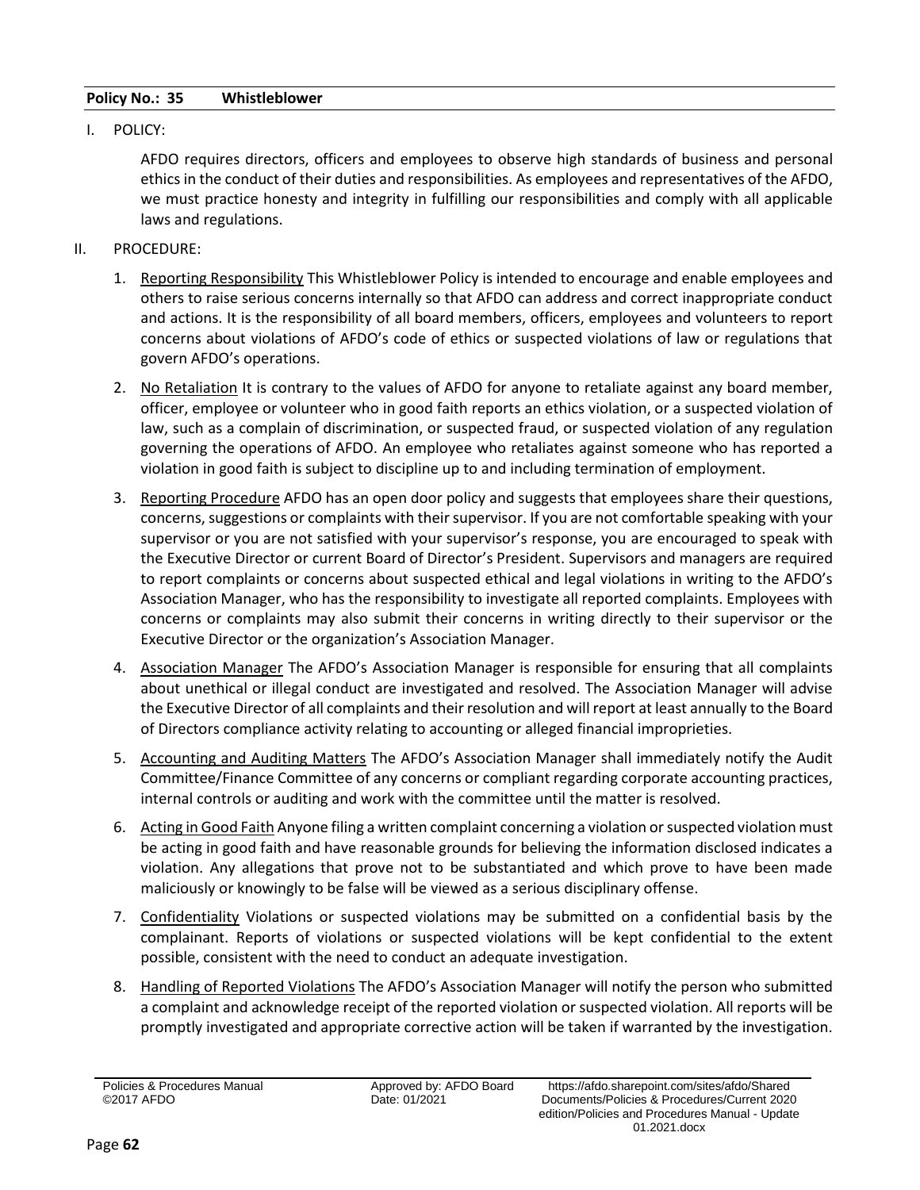**Policy No.: 35 Whistleblower**

I. POLICY:

AFDO requires directors, officers and employees to observe high standards of business and personal ethics in the conduct of their duties and responsibilities. As employees and representatives of the AFDO, we must practice honesty and integrity in fulfilling our responsibilities and comply with all applicable laws and regulations.

II. PROCEDURE:

1. Reporting Responsibility This Whistleblower Policy is intended to encourage and enable employees and others to raise serious concerns internally so that AFDO can address and correct inappropriate conduct and actions. It is the responsibility of all board members, officers, employees and volunteers to report concerns about violations of AFDO's code of ethics or suspected violations of law or regulations that govern AFDO's operations.

2. No Retaliation It is contrary to the values of AFDO for anyone to retaliate against any board member, officer, employee or volunteer who in good faith reports an ethics violation, or a suspected violation of law, such as a complain of discrimination, or suspected fraud, or suspected violation of any regulation governing the operations of AFDO. An employee who retaliates against someone who has reported a violation in good faith is subject to discipline up to and including termination of employment.

3. Reporting Procedure AFDO has an open door policy and suggests that employees share their questions, concerns, suggestions or complaints with their supervisor. If you are not comfortable speaking with your supervisor or you are not satisfied with your supervisor's response, you are encouraged to speak with the Executive Director or current Board of Director's President. Supervisors and managers are required to report complaints or concerns about suspected ethical and legal violations in writing to the AFDO's Association Manager, who has the responsibility to investigate all reported complaints. Employees with concerns or complaints may also submit their concerns in writing directly to their supervisor or the Executive Director or the organization's Association Manager.

4. Association Manager The AFDO's Association Manager is responsible for ensuring that all complaints about unethical or illegal conduct are investigated and resolved. The Association Manager will advise the Executive Director of all complaints and their resolution and will report at least annually to the Board of Directors compliance activity relating to accounting or alleged financial improprieties.

5. Accounting and Auditing Matters The AFDO's Association Manager shall immediately notify the Audit Committee/Finance Committee of any concerns or compliant regarding corporate accounting practices, internal controls or auditing and work with the committee until the matter is resolved.

6. Acting in Good Faith Anyone filing a written complaint concerning a violation or suspected violation must be acting in good faith and have reasonable grounds for believing the information disclosed indicates a violation. Any allegations that prove not to be substantiated and which prove to have been made maliciously or knowingly to be false will be viewed as a serious disciplinary offense.

7. Confidentiality Violations or suspected violations may be submitted on a confidential basis by the complainant. Reports of violations or suspected violations will be kept confidential to the extent possible, consistent with the need to conduct an adequate investigation.

8. Handling of Reported Violations The AFDO's Association Manager will notify the person who submitted a complaint and acknowledge receipt of the reported violation or suspected violation. All reports will be promptly investigated and appropriate corrective action will be taken if warranted by the investigation.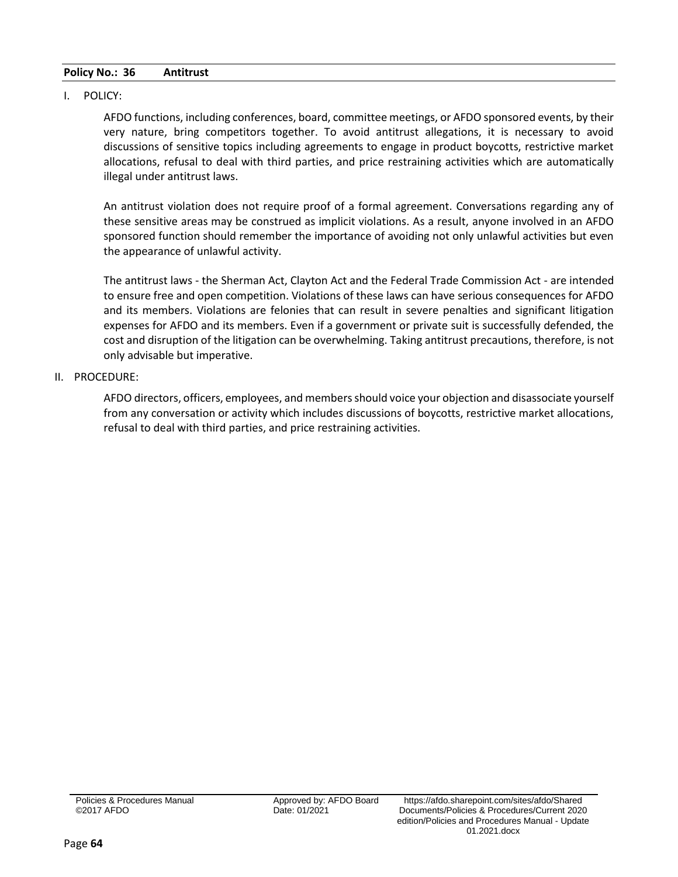**Policy No.: 36 Antitrust**

I. POLICY:

AFDO functions, including conferences, board, committee meetings, or AFDO sponsored events, by their very nature, bring competitors together. To avoid antitrust allegations, it is necessary to avoid discussions of sensitive topics including agreements to engage in product boycotts, restrictive market allocations, refusal to deal with third parties, and price restraining activities which are automatically illegal under antitrust laws.

An antitrust violation does not require proof of a formal agreement. Conversations regarding any of these sensitive areas may be construed as implicit violations. As a result, anyone involved in an AFDO sponsored function should remember the importance of avoiding not only unlawful activities but even the appearance of unlawful activity.

The antitrust laws - the Sherman Act, Clayton Act and the Federal Trade Commission Act - are intended to ensure free and open competition. Violations of these laws can have serious consequences for AFDO and its members. Violations are felonies that can result in severe penalties and significant litigation expenses for AFDO and its members. Even if a government or private suit is successfully defended, the cost and disruption of the litigation can be overwhelming. Taking antitrust precautions, therefore, is not only advisable but imperative.

II. PROCEDURE:

AFDO directors, officers, employees, and members should voice your objection and disassociate yourself from any conversation or activity which includes discussions of boycotts, restrictive market allocations, refusal to deal with third parties, and price restraining activities.